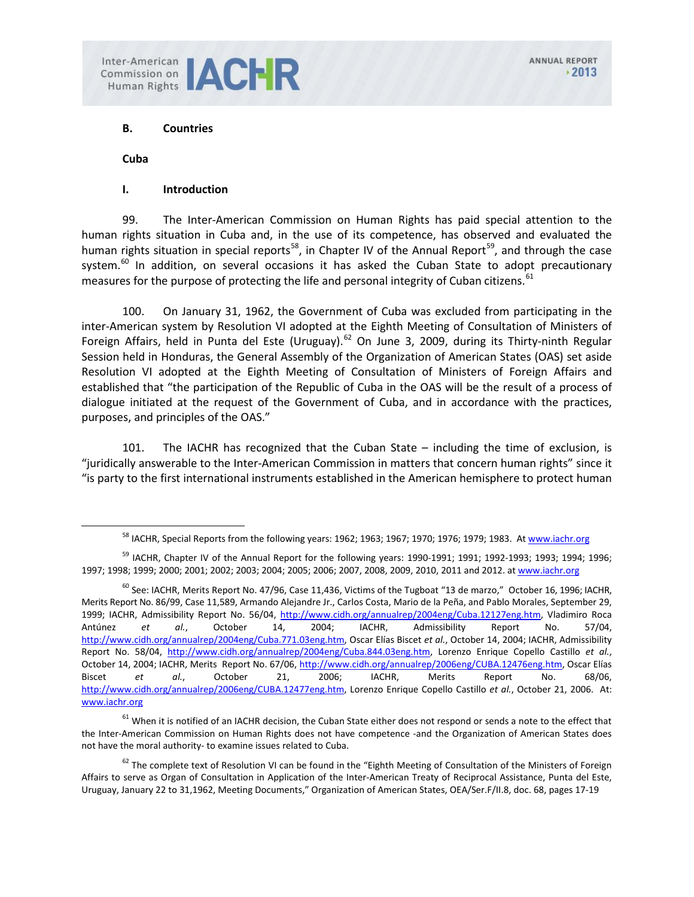## B. Countries

### Cuba

### I. Introduction

99. The Inter-American Commission on Human Rights has paid special attention to the human rights situation in Cuba and, in the use of its competence, has observed and evaluated the human rights situation in special reports[58], in Chapter IV of the Annual Report[59], and through the case system.[60] In addition, on several occasions it has asked the Cuban State to adopt precautionary measures for the purpose of protecting the life and personal integrity of Cuban citizens.[61]

100. On January 31, 1962, the Government of Cuba was excluded from participating in the inter-American system by Resolution VI adopted at the Eighth Meeting of Consultation of Ministers of Foreign Affairs, held in Punta del Este (Uruguay).[62] On June 3, 2009, during its Thirty-ninth Regular Session held in Honduras, the General Assembly of the Organization of American States (OAS) set aside Resolution VI adopted at the Eighth Meeting of Consultation of Ministers of Foreign Affairs and established that "the participation of the Republic of Cuba in the OAS will be the result of a process of dialogue initiated at the request of the Government of Cuba, and in accordance with the practices, purposes, and principles of the OAS."

101. The IACHR has recognized that the Cuban State – including the time of exclusion, is "juridically answerable to the Inter-American Commission in matters that concern human rights" since it "is party to the first international instruments established in the American hemisphere to protect human

---

[58] IACHR, Special Reports from the following years: 1962; 1963; 1967; 1970; 1976; 1979; 1983. At www.iachr.org

[59] IACHR, Chapter IV of the Annual Report for the following years: 1990-1991; 1991; 1992-1993; 1993; 1994; 1996; 1997; 1998; 1999; 2000; 2001; 2002; 2003; 2004; 2005; 2006; 2007, 2008, 2009, 2010, 2011 and 2012. at www.iachr.org

[60] See: IACHR, Merits Report No. 47/96, Case 11,436, Victims of the Tugboat "13 de marzo," October 16, 1996; IACHR, Merits Report No. 86/99, Case 11,589, Armando Alejandre Jr., Carlos Costa, Mario de la Peña, and Pablo Morales, September 29, 1999; IACHR, Admissibility Report No. 56/04, http://www.cidh.org/annualrep/2004eng/Cuba.12127eng.htm, Vladimiro Roca Antúnez *et al.*, October 14, 2004; IACHR, Admissibility Report No. 57/04, http://www.cidh.org/annualrep/2004eng/Cuba.771.03eng.htm, Oscar Elías Biscet *et al.*, October 14, 2004; IACHR, Admissibility Report No. 58/04, http://www.cidh.org/annualrep/2004eng/Cuba.844.03eng.htm, Lorenzo Enrique Copello Castillo *et al.*, October 14, 2004; IACHR, Merits Report No. 67/06, http://www.cidh.org/annualrep/2006eng/CUBA.12476eng.htm, Oscar Elías Biscet *et al.*, October 21, 2006; IACHR, Merits Report No. 68/06, http://www.cidh.org/annualrep/2006eng/CUBA.12477eng.htm, Lorenzo Enrique Copello Castillo *et al.*, October 21, 2006. At: www.iachr.org

[61] When it is notified of an IACHR decision, the Cuban State either does not respond or sends a note to the effect that the Inter-American Commission on Human Rights does not have competence -and the Organization of American States does not have the moral authority- to examine issues related to Cuba.

[62] The complete text of Resolution VI can be found in the "Eighth Meeting of Consultation of the Ministers of Foreign Affairs to serve as Organ of Consultation in Application of the Inter-American Treaty of Reciprocal Assistance, Punta del Este, Uruguay, January 22 to 31,1962, Meeting Documents," Organization of American States, OEA/Ser.F/II.8, doc. 68, pages 17-19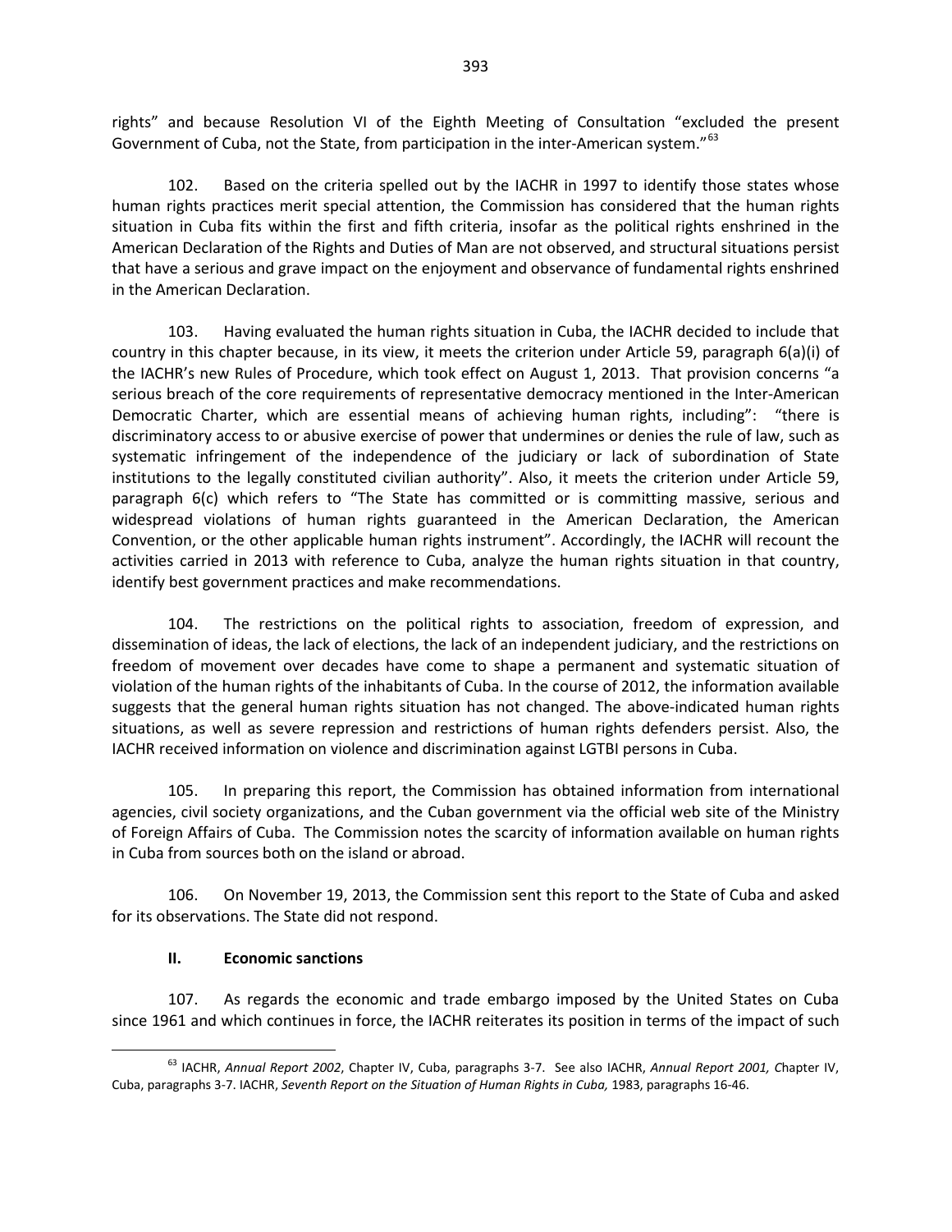rights" and because Resolution VI of the Eighth Meeting of Consultation "excluded the present Government of Cuba, not the State, from participation in the inter-American system."[63]

102. Based on the criteria spelled out by the IACHR in 1997 to identify those states whose human rights practices merit special attention, the Commission has considered that the human rights situation in Cuba fits within the first and fifth criteria, insofar as the political rights enshrined in the American Declaration of the Rights and Duties of Man are not observed, and structural situations persist that have a serious and grave impact on the enjoyment and observance of fundamental rights enshrined in the American Declaration.

103. Having evaluated the human rights situation in Cuba, the IACHR decided to include that country in this chapter because, in its view, it meets the criterion under Article 59, paragraph 6(a)(i) of the IACHR's new Rules of Procedure, which took effect on August 1, 2013. That provision concerns "a serious breach of the core requirements of representative democracy mentioned in the Inter-American Democratic Charter, which are essential means of achieving human rights, including": "there is discriminatory access to or abusive exercise of power that undermines or denies the rule of law, such as systematic infringement of the independence of the judiciary or lack of subordination of State institutions to the legally constituted civilian authority". Also, it meets the criterion under Article 59, paragraph 6(c) which refers to "The State has committed or is committing massive, serious and widespread violations of human rights guaranteed in the American Declaration, the American Convention, or the other applicable human rights instrument". Accordingly, the IACHR will recount the activities carried in 2013 with reference to Cuba, analyze the human rights situation in that country, identify best government practices and make recommendations.

104. The restrictions on the political rights to association, freedom of expression, and dissemination of ideas, the lack of elections, the lack of an independent judiciary, and the restrictions on freedom of movement over decades have come to shape a permanent and systematic situation of violation of the human rights of the inhabitants of Cuba. In the course of 2012, the information available suggests that the general human rights situation has not changed. The above-indicated human rights situations, as well as severe repression and restrictions of human rights defenders persist. Also, the IACHR received information on violence and discrimination against LGTBI persons in Cuba.

105. In preparing this report, the Commission has obtained information from international agencies, civil society organizations, and the Cuban government via the official web site of the Ministry of Foreign Affairs of Cuba. The Commission notes the scarcity of information available on human rights in Cuba from sources both on the island or abroad.

106. On November 19, 2013, the Commission sent this report to the State of Cuba and asked for its observations. The State did not respond.

## II. Economic sanctions

107. As regards the economic and trade embargo imposed by the United States on Cuba since 1961 and which continues in force, the IACHR reiterates its position in terms of the impact of such

[63] IACHR, *Annual Report 2002*, Chapter IV, Cuba, paragraphs 3-7. See also IACHR, *Annual Report 2001, C*hapter IV, Cuba, paragraphs 3-7. IACHR, *Seventh Report on the Situation of Human Rights in Cuba,* 1983, paragraphs 16-46.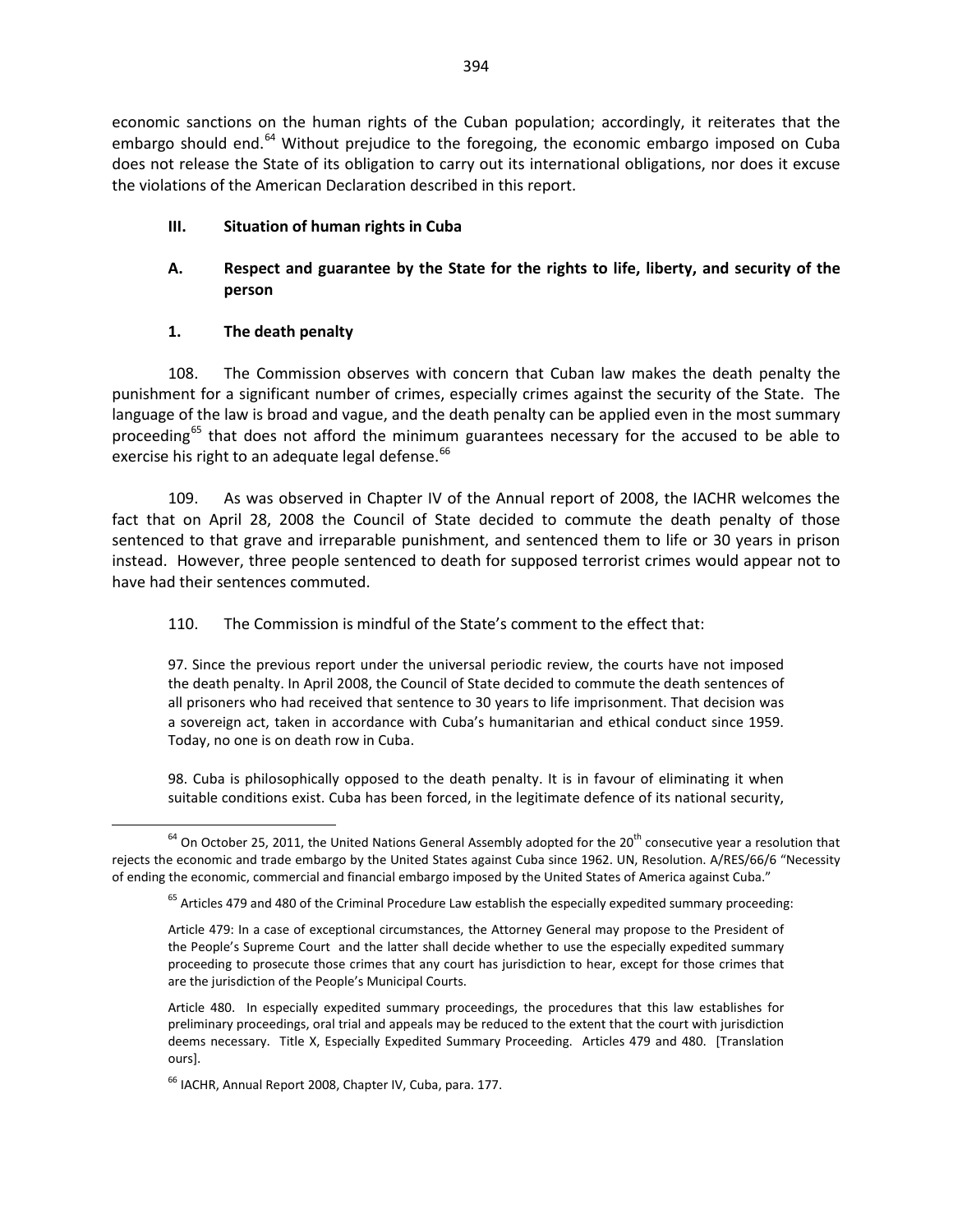economic sanctions on the human rights of the Cuban population; accordingly, it reiterates that the embargo should end.[64] Without prejudice to the foregoing, the economic embargo imposed on Cuba does not release the State of its obligation to carry out its international obligations, nor does it excuse the violations of the American Declaration described in this report.

## III. Situation of human rights in Cuba

### A. Respect and guarantee by the State for the rights to life, liberty, and security of the person

#### 1. The death penalty

108. The Commission observes with concern that Cuban law makes the death penalty the punishment for a significant number of crimes, especially crimes against the security of the State. The language of the law is broad and vague, and the death penalty can be applied even in the most summary proceeding[65] that does not afford the minimum guarantees necessary for the accused to be able to exercise his right to an adequate legal defense.[66]

109. As was observed in Chapter IV of the Annual report of 2008, the IACHR welcomes the fact that on April 28, 2008 the Council of State decided to commute the death penalty of those sentenced to that grave and irreparable punishment, and sentenced them to life or 30 years in prison instead. However, three people sentenced to death for supposed terrorist crimes would appear not to have had their sentences commuted.

110. The Commission is mindful of the State's comment to the effect that:

> 97. Since the previous report under the universal periodic review, the courts have not imposed the death penalty. In April 2008, the Council of State decided to commute the death sentences of all prisoners who had received that sentence to 30 years to life imprisonment. That decision was a sovereign act, taken in accordance with Cuba's humanitarian and ethical conduct since 1959. Today, no one is on death row in Cuba.
>
> 98. Cuba is philosophically opposed to the death penalty. It is in favour of eliminating it when suitable conditions exist. Cuba has been forced, in the legitimate defence of its national security,

---

[64] On October 25, 2011, the United Nations General Assembly adopted for the 20th consecutive year a resolution that rejects the economic and trade embargo by the United States against Cuba since 1962. UN, Resolution. A/RES/66/6 "Necessity of ending the economic, commercial and financial embargo imposed by the United States of America against Cuba."

[65] Articles 479 and 480 of the Criminal Procedure Law establish the especially expedited summary proceeding:

> Article 479: In a case of exceptional circumstances, the Attorney General may propose to the President of the People's Supreme Court and the latter shall decide whether to use the especially expedited summary proceeding to prosecute those crimes that any court has jurisdiction to hear, except for those crimes that are the jurisdiction of the People's Municipal Courts.
>
> Article 480. In especially expedited summary proceedings, the procedures that this law establishes for preliminary proceedings, oral trial and appeals may be reduced to the extent that the court with jurisdiction deems necessary. Title X, Especially Expedited Summary Proceeding. Articles 479 and 480. [Translation ours].

[66] IACHR, Annual Report 2008, Chapter IV, Cuba, para. 177.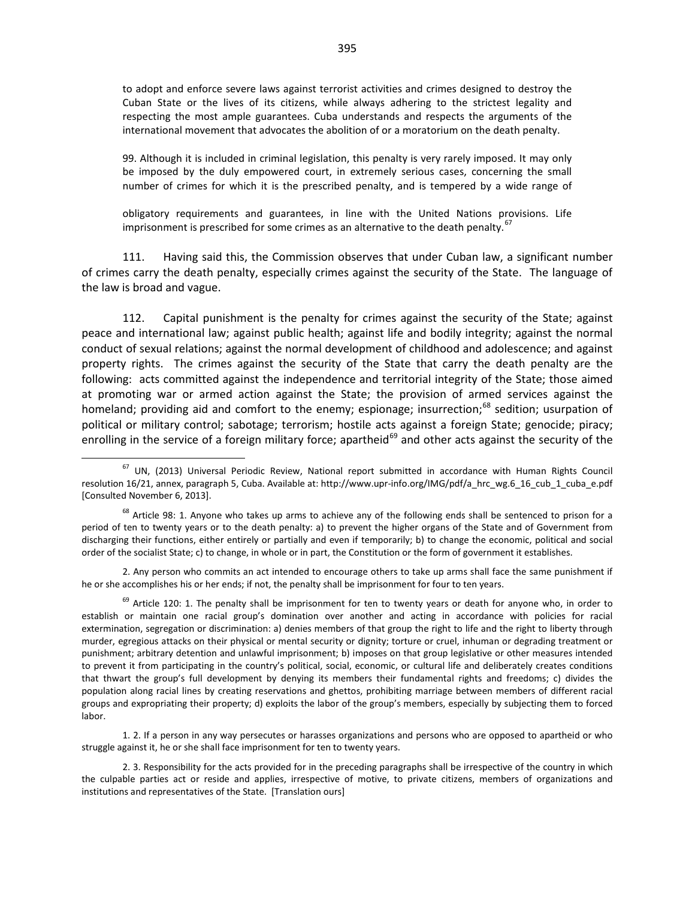to adopt and enforce severe laws against terrorist activities and crimes designed to destroy the Cuban State or the lives of its citizens, while always adhering to the strictest legality and respecting the most ample guarantees. Cuba understands and respects the arguments of the international movement that advocates the abolition of or a moratorium on the death penalty.

99. Although it is included in criminal legislation, this penalty is very rarely imposed. It may only be imposed by the duly empowered court, in extremely serious cases, concerning the small number of crimes for which it is the prescribed penalty, and is tempered by a wide range of

obligatory requirements and guarantees, in line with the United Nations provisions. Life imprisonment is prescribed for some crimes as an alternative to the death penalty.[67]

111. Having said this, the Commission observes that under Cuban law, a significant number of crimes carry the death penalty, especially crimes against the security of the State. The language of the law is broad and vague.

112. Capital punishment is the penalty for crimes against the security of the State; against peace and international law; against public health; against life and bodily integrity; against the normal conduct of sexual relations; against the normal development of childhood and adolescence; and against property rights. The crimes against the security of the State that carry the death penalty are the following: acts committed against the independence and territorial integrity of the State; those aimed at promoting war or armed action against the State; the provision of armed services against the homeland; providing aid and comfort to the enemy; espionage; insurrection;[68] sedition; usurpation of political or military control; sabotage; terrorism; hostile acts against a foreign State; genocide; piracy; enrolling in the service of a foreign military force; apartheid[69] and other acts against the security of the

---

[67] UN, (2013) Universal Periodic Review, National report submitted in accordance with Human Rights Council resolution 16/21, annex, paragraph 5, Cuba. Available at: http://www.upr-info.org/IMG/pdf/a_hrc_wg.6_16_cub_1_cuba_e.pdf [Consulted November 6, 2013].

[68] Article 98: 1. Anyone who takes up arms to achieve any of the following ends shall be sentenced to prison for a period of ten to twenty years or to the death penalty: a) to prevent the higher organs of the State and of Government from discharging their functions, either entirely or partially and even if temporarily; b) to change the economic, political and social order of the socialist State; c) to change, in whole or in part, the Constitution or the form of government it establishes.

2. Any person who commits an act intended to encourage others to take up arms shall face the same punishment if he or she accomplishes his or her ends; if not, the penalty shall be imprisonment for four to ten years.

[69] Article 120: 1. The penalty shall be imprisonment for ten to twenty years or death for anyone who, in order to establish or maintain one racial group's domination over another and acting in accordance with policies for racial extermination, segregation or discrimination: a) denies members of that group the right to life and the right to liberty through murder, egregious attacks on their physical or mental security or dignity; torture or cruel, inhuman or degrading treatment or punishment; arbitrary detention and unlawful imprisonment; b) imposes on that group legislative or other measures intended to prevent it from participating in the country's political, social, economic, or cultural life and deliberately creates conditions that thwart the group's full development by denying its members their fundamental rights and freedoms; c) divides the population along racial lines by creating reservations and ghettos, prohibiting marriage between members of different racial groups and expropriating their property; d) exploits the labor of the group's members, especially by subjecting them to forced labor.

1. 2. If a person in any way persecutes or harasses organizations and persons who are opposed to apartheid or who struggle against it, he or she shall face imprisonment for ten to twenty years.

2. 3. Responsibility for the acts provided for in the preceding paragraphs shall be irrespective of the country in which the culpable parties act or reside and applies, irrespective of motive, to private citizens, members of organizations and institutions and representatives of the State. [Translation ours]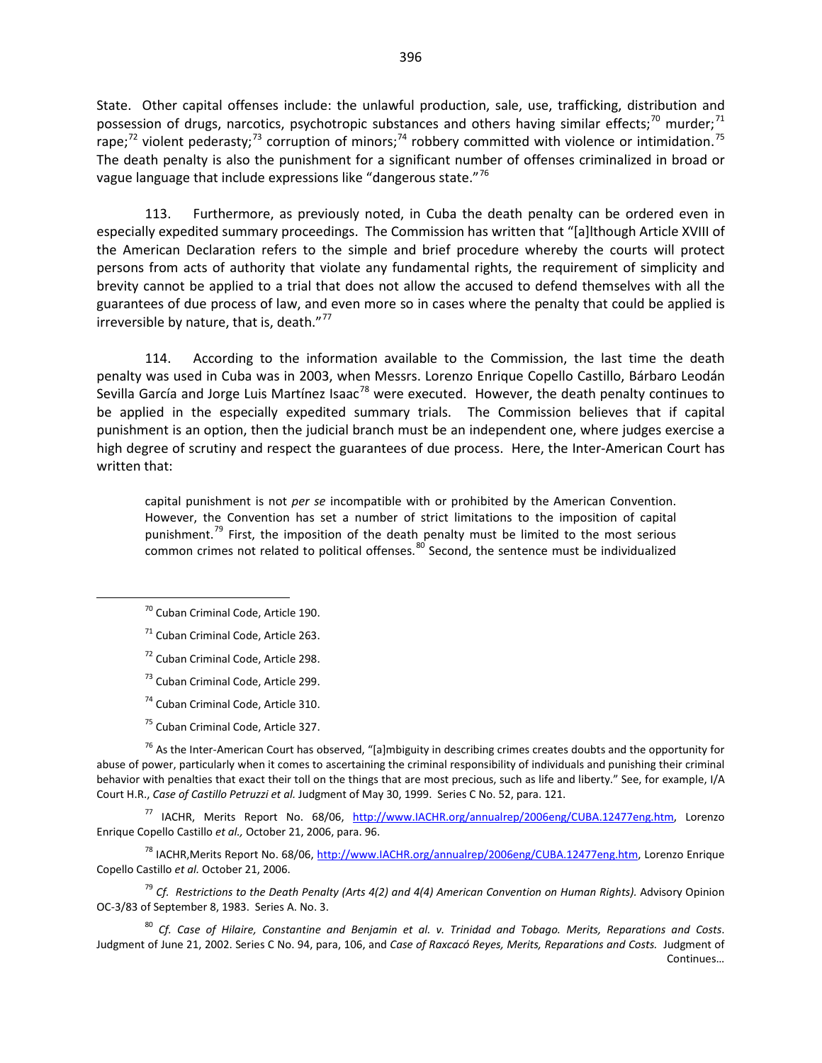State. Other capital offenses include: the unlawful production, sale, use, trafficking, distribution and possession of drugs, narcotics, psychotropic substances and others having similar effects;[70] murder;[71] rape;[72] violent pederasty;[73] corruption of minors;[74] robbery committed with violence or intimidation.[75] The death penalty is also the punishment for a significant number of offenses criminalized in broad or vague language that include expressions like "dangerous state."[76]

113. Furthermore, as previously noted, in Cuba the death penalty can be ordered even in especially expedited summary proceedings. The Commission has written that "[a]lthough Article XVIII of the American Declaration refers to the simple and brief procedure whereby the courts will protect persons from acts of authority that violate any fundamental rights, the requirement of simplicity and brevity cannot be applied to a trial that does not allow the accused to defend themselves with all the guarantees of due process of law, and even more so in cases where the penalty that could be applied is irreversible by nature, that is, death."[77]

114. According to the information available to the Commission, the last time the death penalty was used in Cuba was in 2003, when Messrs. Lorenzo Enrique Copello Castillo, Bárbaro Leodán Sevilla García and Jorge Luis Martínez Isaac[78] were executed. However, the death penalty continues to be applied in the especially expedited summary trials. The Commission believes that if capital punishment is an option, then the judicial branch must be an independent one, where judges exercise a high degree of scrutiny and respect the guarantees of due process. Here, the Inter-American Court has written that:

> capital punishment is not *per se* incompatible with or prohibited by the American Convention. However, the Convention has set a number of strict limitations to the imposition of capital punishment.[79] First, the imposition of the death penalty must be limited to the most serious common crimes not related to political offenses.[80] Second, the sentence must be individualized

---

[70] Cuban Criminal Code, Article 190.

[71] Cuban Criminal Code, Article 263.

[72] Cuban Criminal Code, Article 298.

[73] Cuban Criminal Code, Article 299.

[74] Cuban Criminal Code, Article 310.

[75] Cuban Criminal Code, Article 327.

[76] As the Inter-American Court has observed, "[a]mbiguity in describing crimes creates doubts and the opportunity for abuse of power, particularly when it comes to ascertaining the criminal responsibility of individuals and punishing their criminal behavior with penalties that exact their toll on the things that are most precious, such as life and liberty." See, for example, I/A Court H.R., *Case of Castillo Petruzzi et al.* Judgment of May 30, 1999. Series C No. 52, para. 121.

[77] IACHR, Merits Report No. 68/06, http://www.IACHR.org/annualrep/2006eng/CUBA.12477eng.htm, Lorenzo Enrique Copello Castillo *et al.,* October 21, 2006, para. 96.

[78] IACHR,Merits Report No. 68/06, http://www.IACHR.org/annualrep/2006eng/CUBA.12477eng.htm, Lorenzo Enrique Copello Castillo *et al.* October 21, 2006.

[79] *Cf. Restrictions to the Death Penalty (Arts 4(2) and 4(4) American Convention on Human Rights).* Advisory Opinion OC-3/83 of September 8, 1983. Series A. No. 3.

[80] *Cf. Case of Hilaire, Constantine and Benjamin et al. v. Trinidad and Tobago. Merits, Reparations and Costs.* Judgment of June 21, 2002. Series C No. 94, para, 106, and *Case of Raxcacó Reyes, Merits, Reparations and Costs.* Judgment of Continues…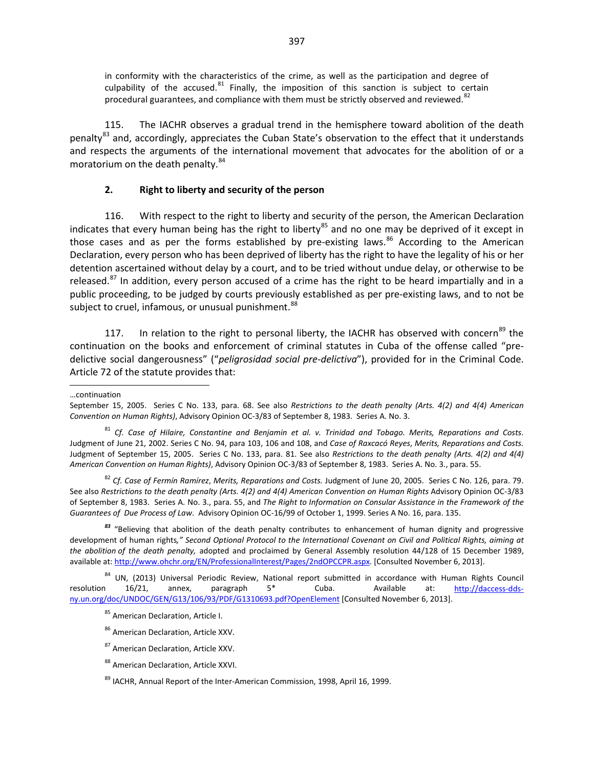in conformity with the characteristics of the crime, as well as the participation and degree of culpability of the accused.[81] Finally, the imposition of this sanction is subject to certain procedural guarantees, and compliance with them must be strictly observed and reviewed.[82]

115. The IACHR observes a gradual trend in the hemisphere toward abolition of the death penalty[83] and, accordingly, appreciates the Cuban State's observation to the effect that it understands and respects the arguments of the international movement that advocates for the abolition of or a moratorium on the death penalty.[84]

### 2. Right to liberty and security of the person

116. With respect to the right to liberty and security of the person, the American Declaration indicates that every human being has the right to liberty[85] and no one may be deprived of it except in those cases and as per the forms established by pre-existing laws.[86] According to the American Declaration, every person who has been deprived of liberty has the right to have the legality of his or her detention ascertained without delay by a court, and to be tried without undue delay, or otherwise to be released.[87] In addition, every person accused of a crime has the right to be heard impartially and in a public proceeding, to be judged by courts previously established as per pre-existing laws, and to not be subject to cruel, infamous, or unusual punishment.[88]

117. In relation to the right to personal liberty, the IACHR has observed with concern[89] the continuation on the books and enforcement of criminal statutes in Cuba of the offense called "pre-delictive social dangerousness" ("*peligrosidad social pre-delictiva*"), provided for in the Criminal Code. Article 72 of the statute provides that:

---

…continuation

September 15, 2005. Series C No. 133, para. 68. See also *Restrictions to the death penalty (Arts. 4(2) and 4(4) American Convention on Human Rights)*, Advisory Opinion OC-3/83 of September 8, 1983. Series A. No. 3.

[81] *Cf. Case of Hilaire, Constantine and Benjamin et al. v. Trinidad and Tobago. Merits, Reparations and Costs.* Judgment of June 21, 2002. Series C No. 94, para 103, 106 and 108, and *Case of Raxcacó Reyes*, *Merits, Reparations and Costs.* Judgment of September 15, 2005. Series C No. 133, para. 81. See also *Restrictions to the death penalty (Arts. 4(2) and 4(4) American Convention on Human Rights)*, Advisory Opinion OC-3/83 of September 8, 1983. Series A. No. 3., para. 55.

[82] *Cf. Case of Fermín Ramírez*, *Merits, Reparations and Costs.* Judgment of June 20, 2005. Series C No. 126, para. 79. See also *Restrictions to the death penalty (Arts. 4(2) and 4(4) American Convention on Human Rights* Advisory Opinion OC-3/83 of September 8, 1983. Series A. No. 3., para. 55, and *The Right to Information on Consular Assistance in the Framework of the Guarantees of Due Process of Law*. Advisory Opinion OC-16/99 of October 1, 1999. Series A No. 16, para. 135.

[83] "Believing that abolition of the death penalty contributes to enhancement of human dignity and progressive development of human rights*," Second Optional Protocol to the International Covenant on Civil and Political Rights, aiming at the abolition of the death penalty,* adopted and proclaimed by General Assembly resolution 44/128 of 15 December 1989, available at: http://www.ohchr.org/EN/ProfessionalInterest/Pages/2ndOPCCPR.aspx. [Consulted November 6, 2013].

[84] UN, (2013) Universal Periodic Review, National report submitted in accordance with Human Rights Council resolution 16/21, annex, paragraph 5* Cuba. Available at: http://daccess-dds-ny.un.org/doc/UNDOC/GEN/G13/106/93/PDF/G1310693.pdf?OpenElement [Consulted November 6, 2013].

[85] American Declaration, Article I.

[86] American Declaration, Article XXV.

[87] American Declaration, Article XXV.

[88] American Declaration, Article XXVI.

[89] IACHR, Annual Report of the Inter-American Commission, 1998, April 16, 1999.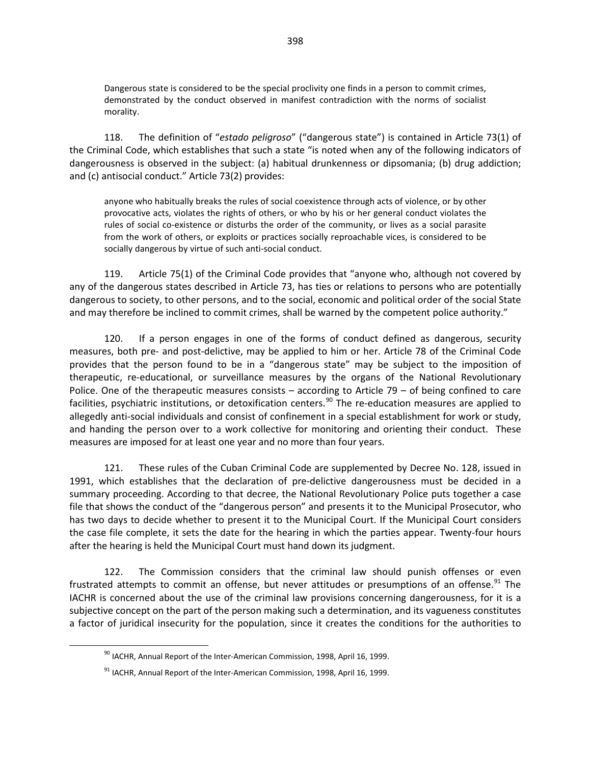Dangerous state is considered to be the special proclivity one finds in a person to commit crimes, demonstrated by the conduct observed in manifest contradiction with the norms of socialist morality.

118. The definition of "*estado peligroso*" ("dangerous state") is contained in Article 73(1) of the Criminal Code, which establishes that such a state "is noted when any of the following indicators of dangerousness is observed in the subject: (a) habitual drunkenness or dipsomania; (b) drug addiction; and (c) antisocial conduct." Article 73(2) provides:

> anyone who habitually breaks the rules of social coexistence through acts of violence, or by other provocative acts, violates the rights of others, or who by his or her general conduct violates the rules of social co-existence or disturbs the order of the community, or lives as a social parasite from the work of others, or exploits or practices socially reproachable vices, is considered to be socially dangerous by virtue of such anti-social conduct.

119. Article 75(1) of the Criminal Code provides that "anyone who, although not covered by any of the dangerous states described in Article 73, has ties or relations to persons who are potentially dangerous to society, to other persons, and to the social, economic and political order of the social State and may therefore be inclined to commit crimes, shall be warned by the competent police authority."

120. If a person engages in one of the forms of conduct defined as dangerous, security measures, both pre- and post-delictive, may be applied to him or her. Article 78 of the Criminal Code provides that the person found to be in a "dangerous state" may be subject to the imposition of therapeutic, re-educational, or surveillance measures by the organs of the National Revolutionary Police. One of the therapeutic measures consists – according to Article 79 – of being confined to care facilities, psychiatric institutions, or detoxification centers.[90] The re-education measures are applied to allegedly anti-social individuals and consist of confinement in a special establishment for work or study, and handing the person over to a work collective for monitoring and orienting their conduct. These measures are imposed for at least one year and no more than four years.

121. These rules of the Cuban Criminal Code are supplemented by Decree No. 128, issued in 1991, which establishes that the declaration of pre-delictive dangerousness must be decided in a summary proceeding. According to that decree, the National Revolutionary Police puts together a case file that shows the conduct of the "dangerous person" and presents it to the Municipal Prosecutor, who has two days to decide whether to present it to the Municipal Court. If the Municipal Court considers the case file complete, it sets the date for the hearing in which the parties appear. Twenty-four hours after the hearing is held the Municipal Court must hand down its judgment.

122. The Commission considers that the criminal law should punish offenses or even frustrated attempts to commit an offense, but never attitudes or presumptions of an offense.[91] The IACHR is concerned about the use of the criminal law provisions concerning dangerousness, for it is a subjective concept on the part of the person making such a determination, and its vagueness constitutes a factor of juridical insecurity for the population, since it creates the conditions for the authorities to

---

[90] IACHR, Annual Report of the Inter-American Commission, 1998, April 16, 1999.

[91] IACHR, Annual Report of the Inter-American Commission, 1998, April 16, 1999.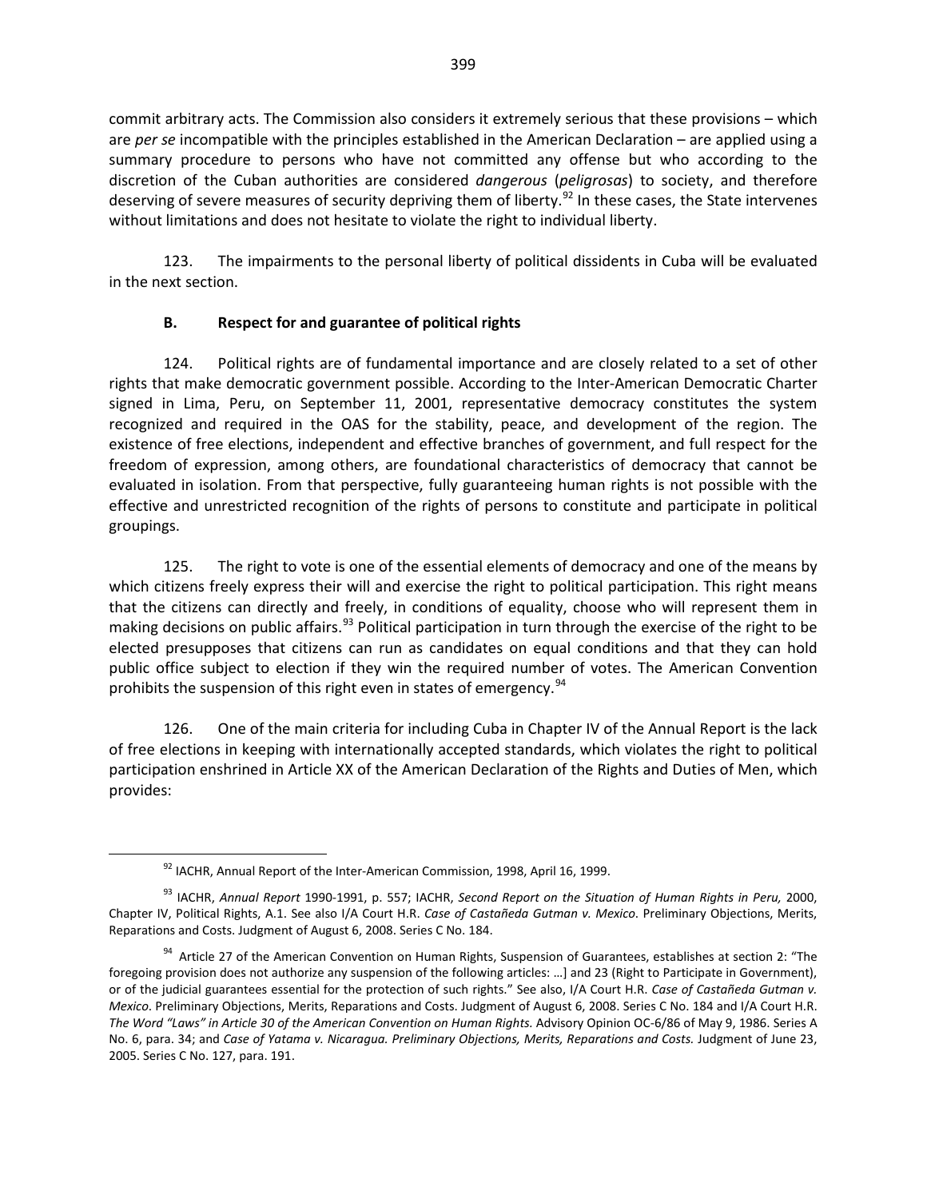commit arbitrary acts. The Commission also considers it extremely serious that these provisions – which are *per se* incompatible with the principles established in the American Declaration – are applied using a summary procedure to persons who have not committed any offense but who according to the discretion of the Cuban authorities are considered *dangerous* (*peligrosas*) to society, and therefore deserving of severe measures of security depriving them of liberty.[92] In these cases, the State intervenes without limitations and does not hesitate to violate the right to individual liberty.

123. The impairments to the personal liberty of political dissidents in Cuba will be evaluated in the next section.

### B. Respect for and guarantee of political rights

124. Political rights are of fundamental importance and are closely related to a set of other rights that make democratic government possible. According to the Inter-American Democratic Charter signed in Lima, Peru, on September 11, 2001, representative democracy constitutes the system recognized and required in the OAS for the stability, peace, and development of the region. The existence of free elections, independent and effective branches of government, and full respect for the freedom of expression, among others, are foundational characteristics of democracy that cannot be evaluated in isolation. From that perspective, fully guaranteeing human rights is not possible with the effective and unrestricted recognition of the rights of persons to constitute and participate in political groupings.

125. The right to vote is one of the essential elements of democracy and one of the means by which citizens freely express their will and exercise the right to political participation. This right means that the citizens can directly and freely, in conditions of equality, choose who will represent them in making decisions on public affairs.[93] Political participation in turn through the exercise of the right to be elected presupposes that citizens can run as candidates on equal conditions and that they can hold public office subject to election if they win the required number of votes. The American Convention prohibits the suspension of this right even in states of emergency.[94]

126. One of the main criteria for including Cuba in Chapter IV of the Annual Report is the lack of free elections in keeping with internationally accepted standards, which violates the right to political participation enshrined in Article XX of the American Declaration of the Rights and Duties of Men, which provides:

---

[92] IACHR, Annual Report of the Inter-American Commission, 1998, April 16, 1999.

[93] IACHR, *Annual Report* 1990-1991, p. 557; IACHR, *Second Report on the Situation of Human Rights in Peru,* 2000, Chapter IV, Political Rights, A.1. See also I/A Court H.R. *Case of Castañeda Gutman v. Mexico*. Preliminary Objections, Merits, Reparations and Costs. Judgment of August 6, 2008. Series C No. 184.

[94] Article 27 of the American Convention on Human Rights, Suspension of Guarantees, establishes at section 2: "The foregoing provision does not authorize any suspension of the following articles: …] and 23 (Right to Participate in Government), or of the judicial guarantees essential for the protection of such rights." See also, I/A Court H.R. *Case of Castañeda Gutman v. Mexico*. Preliminary Objections, Merits, Reparations and Costs. Judgment of August 6, 2008. Series C No. 184 and I/A Court H.R. *The Word "Laws" in Article 30 of the American Convention on Human Rights.* Advisory Opinion OC-6/86 of May 9, 1986. Series A No. 6, para. 34; and *Case of Yatama v. Nicaragua. Preliminary Objections, Merits, Reparations and Costs.* Judgment of June 23, 2005. Series C No. 127, para. 191.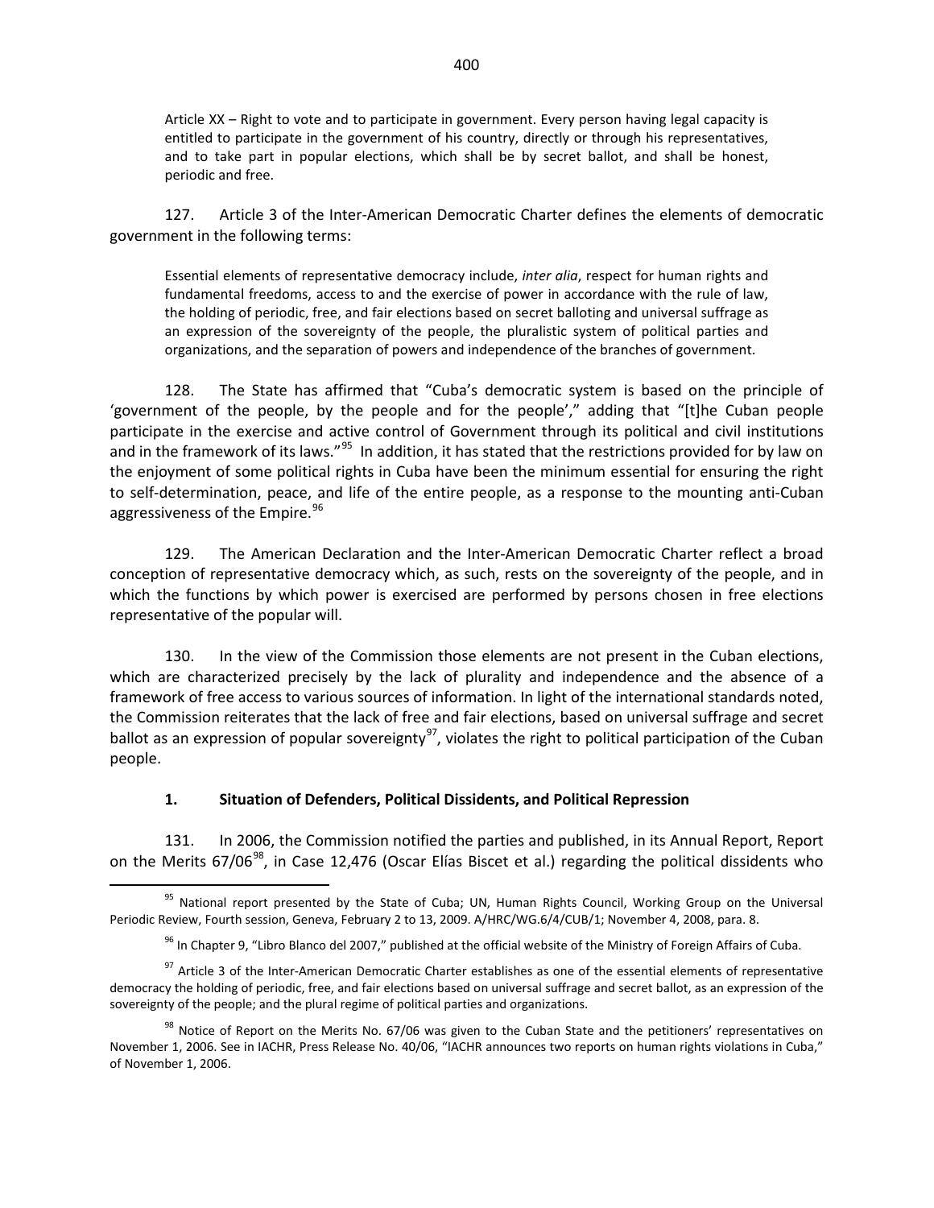> Article XX – Right to vote and to participate in government. Every person having legal capacity is entitled to participate in the government of his country, directly or through his representatives, and to take part in popular elections, which shall be by secret ballot, and shall be honest, periodic and free.

127. Article 3 of the Inter-American Democratic Charter defines the elements of democratic government in the following terms:

> Essential elements of representative democracy include, *inter alia*, respect for human rights and fundamental freedoms, access to and the exercise of power in accordance with the rule of law, the holding of periodic, free, and fair elections based on secret balloting and universal suffrage as an expression of the sovereignty of the people, the pluralistic system of political parties and organizations, and the separation of powers and independence of the branches of government.

128. The State has affirmed that "Cuba's democratic system is based on the principle of 'government of the people, by the people and for the people'," adding that "[t]he Cuban people participate in the exercise and active control of Government through its political and civil institutions and in the framework of its laws."[95] In addition, it has stated that the restrictions provided for by law on the enjoyment of some political rights in Cuba have been the minimum essential for ensuring the right to self-determination, peace, and life of the entire people, as a response to the mounting anti-Cuban aggressiveness of the Empire.[96]

129. The American Declaration and the Inter-American Democratic Charter reflect a broad conception of representative democracy which, as such, rests on the sovereignty of the people, and in which the functions by which power is exercised are performed by persons chosen in free elections representative of the popular will.

130. In the view of the Commission those elements are not present in the Cuban elections, which are characterized precisely by the lack of plurality and independence and the absence of a framework of free access to various sources of information. In light of the international standards noted, the Commission reiterates that the lack of free and fair elections, based on universal suffrage and secret ballot as an expression of popular sovereignty[97], violates the right to political participation of the Cuban people.

### 1. Situation of Defenders, Political Dissidents, and Political Repression

131. In 2006, the Commission notified the parties and published, in its Annual Report, Report on the Merits 67/06[98], in Case 12,476 (Oscar Elías Biscet et al.) regarding the political dissidents who

---

[95] National report presented by the State of Cuba; UN, Human Rights Council, Working Group on the Universal Periodic Review, Fourth session, Geneva, February 2 to 13, 2009. A/HRC/WG.6/4/CUB/1; November 4, 2008, para. 8.

[96] In Chapter 9, "Libro Blanco del 2007," published at the official website of the Ministry of Foreign Affairs of Cuba.

[97] Article 3 of the Inter-American Democratic Charter establishes as one of the essential elements of representative democracy the holding of periodic, free, and fair elections based on universal suffrage and secret ballot, as an expression of the sovereignty of the people; and the plural regime of political parties and organizations.

[98] Notice of Report on the Merits No. 67/06 was given to the Cuban State and the petitioners' representatives on November 1, 2006. See in IACHR, Press Release No. 40/06, "IACHR announces two reports on human rights violations in Cuba," of November 1, 2006.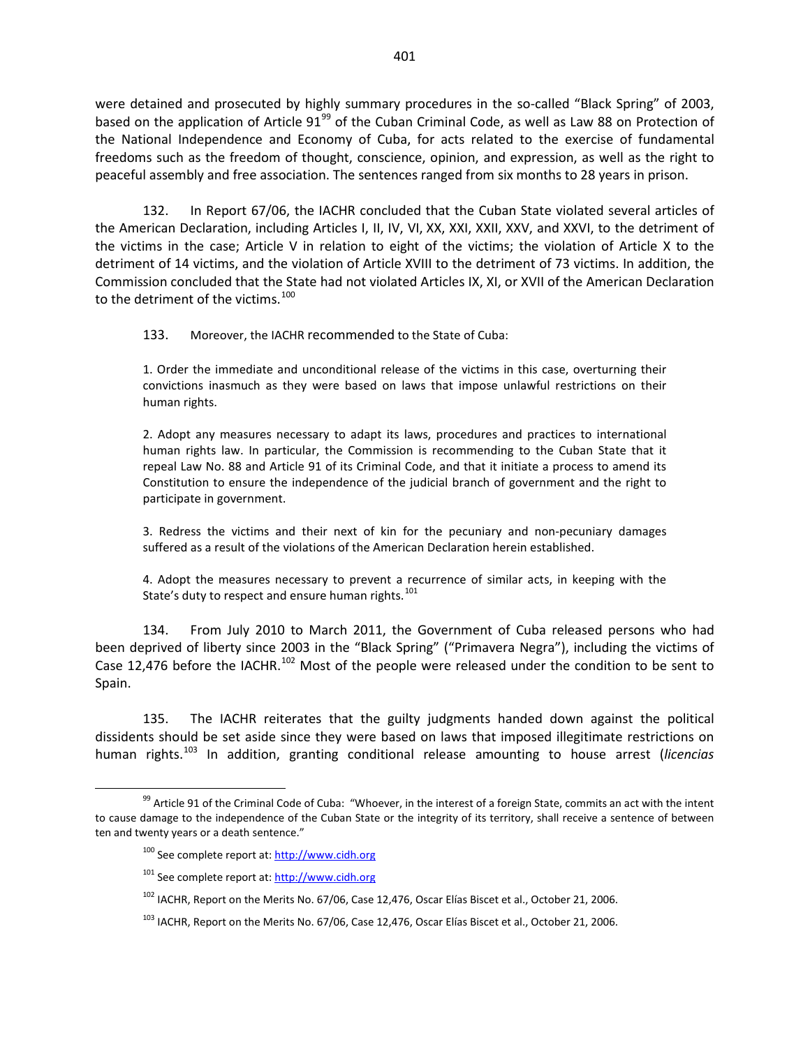were detained and prosecuted by highly summary procedures in the so-called "Black Spring" of 2003, based on the application of Article 91[99] of the Cuban Criminal Code, as well as Law 88 on Protection of the National Independence and Economy of Cuba, for acts related to the exercise of fundamental freedoms such as the freedom of thought, conscience, opinion, and expression, as well as the right to peaceful assembly and free association. The sentences ranged from six months to 28 years in prison.

132. In Report 67/06, the IACHR concluded that the Cuban State violated several articles of the American Declaration, including Articles I, II, IV, VI, XX, XXI, XXII, XXV, and XXVI, to the detriment of the victims in the case; Article V in relation to eight of the victims; the violation of Article X to the detriment of 14 victims, and the violation of Article XVIII to the detriment of 73 victims. In addition, the Commission concluded that the State had not violated Articles IX, XI, or XVII of the American Declaration to the detriment of the victims.[100]

133. Moreover, the IACHR recommended to the State of Cuba:

> 1. Order the immediate and unconditional release of the victims in this case, overturning their convictions inasmuch as they were based on laws that impose unlawful restrictions on their human rights.
>
> 2. Adopt any measures necessary to adapt its laws, procedures and practices to international human rights law. In particular, the Commission is recommending to the Cuban State that it repeal Law No. 88 and Article 91 of its Criminal Code, and that it initiate a process to amend its Constitution to ensure the independence of the judicial branch of government and the right to participate in government.
>
> 3. Redress the victims and their next of kin for the pecuniary and non-pecuniary damages suffered as a result of the violations of the American Declaration herein established.
>
> 4. Adopt the measures necessary to prevent a recurrence of similar acts, in keeping with the State's duty to respect and ensure human rights.[101]

134. From July 2010 to March 2011, the Government of Cuba released persons who had been deprived of liberty since 2003 in the "Black Spring" ("Primavera Negra"), including the victims of Case 12,476 before the IACHR.[102] Most of the people were released under the condition to be sent to Spain.

135. The IACHR reiterates that the guilty judgments handed down against the political dissidents should be set aside since they were based on laws that imposed illegitimate restrictions on human rights.[103] In addition, granting conditional release amounting to house arrest (*licencias*

---

[99] Article 91 of the Criminal Code of Cuba: "Whoever, in the interest of a foreign State, commits an act with the intent to cause damage to the independence of the Cuban State or the integrity of its territory, shall receive a sentence of between ten and twenty years or a death sentence."

[100] See complete report at: http://www.cidh.org

[101] See complete report at: http://www.cidh.org

[102] IACHR, Report on the Merits No. 67/06, Case 12,476, Oscar Elías Biscet et al., October 21, 2006.

[103] IACHR, Report on the Merits No. 67/06, Case 12,476, Oscar Elías Biscet et al., October 21, 2006.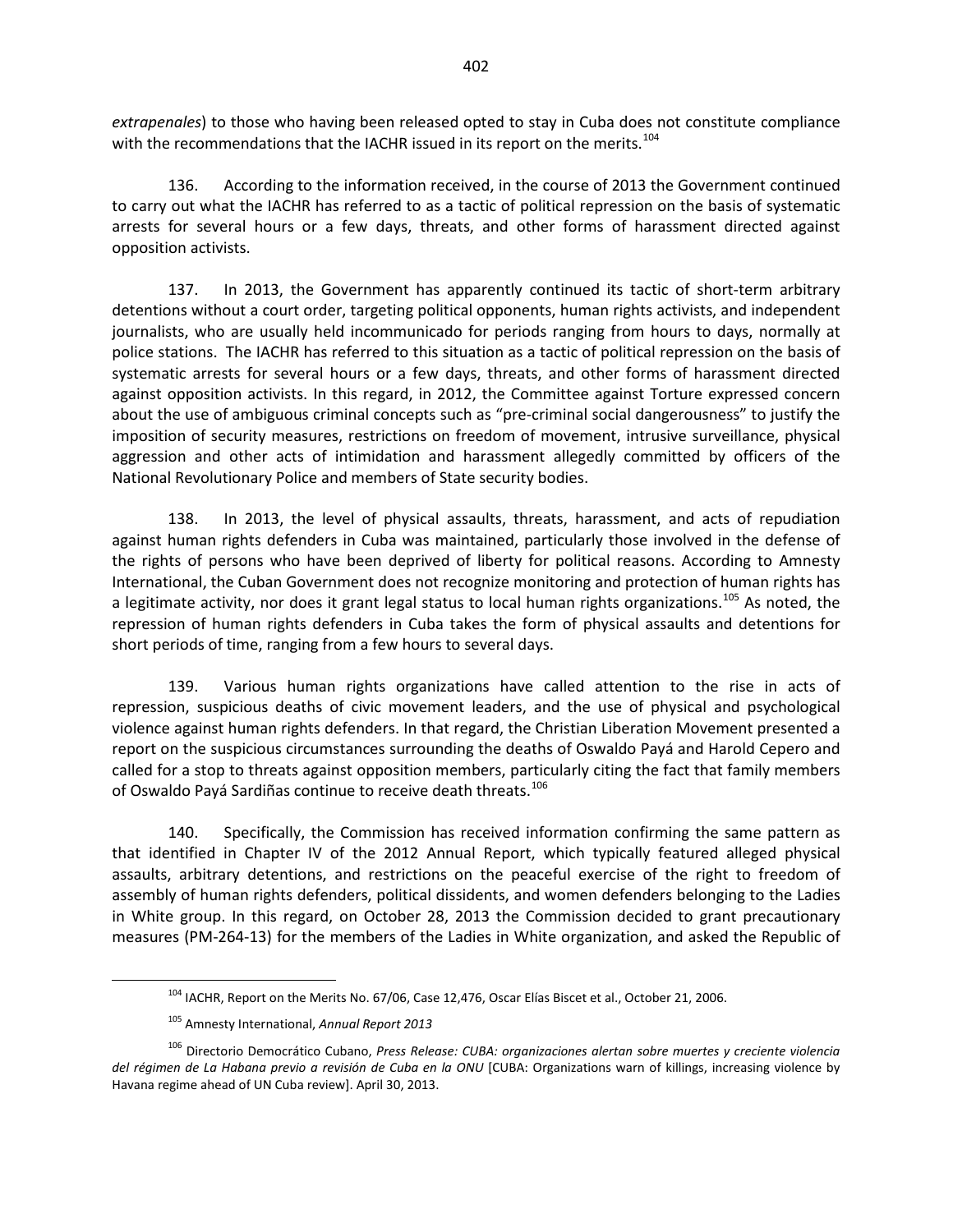*extrapenales*) to those who having been released opted to stay in Cuba does not constitute compliance with the recommendations that the IACHR issued in its report on the merits.[104]

136. According to the information received, in the course of 2013 the Government continued to carry out what the IACHR has referred to as a tactic of political repression on the basis of systematic arrests for several hours or a few days, threats, and other forms of harassment directed against opposition activists.

137. In 2013, the Government has apparently continued its tactic of short-term arbitrary detentions without a court order, targeting political opponents, human rights activists, and independent journalists, who are usually held incommunicado for periods ranging from hours to days, normally at police stations. The IACHR has referred to this situation as a tactic of political repression on the basis of systematic arrests for several hours or a few days, threats, and other forms of harassment directed against opposition activists. In this regard, in 2012, the Committee against Torture expressed concern about the use of ambiguous criminal concepts such as "pre-criminal social dangerousness" to justify the imposition of security measures, restrictions on freedom of movement, intrusive surveillance, physical aggression and other acts of intimidation and harassment allegedly committed by officers of the National Revolutionary Police and members of State security bodies.

138. In 2013, the level of physical assaults, threats, harassment, and acts of repudiation against human rights defenders in Cuba was maintained, particularly those involved in the defense of the rights of persons who have been deprived of liberty for political reasons. According to Amnesty International, the Cuban Government does not recognize monitoring and protection of human rights has a legitimate activity, nor does it grant legal status to local human rights organizations.[105] As noted, the repression of human rights defenders in Cuba takes the form of physical assaults and detentions for short periods of time, ranging from a few hours to several days.

139. Various human rights organizations have called attention to the rise in acts of repression, suspicious deaths of civic movement leaders, and the use of physical and psychological violence against human rights defenders. In that regard, the Christian Liberation Movement presented a report on the suspicious circumstances surrounding the deaths of Oswaldo Payá and Harold Cepero and called for a stop to threats against opposition members, particularly citing the fact that family members of Oswaldo Payá Sardiñas continue to receive death threats.[106]

140. Specifically, the Commission has received information confirming the same pattern as that identified in Chapter IV of the 2012 Annual Report, which typically featured alleged physical assaults, arbitrary detentions, and restrictions on the peaceful exercise of the right to freedom of assembly of human rights defenders, political dissidents, and women defenders belonging to the Ladies in White group. In this regard, on October 28, 2013 the Commission decided to grant precautionary measures (PM-264-13) for the members of the Ladies in White organization, and asked the Republic of

---

[104] IACHR, Report on the Merits No. 67/06, Case 12,476, Oscar Elías Biscet et al., October 21, 2006.

[105] Amnesty International, *Annual Report 2013*

[106] Directorio Democrático Cubano, *Press Release: CUBA: organizaciones alertan sobre muertes y creciente violencia del régimen de La Habana previo a revisión de Cuba en la ONU* [CUBA: Organizations warn of killings, increasing violence by Havana regime ahead of UN Cuba review]. April 30, 2013.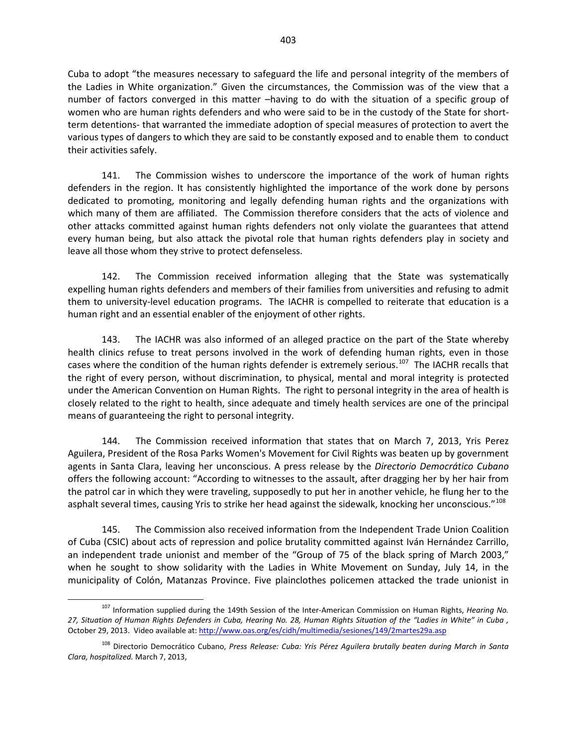Cuba to adopt "the measures necessary to safeguard the life and personal integrity of the members of the Ladies in White organization." Given the circumstances, the Commission was of the view that a number of factors converged in this matter –having to do with the situation of a specific group of women who are human rights defenders and who were said to be in the custody of the State for short-term detentions- that warranted the immediate adoption of special measures of protection to avert the various types of dangers to which they are said to be constantly exposed and to enable them to conduct their activities safely.

141. The Commission wishes to underscore the importance of the work of human rights defenders in the region. It has consistently highlighted the importance of the work done by persons dedicated to promoting, monitoring and legally defending human rights and the organizations with which many of them are affiliated. The Commission therefore considers that the acts of violence and other attacks committed against human rights defenders not only violate the guarantees that attend every human being, but also attack the pivotal role that human rights defenders play in society and leave all those whom they strive to protect defenseless.

142. The Commission received information alleging that the State was systematically expelling human rights defenders and members of their families from universities and refusing to admit them to university-level education programs. The IACHR is compelled to reiterate that education is a human right and an essential enabler of the enjoyment of other rights.

143. The IACHR was also informed of an alleged practice on the part of the State whereby health clinics refuse to treat persons involved in the work of defending human rights, even in those cases where the condition of the human rights defender is extremely serious.[107] The IACHR recalls that the right of every person, without discrimination, to physical, mental and moral integrity is protected under the American Convention on Human Rights. The right to personal integrity in the area of health is closely related to the right to health, since adequate and timely health services are one of the principal means of guaranteeing the right to personal integrity.

144. The Commission received information that states that on March 7, 2013, Yris Perez Aguilera, President of the Rosa Parks Women's Movement for Civil Rights was beaten up by government agents in Santa Clara, leaving her unconscious. A press release by the *Directorio Democrático Cubano* offers the following account: "According to witnesses to the assault, after dragging her by her hair from the patrol car in which they were traveling, supposedly to put her in another vehicle, he flung her to the asphalt several times, causing Yris to strike her head against the sidewalk, knocking her unconscious."[108]

145. The Commission also received information from the Independent Trade Union Coalition of Cuba (CSIC) about acts of repression and police brutality committed against Iván Hernández Carrillo, an independent trade unionist and member of the "Group of 75 of the black spring of March 2003," when he sought to show solidarity with the Ladies in White Movement on Sunday, July 14, in the municipality of Colón, Matanzas Province. Five plainclothes policemen attacked the trade unionist in

---

[107] Information supplied during the 149th Session of the Inter-American Commission on Human Rights, *Hearing No. 27, Situation of Human Rights Defenders in Cuba, Hearing No. 28, Human Rights Situation of the "Ladies in White" in Cuba ,* October 29, 2013. Video available at: http://www.oas.org/es/cidh/multimedia/sesiones/149/2martes29a.asp

[108] Directorio Democrático Cubano, *Press Release: Cuba: Yris Pérez Aguilera brutally beaten during March in Santa Clara, hospitalized.* March 7, 2013,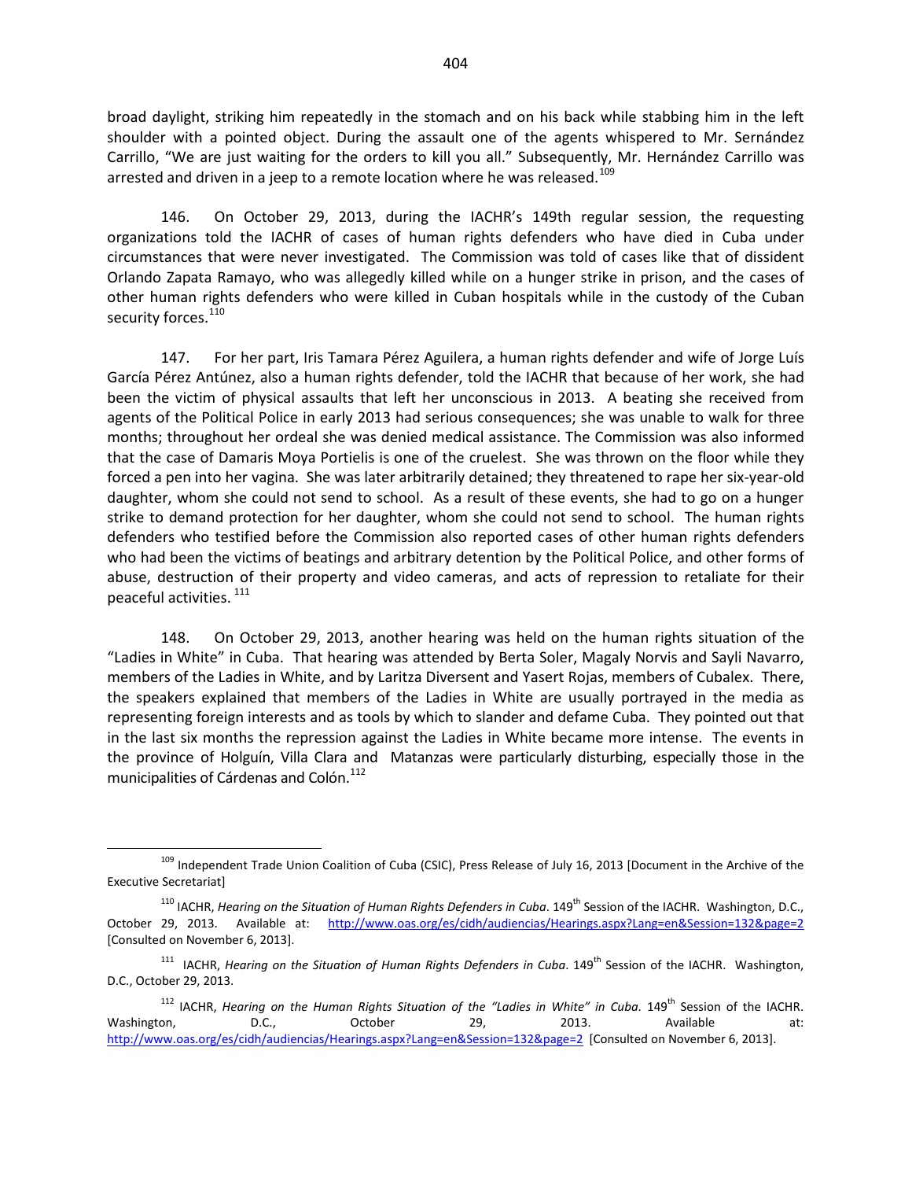broad daylight, striking him repeatedly in the stomach and on his back while stabbing him in the left shoulder with a pointed object. During the assault one of the agents whispered to Mr. Sernández Carrillo, "We are just waiting for the orders to kill you all." Subsequently, Mr. Hernández Carrillo was arrested and driven in a jeep to a remote location where he was released.[109]

146. On October 29, 2013, during the IACHR's 149th regular session, the requesting organizations told the IACHR of cases of human rights defenders who have died in Cuba under circumstances that were never investigated. The Commission was told of cases like that of dissident Orlando Zapata Ramayo, who was allegedly killed while on a hunger strike in prison, and the cases of other human rights defenders who were killed in Cuban hospitals while in the custody of the Cuban security forces.[110]

147. For her part, Iris Tamara Pérez Aguilera, a human rights defender and wife of Jorge Luís García Pérez Antúnez, also a human rights defender, told the IACHR that because of her work, she had been the victim of physical assaults that left her unconscious in 2013. A beating she received from agents of the Political Police in early 2013 had serious consequences; she was unable to walk for three months; throughout her ordeal she was denied medical assistance. The Commission was also informed that the case of Damaris Moya Portielis is one of the cruelest. She was thrown on the floor while they forced a pen into her vagina. She was later arbitrarily detained; they threatened to rape her six-year-old daughter, whom she could not send to school. As a result of these events, she had to go on a hunger strike to demand protection for her daughter, whom she could not send to school. The human rights defenders who testified before the Commission also reported cases of other human rights defenders who had been the victims of beatings and arbitrary detention by the Political Police, and other forms of abuse, destruction of their property and video cameras, and acts of repression to retaliate for their peaceful activities.[111]

148. On October 29, 2013, another hearing was held on the human rights situation of the "Ladies in White" in Cuba. That hearing was attended by Berta Soler, Magaly Norvis and Sayli Navarro, members of the Ladies in White, and by Laritza Diversent and Yasert Rojas, members of Cubalex. There, the speakers explained that members of the Ladies in White are usually portrayed in the media as representing foreign interests and as tools by which to slander and defame Cuba. They pointed out that in the last six months the repression against the Ladies in White became more intense. The events in the province of Holguín, Villa Clara and Matanzas were particularly disturbing, especially those in the municipalities of Cárdenas and Colón.[112]

---

[109] Independent Trade Union Coalition of Cuba (CSIC), Press Release of July 16, 2013 [Document in the Archive of the Executive Secretariat]

[110] IACHR, *Hearing on the Situation of Human Rights Defenders in Cuba*. 149th Session of the IACHR. Washington, D.C., October 29, 2013. Available at: http://www.oas.org/es/cidh/audiencias/Hearings.aspx?Lang=en&Session=132&page=2 [Consulted on November 6, 2013].

[111] IACHR, *Hearing on the Situation of Human Rights Defenders in Cuba*. 149th Session of the IACHR. Washington, D.C., October 29, 2013.

[112] IACHR, *Hearing on the Human Rights Situation of the "Ladies in White" in Cuba.* 149th Session of the IACHR. Washington, D.C., October 29, 2013. Available at: http://www.oas.org/es/cidh/audiencias/Hearings.aspx?Lang=en&Session=132&page=2 [Consulted on November 6, 2013].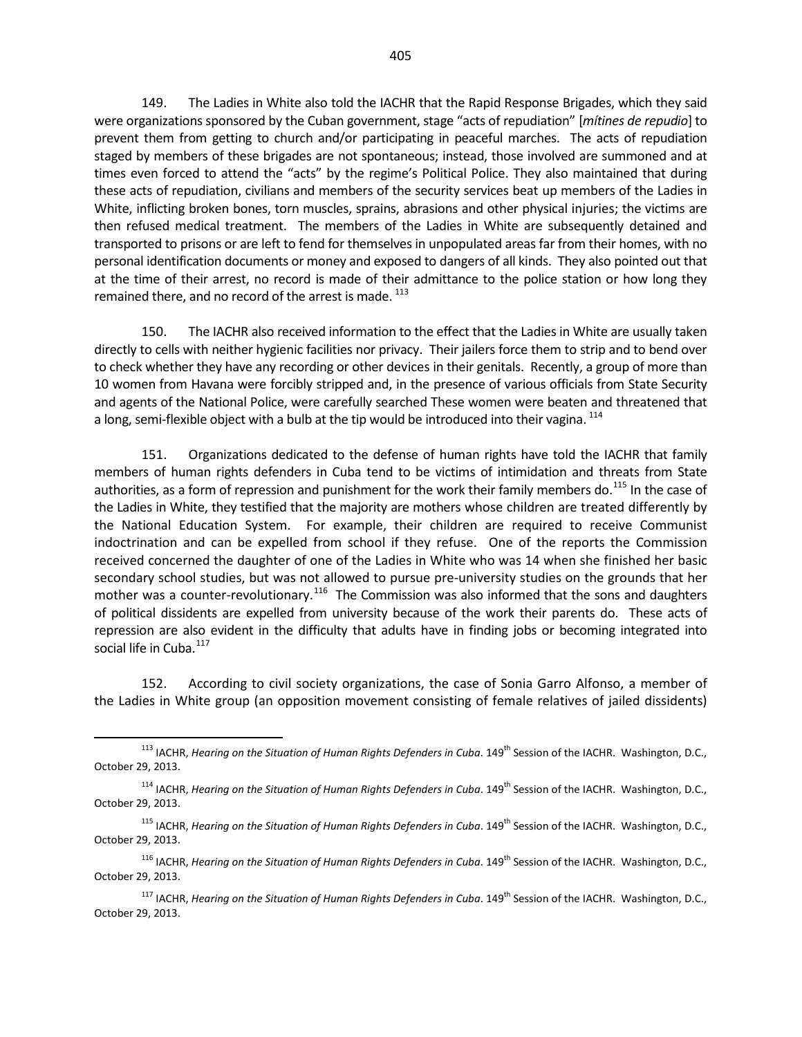149. The Ladies in White also told the IACHR that the Rapid Response Brigades, which they said were organizations sponsored by the Cuban government, stage "acts of repudiation" [*mítines de repudio*] to prevent them from getting to church and/or participating in peaceful marches. The acts of repudiation staged by members of these brigades are not spontaneous; instead, those involved are summoned and at times even forced to attend the "acts" by the regime's Political Police. They also maintained that during these acts of repudiation, civilians and members of the security services beat up members of the Ladies in White, inflicting broken bones, torn muscles, sprains, abrasions and other physical injuries; the victims are then refused medical treatment. The members of the Ladies in White are subsequently detained and transported to prisons or are left to fend for themselves in unpopulated areas far from their homes, with no personal identification documents or money and exposed to dangers of all kinds. They also pointed out that at the time of their arrest, no record is made of their admittance to the police station or how long they remained there, and no record of the arrest is made.[113]

150. The IACHR also received information to the effect that the Ladies in White are usually taken directly to cells with neither hygienic facilities nor privacy. Their jailers force them to strip and to bend over to check whether they have any recording or other devices in their genitals. Recently, a group of more than 10 women from Havana were forcibly stripped and, in the presence of various officials from State Security and agents of the National Police, were carefully searched These women were beaten and threatened that a long, semi-flexible object with a bulb at the tip would be introduced into their vagina.[114]

151. Organizations dedicated to the defense of human rights have told the IACHR that family members of human rights defenders in Cuba tend to be victims of intimidation and threats from State authorities, as a form of repression and punishment for the work their family members do.[115] In the case of the Ladies in White, they testified that the majority are mothers whose children are treated differently by the National Education System. For example, their children are required to receive Communist indoctrination and can be expelled from school if they refuse. One of the reports the Commission received concerned the daughter of one of the Ladies in White who was 14 when she finished her basic secondary school studies, but was not allowed to pursue pre-university studies on the grounds that her mother was a counter-revolutionary.[116] The Commission was also informed that the sons and daughters of political dissidents are expelled from university because of the work their parents do. These acts of repression are also evident in the difficulty that adults have in finding jobs or becoming integrated into social life in Cuba.[117]

152. According to civil society organizations, the case of Sonia Garro Alfonso, a member of the Ladies in White group (an opposition movement consisting of female relatives of jailed dissidents)

---

[113] IACHR, *Hearing on the Situation of Human Rights Defenders in Cuba*. 149th Session of the IACHR. Washington, D.C., October 29, 2013.

[114] IACHR, *Hearing on the Situation of Human Rights Defenders in Cuba*. 149th Session of the IACHR. Washington, D.C., October 29, 2013.

[115] IACHR, *Hearing on the Situation of Human Rights Defenders in Cuba*. 149th Session of the IACHR. Washington, D.C., October 29, 2013.

[116] IACHR, *Hearing on the Situation of Human Rights Defenders in Cuba*. 149th Session of the IACHR. Washington, D.C., October 29, 2013.

[117] IACHR, *Hearing on the Situation of Human Rights Defenders in Cuba*. 149th Session of the IACHR. Washington, D.C., October 29, 2013.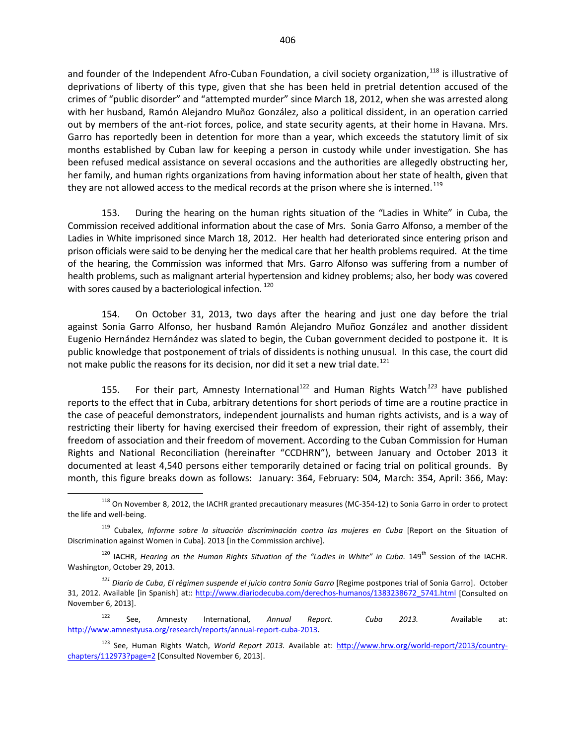and founder of the Independent Afro-Cuban Foundation, a civil society organization,[118] is illustrative of deprivations of liberty of this type, given that she has been held in pretrial detention accused of the crimes of "public disorder" and "attempted murder" since March 18, 2012, when she was arrested along with her husband, Ramón Alejandro Muñoz González, also a political dissident, in an operation carried out by members of the ant-riot forces, police, and state security agents, at their home in Havana. Mrs. Garro has reportedly been in detention for more than a year, which exceeds the statutory limit of six months established by Cuban law for keeping a person in custody while under investigation. She has been refused medical assistance on several occasions and the authorities are allegedly obstructing her, her family, and human rights organizations from having information about her state of health, given that they are not allowed access to the medical records at the prison where she is interned.[119]

153. During the hearing on the human rights situation of the "Ladies in White" in Cuba, the Commission received additional information about the case of Mrs. Sonia Garro Alfonso, a member of the Ladies in White imprisoned since March 18, 2012. Her health had deteriorated since entering prison and prison officials were said to be denying her the medical care that her health problems required. At the time of the hearing, the Commission was informed that Mrs. Garro Alfonso was suffering from a number of health problems, such as malignant arterial hypertension and kidney problems; also, her body was covered with sores caused by a bacteriological infection.[120]

154. On October 31, 2013, two days after the hearing and just one day before the trial against Sonia Garro Alfonso, her husband Ramón Alejandro Muñoz González and another dissident Eugenio Hernández Hernández was slated to begin, the Cuban government decided to postpone it. It is public knowledge that postponement of trials of dissidents is nothing unusual. In this case, the court did not make public the reasons for its decision, nor did it set a new trial date.[121]

155. For their part, Amnesty International[122] and Human Rights Watch[123] have published reports to the effect that in Cuba, arbitrary detentions for short periods of time are a routine practice in the case of peaceful demonstrators, independent journalists and human rights activists, and is a way of restricting their liberty for having exercised their freedom of expression, their right of assembly, their freedom of association and their freedom of movement. According to the Cuban Commission for Human Rights and National Reconciliation (hereinafter "CCDHRN"), between January and October 2013 it documented at least 4,540 persons either temporarily detained or facing trial on political grounds. By month, this figure breaks down as follows: January: 364, February: 504, March: 354, April: 366, May:

---

[118] On November 8, 2012, the IACHR granted precautionary measures (MC-354-12) to Sonia Garro in order to protect the life and well-being.

[119] Cubalex, *Informe sobre la situación discriminación contra las mujeres en Cuba* [Report on the Situation of Discrimination against Women in Cuba]. 2013 [in the Commission archive].

[120] IACHR, *Hearing on the Human Rights Situation of the "Ladies in White" in Cuba.* 149th Session of the IACHR. Washington, October 29, 2013.

[121] *Diario de Cuba*, *El régimen suspende el juicio contra Sonia Garro* [Regime postpones trial of Sonia Garro]. October 31, 2012. Available [in Spanish] at:: http://www.diariodecuba.com/derechos-humanos/1383238672_5741.html [Consulted on November 6, 2013].

[122] See, Amnesty International, *Annual Report. Cuba 2013.* Available at: http://www.amnestyusa.org/research/reports/annual-report-cuba-2013.

[123] See, Human Rights Watch, *World Report 2013.* Available at: http://www.hrw.org/world-report/2013/country-chapters/112973?page=2 [Consulted November 6, 2013].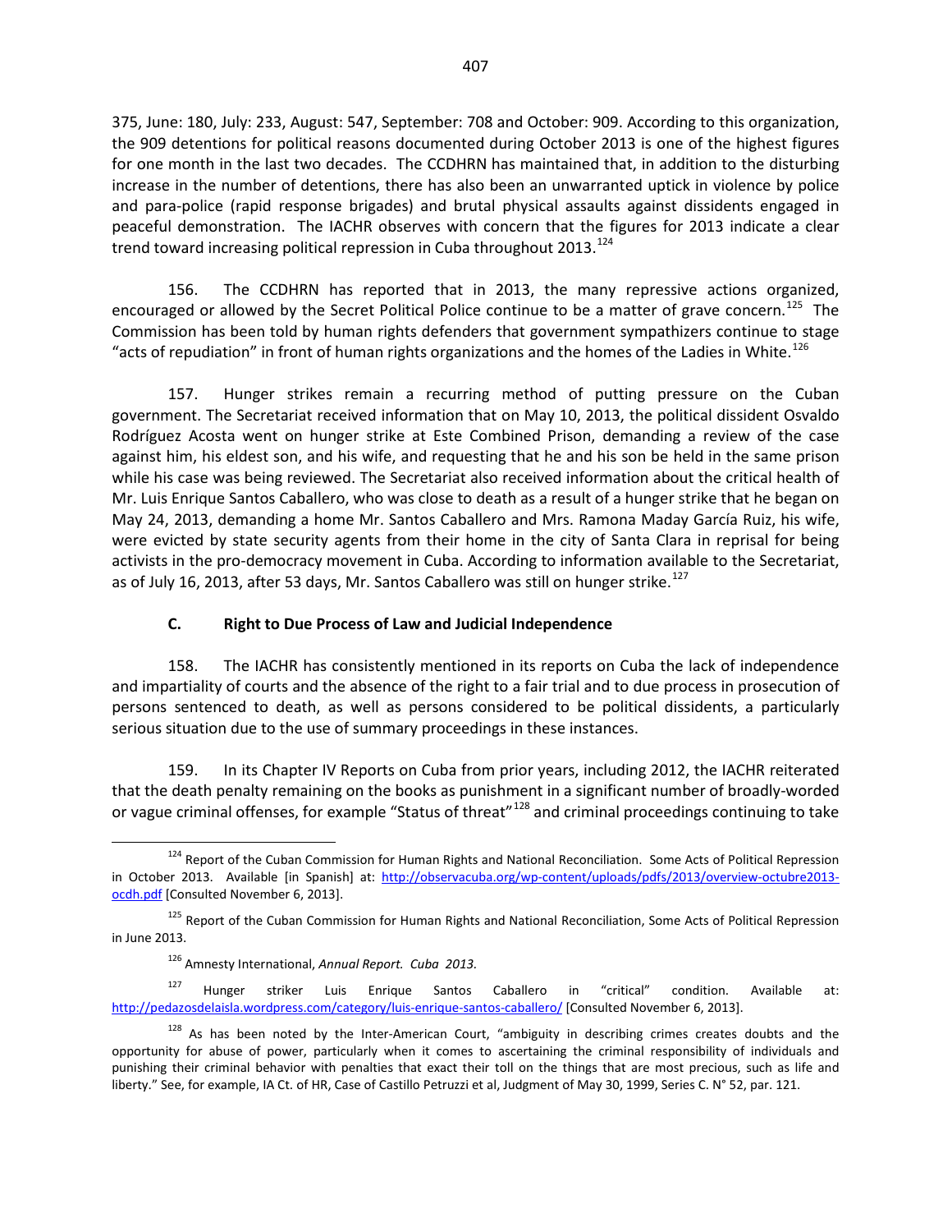375, June: 180, July: 233, August: 547, September: 708 and October: 909. According to this organization, the 909 detentions for political reasons documented during October 2013 is one of the highest figures for one month in the last two decades. The CCDHRN has maintained that, in addition to the disturbing increase in the number of detentions, there has also been an unwarranted uptick in violence by police and para-police (rapid response brigades) and brutal physical assaults against dissidents engaged in peaceful demonstration. The IACHR observes with concern that the figures for 2013 indicate a clear trend toward increasing political repression in Cuba throughout 2013.[124]

156. The CCDHRN has reported that in 2013, the many repressive actions organized, encouraged or allowed by the Secret Political Police continue to be a matter of grave concern.[125] The Commission has been told by human rights defenders that government sympathizers continue to stage "acts of repudiation" in front of human rights organizations and the homes of the Ladies in White.[126]

157. Hunger strikes remain a recurring method of putting pressure on the Cuban government. The Secretariat received information that on May 10, 2013, the political dissident Osvaldo Rodríguez Acosta went on hunger strike at Este Combined Prison, demanding a review of the case against him, his eldest son, and his wife, and requesting that he and his son be held in the same prison while his case was being reviewed. The Secretariat also received information about the critical health of Mr. Luis Enrique Santos Caballero, who was close to death as a result of a hunger strike that he began on May 24, 2013, demanding a home Mr. Santos Caballero and Mrs. Ramona Maday García Ruiz, his wife, were evicted by state security agents from their home in the city of Santa Clara in reprisal for being activists in the pro-democracy movement in Cuba. According to information available to the Secretariat, as of July 16, 2013, after 53 days, Mr. Santos Caballero was still on hunger strike.[127]

### C. Right to Due Process of Law and Judicial Independence

158. The IACHR has consistently mentioned in its reports on Cuba the lack of independence and impartiality of courts and the absence of the right to a fair trial and to due process in prosecution of persons sentenced to death, as well as persons considered to be political dissidents, a particularly serious situation due to the use of summary proceedings in these instances.

159. In its Chapter IV Reports on Cuba from prior years, including 2012, the IACHR reiterated that the death penalty remaining on the books as punishment in a significant number of broadly-worded or vague criminal offenses, for example "Status of threat"[128] and criminal proceedings continuing to take

---

[124] Report of the Cuban Commission for Human Rights and National Reconciliation. Some Acts of Political Repression in October 2013. Available [in Spanish] at: http://observacuba.org/wp-content/uploads/pdfs/2013/overview-octubre2013-ocdh.pdf [Consulted November 6, 2013].

[125] Report of the Cuban Commission for Human Rights and National Reconciliation, Some Acts of Political Repression in June 2013.

[126] Amnesty International, *Annual Report. Cuba 2013.*

[127] Hunger striker Luis Enrique Santos Caballero in "critical" condition. Available at: http://pedazosdelaisla.wordpress.com/category/luis-enrique-santos-caballero/ [Consulted November 6, 2013].

[128] As has been noted by the Inter-American Court, "ambiguity in describing crimes creates doubts and the opportunity for abuse of power, particularly when it comes to ascertaining the criminal responsibility of individuals and punishing their criminal behavior with penalties that exact their toll on the things that are most precious, such as life and liberty." See, for example, IA Ct. of HR, Case of Castillo Petruzzi et al, Judgment of May 30, 1999, Series C. N° 52, par. 121.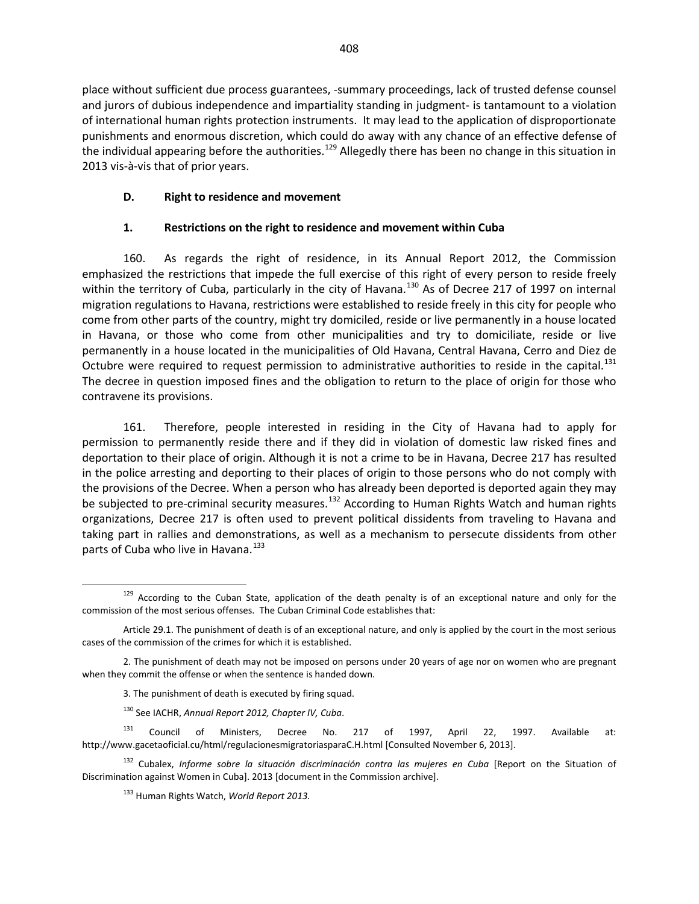place without sufficient due process guarantees, -summary proceedings, lack of trusted defense counsel and jurors of dubious independence and impartiality standing in judgment- is tantamount to a violation of international human rights protection instruments. It may lead to the application of disproportionate punishments and enormous discretion, which could do away with any chance of an effective defense of the individual appearing before the authorities.[129] Allegedly there has been no change in this situation in 2013 vis-à-vis that of prior years.

### D. Right to residence and movement

#### 1. Restrictions on the right to residence and movement within Cuba

160. As regards the right of residence, in its Annual Report 2012, the Commission emphasized the restrictions that impede the full exercise of this right of every person to reside freely within the territory of Cuba, particularly in the city of Havana.[130] As of Decree 217 of 1997 on internal migration regulations to Havana, restrictions were established to reside freely in this city for people who come from other parts of the country, might try domiciled, reside or live permanently in a house located in Havana, or those who come from other municipalities and try to domiciliate, reside or live permanently in a house located in the municipalities of Old Havana, Central Havana, Cerro and Diez de Octubre were required to request permission to administrative authorities to reside in the capital.[131] The decree in question imposed fines and the obligation to return to the place of origin for those who contravene its provisions.

161. Therefore, people interested in residing in the City of Havana had to apply for permission to permanently reside there and if they did in violation of domestic law risked fines and deportation to their place of origin. Although it is not a crime to be in Havana, Decree 217 has resulted in the police arresting and deporting to their places of origin to those persons who do not comply with the provisions of the Decree. When a person who has already been deported is deported again they may be subjected to pre-criminal security measures.[132] According to Human Rights Watch and human rights organizations, Decree 217 is often used to prevent political dissidents from traveling to Havana and taking part in rallies and demonstrations, as well as a mechanism to persecute dissidents from other parts of Cuba who live in Havana.[133]

---

[129] According to the Cuban State, application of the death penalty is of an exceptional nature and only for the commission of the most serious offenses. The Cuban Criminal Code establishes that:

Article 29.1. The punishment of death is of an exceptional nature, and only is applied by the court in the most serious cases of the commission of the crimes for which it is established.

2. The punishment of death may not be imposed on persons under 20 years of age nor on women who are pregnant when they commit the offense or when the sentence is handed down.

3. The punishment of death is executed by firing squad.

[130] See IACHR, *Annual Report 2012, Chapter IV, Cuba*.

[131] Council of Ministers, Decree No. 217 of 1997, April 22, 1997. Available at: http://www.gacetaoficial.cu/html/regulacionesmigratoriasparaC.H.html [Consulted November 6, 2013].

[132] Cubalex, *Informe sobre la situación discriminación contra las mujeres en Cuba* [Report on the Situation of Discrimination against Women in Cuba]. 2013 [document in the Commission archive].

[133] Human Rights Watch, *World Report 2013.*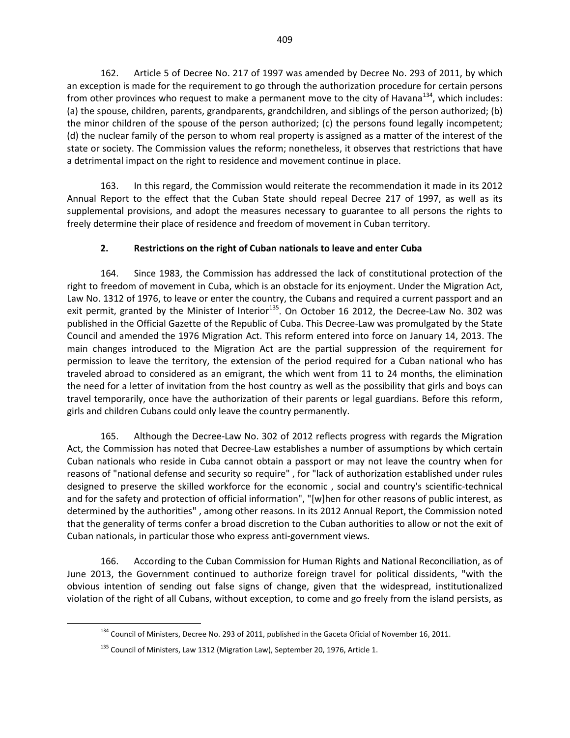162. Article 5 of Decree No. 217 of 1997 was amended by Decree No. 293 of 2011, by which an exception is made for the requirement to go through the authorization procedure for certain persons from other provinces who request to make a permanent move to the city of Havana[134], which includes: (a) the spouse, children, parents, grandparents, grandchildren, and siblings of the person authorized; (b) the minor children of the spouse of the person authorized; (c) the persons found legally incompetent; (d) the nuclear family of the person to whom real property is assigned as a matter of the interest of the state or society. The Commission values the reform; nonetheless, it observes that restrictions that have a detrimental impact on the right to residence and movement continue in place.

163. In this regard, the Commission would reiterate the recommendation it made in its 2012 Annual Report to the effect that the Cuban State should repeal Decree 217 of 1997, as well as its supplemental provisions, and adopt the measures necessary to guarantee to all persons the rights to freely determine their place of residence and freedom of movement in Cuban territory.

### 2. Restrictions on the right of Cuban nationals to leave and enter Cuba

164. Since 1983, the Commission has addressed the lack of constitutional protection of the right to freedom of movement in Cuba, which is an obstacle for its enjoyment. Under the Migration Act, Law No. 1312 of 1976, to leave or enter the country, the Cubans and required a current passport and an exit permit, granted by the Minister of Interior[135]. On October 16 2012, the Decree-Law No. 302 was published in the Official Gazette of the Republic of Cuba. This Decree-Law was promulgated by the State Council and amended the 1976 Migration Act. This reform entered into force on January 14, 2013. The main changes introduced to the Migration Act are the partial suppression of the requirement for permission to leave the territory, the extension of the period required for a Cuban national who has traveled abroad to considered as an emigrant, the which went from 11 to 24 months, the elimination the need for a letter of invitation from the host country as well as the possibility that girls and boys can travel temporarily, once have the authorization of their parents or legal guardians. Before this reform, girls and children Cubans could only leave the country permanently.

165. Although the Decree-Law No. 302 of 2012 reflects progress with regards the Migration Act, the Commission has noted that Decree-Law establishes a number of assumptions by which certain Cuban nationals who reside in Cuba cannot obtain a passport or may not leave the country when for reasons of "national defense and security so require" , for "lack of authorization established under rules designed to preserve the skilled workforce for the economic , social and country's scientific-technical and for the safety and protection of official information", "[w]hen for other reasons of public interest, as determined by the authorities" , among other reasons. In its 2012 Annual Report, the Commission noted that the generality of terms confer a broad discretion to the Cuban authorities to allow or not the exit of Cuban nationals, in particular those who express anti-government views.

166. According to the Cuban Commission for Human Rights and National Reconciliation, as of June 2013, the Government continued to authorize foreign travel for political dissidents, "with the obvious intention of sending out false signs of change, given that the widespread, institutionalized violation of the right of all Cubans, without exception, to come and go freely from the island persists, as

---

[134] Council of Ministers, Decree No. 293 of 2011, published in the Gaceta Oficial of November 16, 2011.

[135] Council of Ministers, Law 1312 (Migration Law), September 20, 1976, Article 1.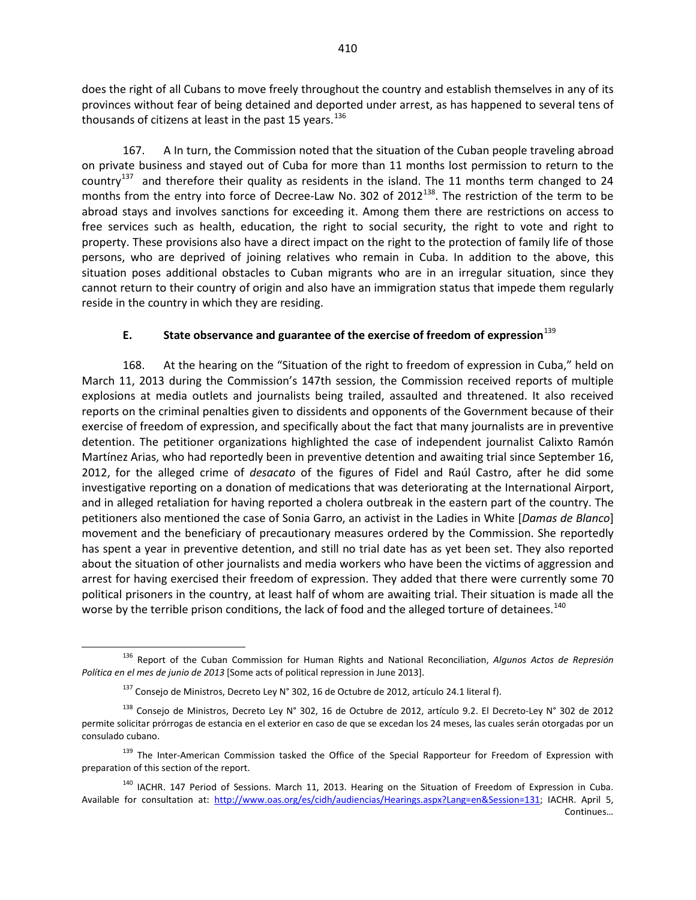does the right of all Cubans to move freely throughout the country and establish themselves in any of its provinces without fear of being detained and deported under arrest, as has happened to several tens of thousands of citizens at least in the past 15 years.[136]

167. A In turn, the Commission noted that the situation of the Cuban people traveling abroad on private business and stayed out of Cuba for more than 11 months lost permission to return to the country[137] and therefore their quality as residents in the island. The 11 months term changed to 24 months from the entry into force of Decree-Law No. 302 of 2012[138]. The restriction of the term to be abroad stays and involves sanctions for exceeding it. Among them there are restrictions on access to free services such as health, education, the right to social security, the right to vote and right to property. These provisions also have a direct impact on the right to the protection of family life of those persons, who are deprived of joining relatives who remain in Cuba. In addition to the above, this situation poses additional obstacles to Cuban migrants who are in an irregular situation, since they cannot return to their country of origin and also have an immigration status that impede them regularly reside in the country in which they are residing.

### E. State observance and guarantee of the exercise of freedom of expression[139]

168. At the hearing on the "Situation of the right to freedom of expression in Cuba," held on March 11, 2013 during the Commission's 147th session, the Commission received reports of multiple explosions at media outlets and journalists being trailed, assaulted and threatened. It also received reports on the criminal penalties given to dissidents and opponents of the Government because of their exercise of freedom of expression, and specifically about the fact that many journalists are in preventive detention. The petitioner organizations highlighted the case of independent journalist Calixto Ramón Martínez Arias, who had reportedly been in preventive detention and awaiting trial since September 16, 2012, for the alleged crime of *desacato* of the figures of Fidel and Raúl Castro, after he did some investigative reporting on a donation of medications that was deteriorating at the International Airport, and in alleged retaliation for having reported a cholera outbreak in the eastern part of the country. The petitioners also mentioned the case of Sonia Garro, an activist in the Ladies in White [*Damas de Blanco*] movement and the beneficiary of precautionary measures ordered by the Commission. She reportedly has spent a year in preventive detention, and still no trial date has as yet been set. They also reported about the situation of other journalists and media workers who have been the victims of aggression and arrest for having exercised their freedom of expression. They added that there were currently some 70 political prisoners in the country, at least half of whom are awaiting trial. Their situation is made all the worse by the terrible prison conditions, the lack of food and the alleged torture of detainees.[140]

---

[136] Report of the Cuban Commission for Human Rights and National Reconciliation, *Algunos Actos de Represión Política en el mes de junio de 2013* [Some acts of political repression in June 2013].

[137] Consejo de Ministros, Decreto Ley N° 302, 16 de Octubre de 2012, artículo 24.1 literal f).

[138] Consejo de Ministros, Decreto Ley N° 302, 16 de Octubre de 2012, artículo 9.2. El Decreto-Ley N° 302 de 2012 permite solicitar prórrogas de estancia en el exterior en caso de que se excedan los 24 meses, las cuales serán otorgadas por un consulado cubano.

[139] The Inter-American Commission tasked the Office of the Special Rapporteur for Freedom of Expression with preparation of this section of the report.

[140] IACHR. 147 Period of Sessions. March 11, 2013. Hearing on the Situation of Freedom of Expression in Cuba. Available for consultation at: http://www.oas.org/es/cidh/audiencias/Hearings.aspx?Lang=en&Session=131; IACHR. April 5, Continues…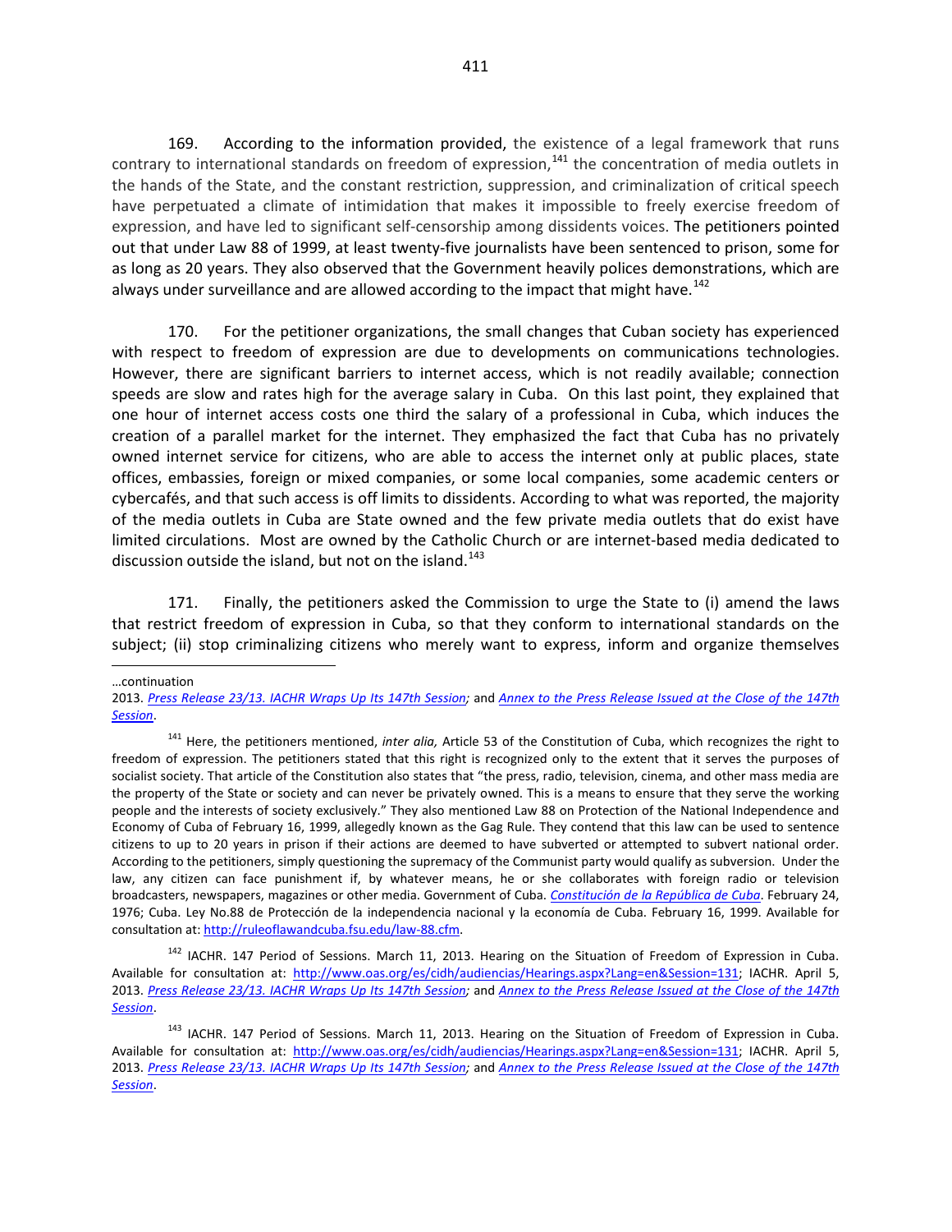169. According to the information provided, the existence of a legal framework that runs contrary to international standards on freedom of expression,[141] the concentration of media outlets in the hands of the State, and the constant restriction, suppression, and criminalization of critical speech have perpetuated a climate of intimidation that makes it impossible to freely exercise freedom of expression, and have led to significant self-censorship among dissidents voices. The petitioners pointed out that under Law 88 of 1999, at least twenty-five journalists have been sentenced to prison, some for as long as 20 years. They also observed that the Government heavily polices demonstrations, which are always under surveillance and are allowed according to the impact that might have.[142]

170. For the petitioner organizations, the small changes that Cuban society has experienced with respect to freedom of expression are due to developments on communications technologies. However, there are significant barriers to internet access, which is not readily available; connection speeds are slow and rates high for the average salary in Cuba. On this last point, they explained that one hour of internet access costs one third the salary of a professional in Cuba, which induces the creation of a parallel market for the internet. They emphasized the fact that Cuba has no privately owned internet service for citizens, who are able to access the internet only at public places, state offices, embassies, foreign or mixed companies, or some local companies, some academic centers or cybercafés, and that such access is off limits to dissidents. According to what was reported, the majority of the media outlets in Cuba are State owned and the few private media outlets that do exist have limited circulations. Most are owned by the Catholic Church or are internet-based media dedicated to discussion outside the island, but not on the island.[143]

171. Finally, the petitioners asked the Commission to urge the State to (i) amend the laws that restrict freedom of expression in Cuba, so that they conform to international standards on the subject; (ii) stop criminalizing citizens who merely want to express, inform and organize themselves

---

…continuation

2013. *Press Release 23/13. IACHR Wraps Up Its 147th Session;* and *Annex to the Press Release Issued at the Close of the 147th Session*.

[141] Here, the petitioners mentioned, *inter alia,* Article 53 of the Constitution of Cuba, which recognizes the right to freedom of expression. The petitioners stated that this right is recognized only to the extent that it serves the purposes of socialist society. That article of the Constitution also states that "the press, radio, television, cinema, and other mass media are the property of the State or society and can never be privately owned. This is a means to ensure that they serve the working people and the interests of society exclusively." They also mentioned Law 88 on Protection of the National Independence and Economy of Cuba of February 16, 1999, allegedly known as the Gag Rule. They contend that this law can be used to sentence citizens to up to 20 years in prison if their actions are deemed to have subverted or attempted to subvert national order. According to the petitioners, simply questioning the supremacy of the Communist party would qualify as subversion. Under the law, any citizen can face punishment if, by whatever means, he or she collaborates with foreign radio or television broadcasters, newspapers, magazines or other media. Government of Cuba. *Constitución de la República de Cuba*. February 24, 1976; Cuba. Ley No.88 de Protección de la independencia nacional y la economía de Cuba. February 16, 1999. Available for consultation at: http://ruleoflawandcuba.fsu.edu/law-88.cfm.

[142] IACHR. 147 Period of Sessions. March 11, 2013. Hearing on the Situation of Freedom of Expression in Cuba. Available for consultation at: http://www.oas.org/es/cidh/audiencias/Hearings.aspx?Lang=en&Session=131; IACHR. April 5, 2013. *Press Release 23/13. IACHR Wraps Up Its 147th Session;* and *Annex to the Press Release Issued at the Close of the 147th Session*.

[143] IACHR. 147 Period of Sessions. March 11, 2013. Hearing on the Situation of Freedom of Expression in Cuba. Available for consultation at: http://www.oas.org/es/cidh/audiencias/Hearings.aspx?Lang=en&Session=131; IACHR. April 5, 2013. *Press Release 23/13. IACHR Wraps Up Its 147th Session;* and *Annex to the Press Release Issued at the Close of the 147th Session*.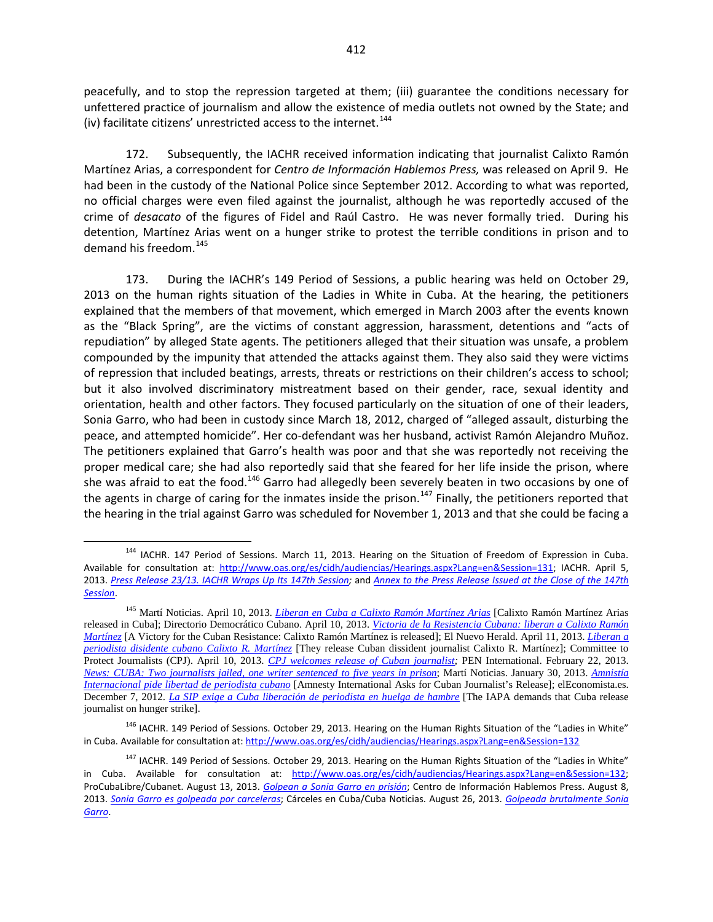peacefully, and to stop the repression targeted at them; (iii) guarantee the conditions necessary for unfettered practice of journalism and allow the existence of media outlets not owned by the State; and (iv) facilitate citizens' unrestricted access to the internet.[144]

172. Subsequently, the IACHR received information indicating that journalist Calixto Ramón Martínez Arias, a correspondent for *Centro de Información Hablemos Press,* was released on April 9. He had been in the custody of the National Police since September 2012. According to what was reported, no official charges were even filed against the journalist, although he was reportedly accused of the crime of *desacato* of the figures of Fidel and Raúl Castro. He was never formally tried. During his detention, Martínez Arias went on a hunger strike to protest the terrible conditions in prison and to demand his freedom.[145]

173. During the IACHR's 149 Period of Sessions, a public hearing was held on October 29, 2013 on the human rights situation of the Ladies in White in Cuba. At the hearing, the petitioners explained that the members of that movement, which emerged in March 2003 after the events known as the "Black Spring", are the victims of constant aggression, harassment, detentions and "acts of repudiation" by alleged State agents. The petitioners alleged that their situation was unsafe, a problem compounded by the impunity that attended the attacks against them. They also said they were victims of repression that included beatings, arrests, threats or restrictions on their children's access to school; but it also involved discriminatory mistreatment based on their gender, race, sexual identity and orientation, health and other factors. They focused particularly on the situation of one of their leaders, Sonia Garro, who had been in custody since March 18, 2012, charged of "alleged assault, disturbing the peace, and attempted homicide". Her co-defendant was her husband, activist Ramón Alejandro Muñoz. The petitioners explained that Garro's health was poor and that she was reportedly not receiving the proper medical care; she had also reportedly said that she feared for her life inside the prison, where she was afraid to eat the food.[146] Garro had allegedly been severely beaten in two occasions by one of the agents in charge of caring for the inmates inside the prison.[147] Finally, the petitioners reported that the hearing in the trial against Garro was scheduled for November 1, 2013 and that she could be facing a

---

[144] IACHR. 147 Period of Sessions. March 11, 2013. Hearing on the Situation of Freedom of Expression in Cuba. Available for consultation at: http://www.oas.org/es/cidh/audiencias/Hearings.aspx?Lang=en&Session=131; IACHR. April 5, 2013. *Press Release 23/13. IACHR Wraps Up Its 147th Session;* and *Annex to the Press Release Issued at the Close of the 147th Session*.

[145] Martí Noticias. April 10, 2013. *Liberan en Cuba a Calixto Ramón Martínez Arias* [Calixto Ramón Martínez Arias released in Cuba]; Directorio Democrático Cubano. April 10, 2013. *Victoria de la Resistencia Cubana: liberan a Calixto Ramón Martínez* [A Victory for the Cuban Resistance: Calixto Ramón Martínez is released]; El Nuevo Herald. April 11, 2013. *Liberan a periodista disidente cubano Calixto R. Martínez* [They release Cuban dissident journalist Calixto R. Martínez]; Committee to Protect Journalists (CPJ). April 10, 2013. *CPJ welcomes release of Cuban journalist;* PEN International. February 22, 2013. *News: CUBA: Two journalists jailed, one writer sentenced to five years in prison*; Martí Noticias. January 30, 2013. *Amnistía Internacional pide libertad de periodista cubano* [Amnesty International Asks for Cuban Journalist's Release]; elEconomista.es. December 7, 2012. *La SIP exige a Cuba liberación de periodista en huelga de hambre* [The IAPA demands that Cuba release journalist on hunger strike].

[146] IACHR. 149 Period of Sessions. October 29, 2013. Hearing on the Human Rights Situation of the "Ladies in White" in Cuba. Available for consultation at: http://www.oas.org/es/cidh/audiencias/Hearings.aspx?Lang=en&Session=132

[147] IACHR. 149 Period of Sessions. October 29, 2013. Hearing on the Human Rights Situation of the "Ladies in White" in Cuba. Available for consultation at: http://www.oas.org/es/cidh/audiencias/Hearings.aspx?Lang=en&Session=132; ProCubaLibre/Cubanet. August 13, 2013. *Golpean a Sonia Garro en prisión*; Centro de Información Hablemos Press. August 8, 2013. *Sonia Garro es golpeada por carceleras*; Cárceles en Cuba/Cuba Noticias. August 26, 2013. *Golpeada brutalmente Sonia Garro*.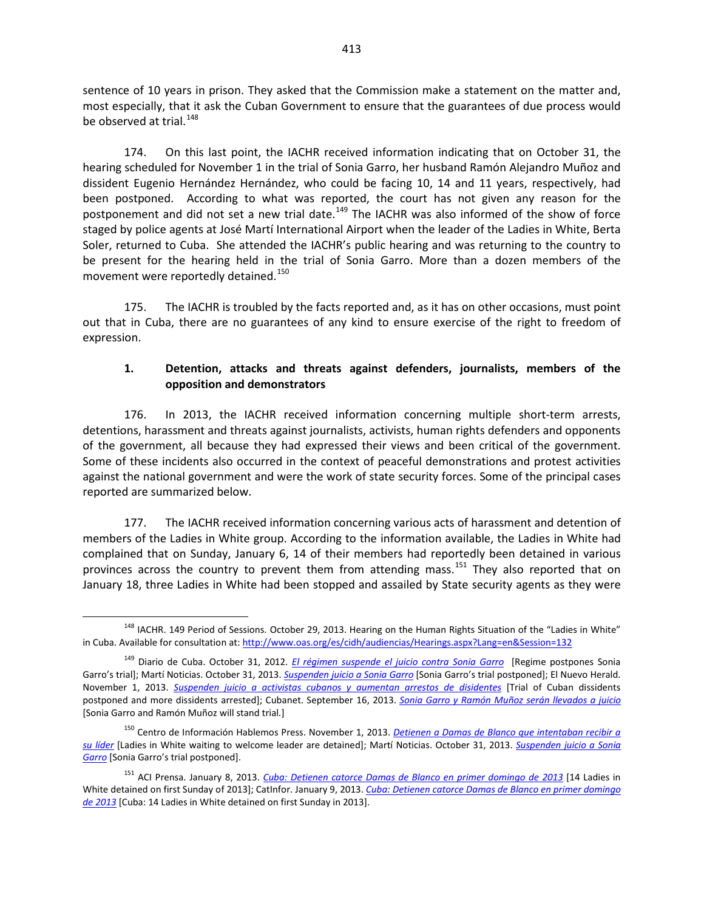sentence of 10 years in prison. They asked that the Commission make a statement on the matter and, most especially, that it ask the Cuban Government to ensure that the guarantees of due process would be observed at trial.[148]

174. On this last point, the IACHR received information indicating that on October 31, the hearing scheduled for November 1 in the trial of Sonia Garro, her husband Ramón Alejandro Muñoz and dissident Eugenio Hernández Hernández, who could be facing 10, 14 and 11 years, respectively, had been postponed. According to what was reported, the court has not given any reason for the postponement and did not set a new trial date.[149] The IACHR was also informed of the show of force staged by police agents at José Martí International Airport when the leader of the Ladies in White, Berta Soler, returned to Cuba. She attended the IACHR's public hearing and was returning to the country to be present for the hearing held in the trial of Sonia Garro. More than a dozen members of the movement were reportedly detained.[150]

175. The IACHR is troubled by the facts reported and, as it has on other occasions, must point out that in Cuba, there are no guarantees of any kind to ensure exercise of the right to freedom of expression.

### 1. Detention, attacks and threats against defenders, journalists, members of the opposition and demonstrators

176. In 2013, the IACHR received information concerning multiple short-term arrests, detentions, harassment and threats against journalists, activists, human rights defenders and opponents of the government, all because they had expressed their views and been critical of the government. Some of these incidents also occurred in the context of peaceful demonstrations and protest activities against the national government and were the work of state security forces. Some of the principal cases reported are summarized below.

177. The IACHR received information concerning various acts of harassment and detention of members of the Ladies in White group. According to the information available, the Ladies in White had complained that on Sunday, January 6, 14 of their members had reportedly been detained in various provinces across the country to prevent them from attending mass.[151] They also reported that on January 18, three Ladies in White had been stopped and assailed by State security agents as they were

---

[148] IACHR. 149 Period of Sessions. October 29, 2013. Hearing on the Human Rights Situation of the "Ladies in White" in Cuba. Available for consultation at: http://www.oas.org/es/cidh/audiencias/Hearings.aspx?Lang=en&Session=132

[149] Diario de Cuba. October 31, 2012. *El régimen suspende el juicio contra Sonia Garro* [Regime postpones Sonia Garro's trial]; Martí Noticias. October 31, 2013. *Suspenden juicio a Sonia Garro* [Sonia Garro's trial postponed]; El Nuevo Herald. November 1, 2013. *Suspenden juicio a activistas cubanos y aumentan arrestos de disidentes* [Trial of Cuban dissidents postponed and more dissidents arrested]; Cubanet. September 16, 2013. *Sonia Garro y Ramón Muñoz serán llevados a juicio* [Sonia Garro and Ramón Muñoz will stand trial.]

[150] Centro de Información Hablemos Press. November 1, 2013. *Detienen a Damas de Blanco que intentaban recibir a su líder* [Ladies in White waiting to welcome leader are detained]; Martí Noticias. October 31, 2013. *Suspenden juicio a Sonia Garro* [Sonia Garro's trial postponed].

[151] ACI Prensa. January 8, 2013. *Cuba: Detienen catorce Damas de Blanco en primer domingo de 2013* [14 Ladies in White detained on first Sunday of 2013]; CatInfor. January 9, 2013. *Cuba: Detienen catorce Damas de Blanco en primer domingo de 2013* [Cuba: 14 Ladies in White detained on first Sunday in 2013].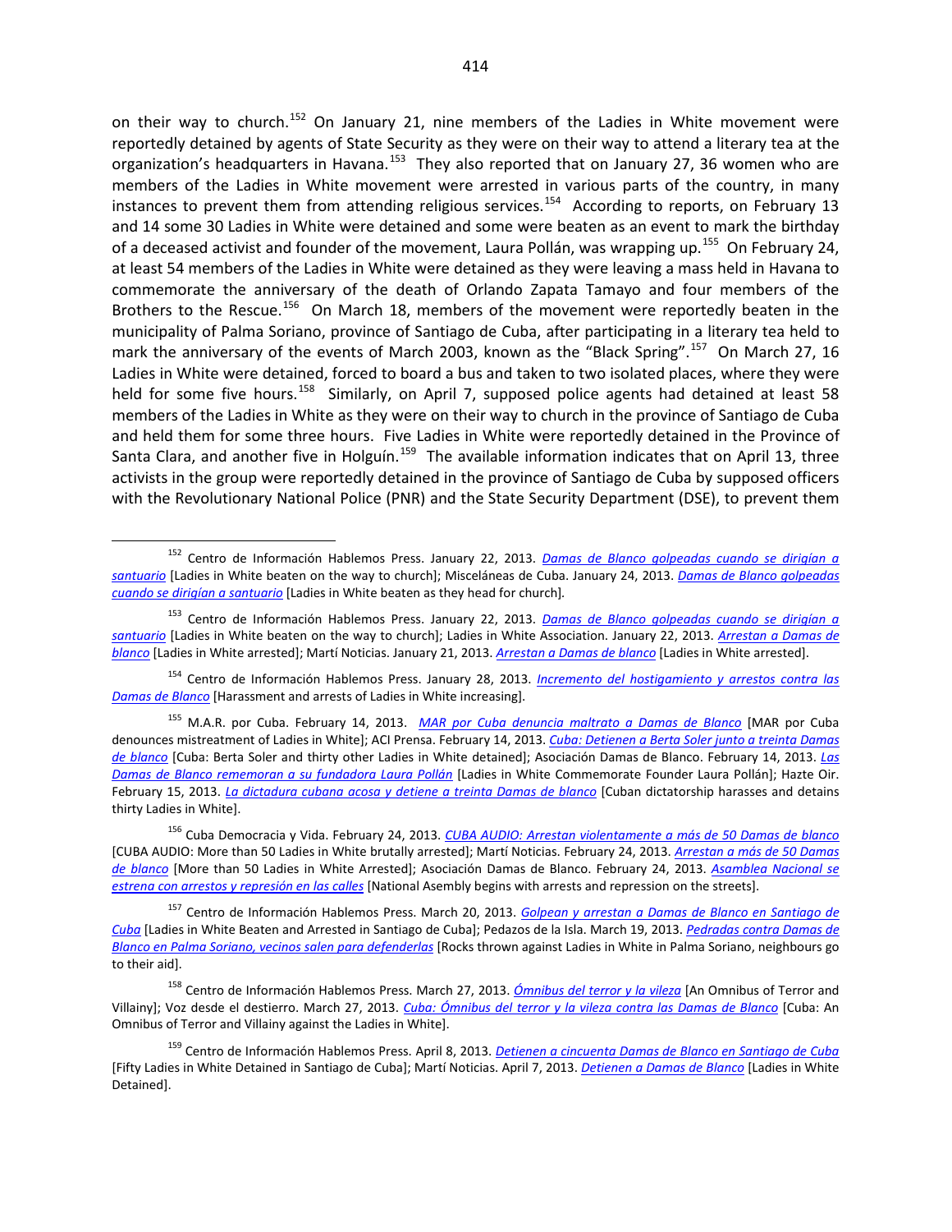on their way to church.[152] On January 21, nine members of the Ladies in White movement were reportedly detained by agents of State Security as they were on their way to attend a literary tea at the organization's headquarters in Havana.[153] They also reported that on January 27, 36 women who are members of the Ladies in White movement were arrested in various parts of the country, in many instances to prevent them from attending religious services.[154] According to reports, on February 13 and 14 some 30 Ladies in White were detained and some were beaten as an event to mark the birthday of a deceased activist and founder of the movement, Laura Pollán, was wrapping up.[155] On February 24, at least 54 members of the Ladies in White were detained as they were leaving a mass held in Havana to commemorate the anniversary of the death of Orlando Zapata Tamayo and four members of the Brothers to the Rescue.[156] On March 18, members of the movement were reportedly beaten in the municipality of Palma Soriano, province of Santiago de Cuba, after participating in a literary tea held to mark the anniversary of the events of March 2003, known as the "Black Spring".[157] On March 27, 16 Ladies in White were detained, forced to board a bus and taken to two isolated places, where they were held for some five hours.[158] Similarly, on April 7, supposed police agents had detained at least 58 members of the Ladies in White as they were on their way to church in the province of Santiago de Cuba and held them for some three hours. Five Ladies in White were reportedly detained in the Province of Santa Clara, and another five in Holguín.[159] The available information indicates that on April 13, three activists in the group were reportedly detained in the province of Santiago de Cuba by supposed officers with the Revolutionary National Police (PNR) and the State Security Department (DSE), to prevent them

---

[152] Centro de Información Hablemos Press. January 22, 2013. *Damas de Blanco golpeadas cuando se dirigían a santuario* [Ladies in White beaten on the way to church]; Misceláneas de Cuba. January 24, 2013. *Damas de Blanco golpeadas cuando se dirigían a santuario* [Ladies in White beaten as they head for church].

[153] Centro de Información Hablemos Press. January 22, 2013. *Damas de Blanco golpeadas cuando se dirigían a santuario* [Ladies in White beaten on the way to church]; Ladies in White Association. January 22, 2013. *Arrestan a Damas de blanco* [Ladies in White arrested]; Martí Noticias. January 21, 2013. *Arrestan a Damas de blanco* [Ladies in White arrested].

[154] Centro de Información Hablemos Press. January 28, 2013. *Incremento del hostigamiento y arrestos contra las Damas de Blanco* [Harassment and arrests of Ladies in White increasing].

[155] M.A.R. por Cuba. February 14, 2013. *MAR por Cuba denuncia maltrato a Damas de Blanco* [MAR por Cuba denounces mistreatment of Ladies in White]; ACI Prensa. February 14, 2013. *Cuba: Detienen a Berta Soler junto a treinta Damas de blanco* [Cuba: Berta Soler and thirty other Ladies in White detained]; Asociación Damas de Blanco. February 14, 2013. *Las Damas de Blanco rememoran a su fundadora Laura Pollán* [Ladies in White Commemorate Founder Laura Pollán]; Hazte Oir. February 15, 2013. *La dictadura cubana acosa y detiene a treinta Damas de blanco* [Cuban dictatorship harasses and detains thirty Ladies in White].

[156] Cuba Democracia y Vida. February 24, 2013. *CUBA AUDIO: Arrestan violentamente a más de 50 Damas de blanco* [CUBA AUDIO: More than 50 Ladies in White brutally arrested]; Martí Noticias. February 24, 2013. *Arrestan a más de 50 Damas de blanco* [More than 50 Ladies in White Arrested]; Asociación Damas de Blanco. February 24, 2013. *Asamblea Nacional se estrena con arrestos y represión en las calles* [National Asembly begins with arrests and repression on the streets].

[157] Centro de Información Hablemos Press. March 20, 2013. *Golpean y arrestan a Damas de Blanco en Santiago de Cuba* [Ladies in White Beaten and Arrested in Santiago de Cuba]; Pedazos de la Isla. March 19, 2013. *Pedradas contra Damas de Blanco en Palma Soriano, vecinos salen para defenderlas* [Rocks thrown against Ladies in White in Palma Soriano, neighbours go to their aid].

[158] Centro de Información Hablemos Press. March 27, 2013. *Ómnibus del terror y la vileza* [An Omnibus of Terror and Villainy]; Voz desde el destierro. March 27, 2013. *Cuba: Ómnibus del terror y la vileza contra las Damas de Blanco* [Cuba: An Omnibus of Terror and Villainy against the Ladies in White].

[159] Centro de Información Hablemos Press. April 8, 2013. *Detienen a cincuenta Damas de Blanco en Santiago de Cuba* [Fifty Ladies in White Detained in Santiago de Cuba]; Martí Noticias. April 7, 2013. *Detienen a Damas de Blanco* [Ladies in White Detained].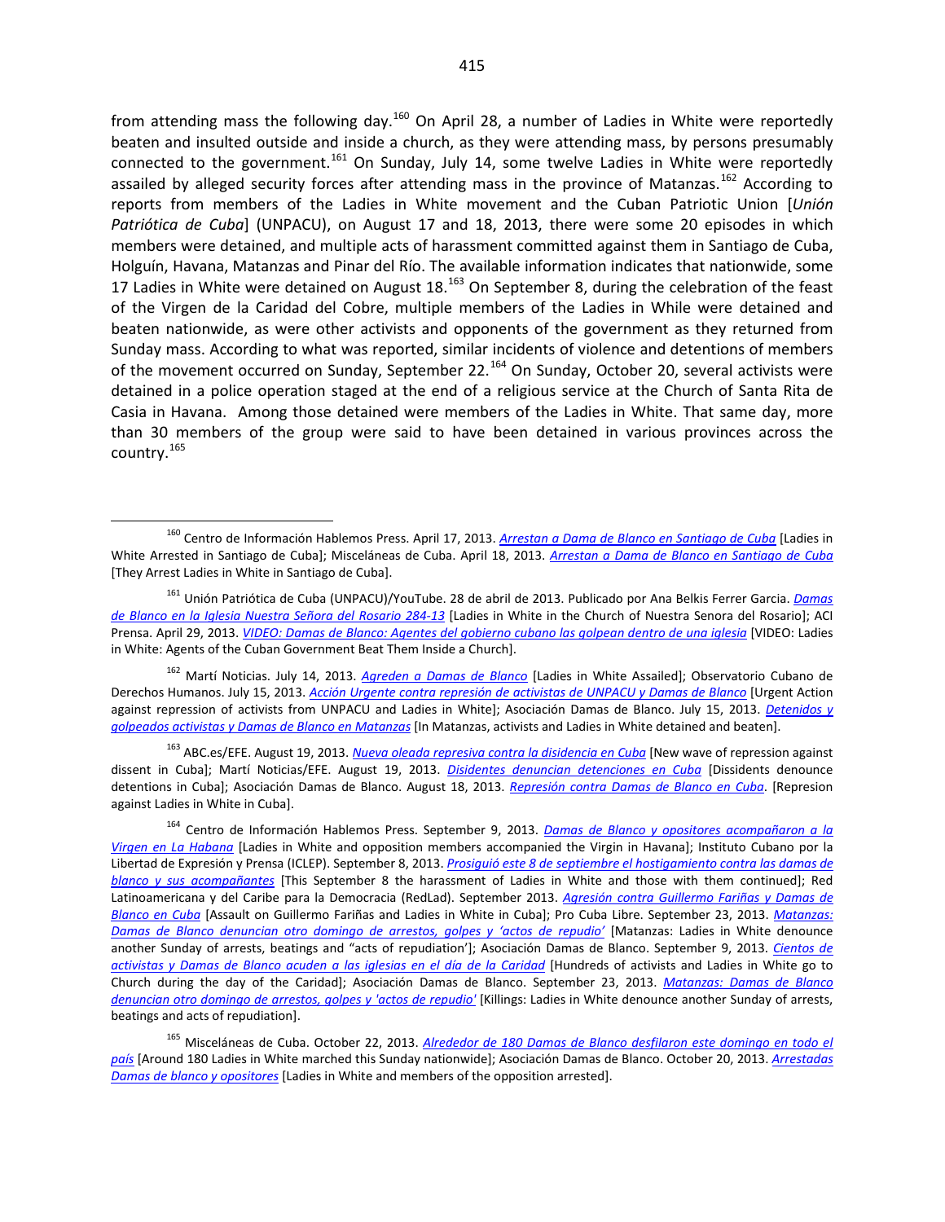from attending mass the following day.[160] On April 28, a number of Ladies in White were reportedly beaten and insulted outside and inside a church, as they were attending mass, by persons presumably connected to the government.[161] On Sunday, July 14, some twelve Ladies in White were reportedly assailed by alleged security forces after attending mass in the province of Matanzas.[162] According to reports from members of the Ladies in White movement and the Cuban Patriotic Union [*Unión Patriótica de Cuba*] (UNPACU), on August 17 and 18, 2013, there were some 20 episodes in which members were detained, and multiple acts of harassment committed against them in Santiago de Cuba, Holguín, Havana, Matanzas and Pinar del Río. The available information indicates that nationwide, some 17 Ladies in White were detained on August 18.[163] On September 8, during the celebration of the feast of the Virgen de la Caridad del Cobre, multiple members of the Ladies in While were detained and beaten nationwide, as were other activists and opponents of the government as they returned from Sunday mass. According to what was reported, similar incidents of violence and detentions of members of the movement occurred on Sunday, September 22.[164] On Sunday, October 20, several activists were detained in a police operation staged at the end of a religious service at the Church of Santa Rita de Casia in Havana. Among those detained were members of the Ladies in White. That same day, more than 30 members of the group were said to have been detained in various provinces across the country.[165]

---

[160] Centro de Información Hablemos Press. April 17, 2013. *Arrestan a Dama de Blanco en Santiago de Cuba* [Ladies in White Arrested in Santiago de Cuba]; Misceláneas de Cuba. April 18, 2013. *Arrestan a Dama de Blanco en Santiago de Cuba* [They Arrest Ladies in White in Santiago de Cuba].

[161] Unión Patriótica de Cuba (UNPACU)/YouTube. 28 de abril de 2013. Publicado por Ana Belkis Ferrer Garcia. *Damas de Blanco en la Iglesia Nuestra Señora del Rosario 284-13* [Ladies in White in the Church of Nuestra Senora del Rosario]; ACI Prensa. April 29, 2013. *VIDEO: Damas de Blanco: Agentes del gobierno cubano las golpean dentro de una iglesia* [VIDEO: Ladies in White: Agents of the Cuban Government Beat Them Inside a Church].

[162] Martí Noticias. July 14, 2013. *Agreden a Damas de Blanco* [Ladies in White Assailed]; Observatorio Cubano de Derechos Humanos. July 15, 2013. *Acción Urgente contra represión de activistas de UNPACU y Damas de Blanco* [Urgent Action against repression of activists from UNPACU and Ladies in White]; Asociación Damas de Blanco. July 15, 2013. *Detenidos y golpeados activistas y Damas de Blanco en Matanzas* [In Matanzas, activists and Ladies in White detained and beaten].

[163] ABC.es/EFE. August 19, 2013. *Nueva oleada represiva contra la disidencia en Cuba* [New wave of repression against dissent in Cuba]; Martí Noticias/EFE. August 19, 2013. *Disidentes denuncian detenciones en Cuba* [Dissidents denounce detentions in Cuba]; Asociación Damas de Blanco. August 18, 2013. *Represión contra Damas de Blanco en Cuba*. [Represion against Ladies in White in Cuba].

[164] Centro de Información Hablemos Press. September 9, 2013. *Damas de Blanco y opositores acompañaron a la Virgen en La Habana* [Ladies in White and opposition members accompanied the Virgin in Havana]; Instituto Cubano por la Libertad de Expresión y Prensa (ICLEP). September 8, 2013. *Prosiguió este 8 de septiembre el hostigamiento contra las damas de blanco y sus acompañantes* [This September 8 the harassment of Ladies in White and those with them continued]; Red Latinoamericana y del Caribe para la Democracia (RedLad). September 2013. *Agresión contra Guillermo Fariñas y Damas de Blanco en Cuba* [Assault on Guillermo Fariñas and Ladies in White in Cuba]; Pro Cuba Libre. September 23, 2013. *Matanzas: Damas de Blanco denuncian otro domingo de arrestos, golpes y 'actos de repudio'* [Matanzas: Ladies in White denounce another Sunday of arrests, beatings and "acts of repudiation']; Asociación Damas de Blanco. September 9, 2013. *Cientos de activistas y Damas de Blanco acuden a las iglesias en el día de la Caridad* [Hundreds of activists and Ladies in White go to Church during the day of the Caridad]; Asociación Damas de Blanco. September 23, 2013. *Matanzas: Damas de Blanco denuncian otro domingo de arrestos, golpes y 'actos de repudio'* [Killings: Ladies in White denounce another Sunday of arrests, beatings and acts of repudiation].

[165] Misceláneas de Cuba. October 22, 2013. *Alrededor de 180 Damas de Blanco desfilaron este domingo en todo el país* [Around 180 Ladies in White marched this Sunday nationwide]; Asociación Damas de Blanco. October 20, 2013. *Arrestadas Damas de blanco y opositores* [Ladies in White and members of the opposition arrested].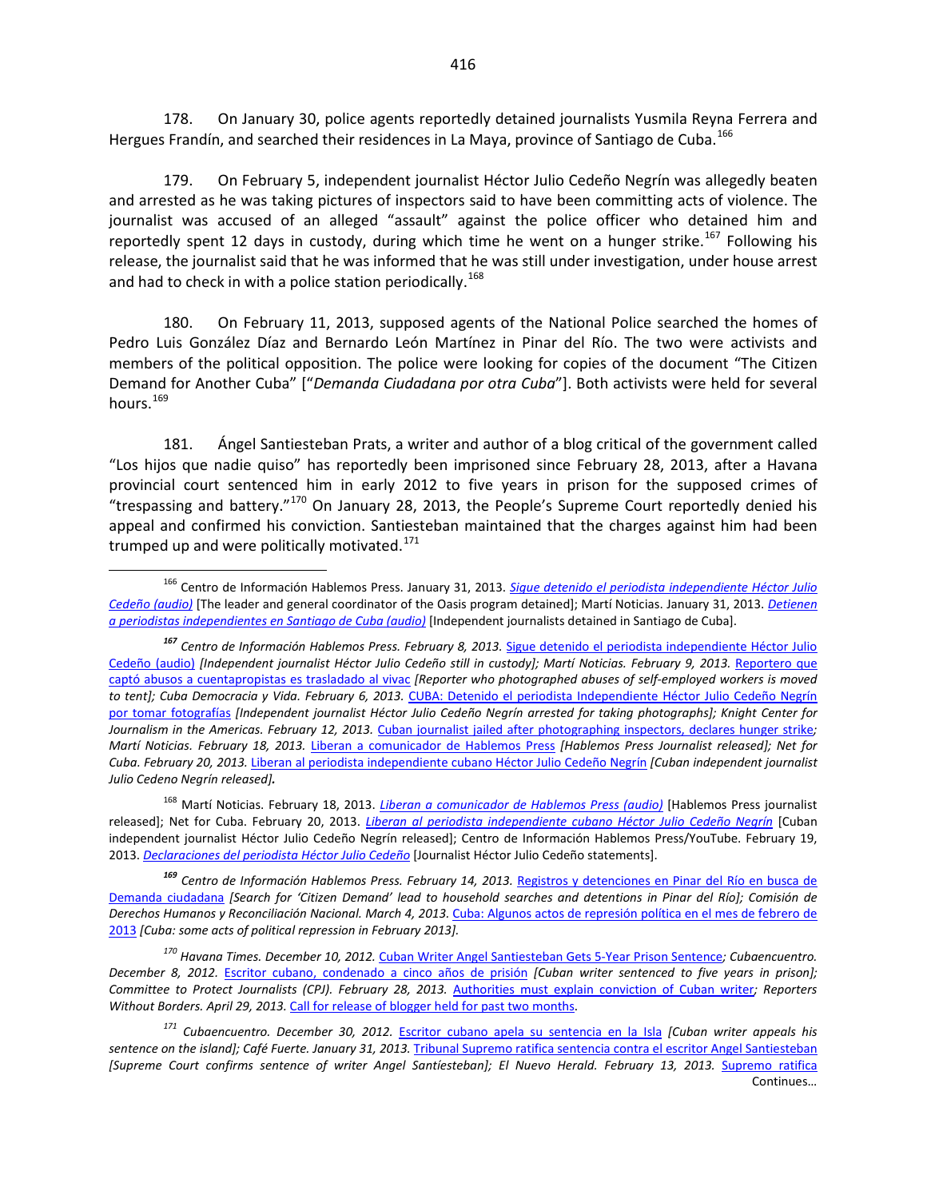178. On January 30, police agents reportedly detained journalists Yusmila Reyna Ferrera and Hergues Frandín, and searched their residences in La Maya, province of Santiago de Cuba.[166]

179. On February 5, independent journalist Héctor Julio Cedeño Negrín was allegedly beaten and arrested as he was taking pictures of inspectors said to have been committing acts of violence. The journalist was accused of an alleged "assault" against the police officer who detained him and reportedly spent 12 days in custody, during which time he went on a hunger strike.[167] Following his release, the journalist said that he was informed that he was still under investigation, under house arrest and had to check in with a police station periodically.[168]

180. On February 11, 2013, supposed agents of the National Police searched the homes of Pedro Luis González Díaz and Bernardo León Martínez in Pinar del Río. The two were activists and members of the political opposition. The police were looking for copies of the document "The Citizen Demand for Another Cuba" ["*Demanda Ciudadana por otra Cuba*"]. Both activists were held for several hours.[169]

181. Ángel Santiesteban Prats, a writer and author of a blog critical of the government called "Los hijos que nadie quiso" has reportedly been imprisoned since February 28, 2013, after a Havana provincial court sentenced him in early 2012 to five years in prison for the supposed crimes of "trespassing and battery."[170] On January 28, 2013, the People's Supreme Court reportedly denied his appeal and confirmed his conviction. Santiesteban maintained that the charges against him had been trumped up and were politically motivated.[171]

---

[166] Centro de Información Hablemos Press. January 31, 2013. *Sigue detenido el periodista independiente Héctor Julio Cedeño (audio)* [The leader and general coordinator of the Oasis program detained]; Martí Noticias. January 31, 2013. *Detienen a periodistas independientes en Santiago de Cuba (audio)* [Independent journalists detained in Santiago de Cuba].

[167] *Centro de Información Hablemos Press. February 8, 2013.* Sigue detenido el periodista independiente Héctor Julio Cedeño (audio) *[Independent journalist Héctor Julio Cedeño still in custody]; Martí Noticias. February 9, 2013.* Reportero que captó abusos a cuentapropistas es trasladado al vivac *[Reporter who photographed abuses of self-employed workers is moved to tent]; Cuba Democracia y Vida. February 6, 2013.* CUBA: Detenido el periodista Independiente Héctor Julio Cedeño Negrín por tomar fotografías *[Independent journalist Héctor Julio Cedeño Negrín arrested for taking photographs]; Knight Center for Journalism in the Americas. February 12, 2013.* Cuban journalist jailed after photographing inspectors, declares hunger strike*; Martí Noticias. February 18, 2013.* Liberan a comunicador de Hablemos Press *[Hablemos Press Journalist released]; Net for Cuba. February 20, 2013.* Liberan al periodista independiente cubano Héctor Julio Cedeño Negrín *[Cuban independent journalist Julio Cedeno Negrín released]*.

[168] Martí Noticias. February 18, 2013. *Liberan a comunicador de Hablemos Press (audio)* [Hablemos Press journalist released]; Net for Cuba. February 20, 2013. *Liberan al periodista independiente cubano Héctor Julio Cedeño Negrín* [Cuban independent journalist Héctor Julio Cedeño Negrín released]; Centro de Información Hablemos Press/YouTube. February 19, 2013. *Declaraciones del periodista Héctor Julio Cedeño* [Journalist Héctor Julio Cedeño statements].

[169] *Centro de Información Hablemos Press. February 14, 2013.* Registros y detenciones en Pinar del Río en busca de Demanda ciudadana *[Search for 'Citizen Demand' lead to household searches and detentions in Pinar del Río]; Comisión de Derechos Humanos y Reconciliación Nacional. March 4, 2013.* Cuba: Algunos actos de represión política en el mes de febrero de 2013 *[Cuba: some acts of political repression in February 2013].*

[170] *Havana Times. December 10, 2012.* Cuban Writer Angel Santiesteban Gets 5-Year Prison Sentence*; Cubaencuentro. December 8, 2012.* Escritor cubano, condenado a cinco años de prisión *[Cuban writer sentenced to five years in prison]; Committee to Protect Journalists (CPJ). February 28, 2013.* Authorities must explain conviction of Cuban writer*; Reporters Without Borders. April 29, 2013.* Call for release of blogger held for past two months.

[171] *Cubaencuentro. December 30, 2012.* Escritor cubano apela su sentencia en la Isla *[Cuban writer appeals his sentence on the island]; Café Fuerte. January 31, 2013.* Tribunal Supremo ratifica sentencia contra el escritor Angel Santiesteban *[Supreme Court confirms sentence of writer Angel Santíesteban]; El Nuevo Herald. February 13, 2013.* Supremo ratifica

Continues…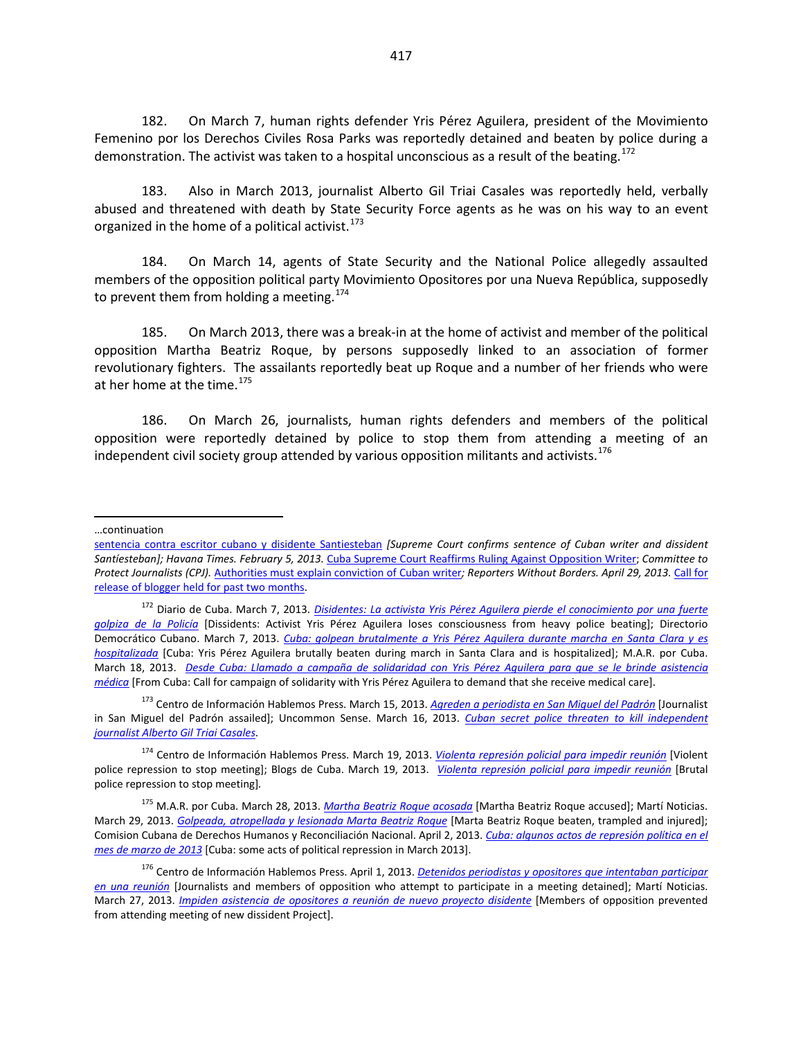182. On March 7, human rights defender Yris Pérez Aguilera, president of the Movimiento Femenino por los Derechos Civiles Rosa Parks was reportedly detained and beaten by police during a demonstration. The activist was taken to a hospital unconscious as a result of the beating.[172]

183. Also in March 2013, journalist Alberto Gil Triai Casales was reportedly held, verbally abused and threatened with death by State Security Force agents as he was on his way to an event organized in the home of a political activist.[173]

184. On March 14, agents of State Security and the National Police allegedly assaulted members of the opposition political party Movimiento Opositores por una Nueva República, supposedly to prevent them from holding a meeting.[174]

185. On March 2013, there was a break-in at the home of activist and member of the political opposition Martha Beatriz Roque, by persons supposedly linked to an association of former revolutionary fighters. The assailants reportedly beat up Roque and a number of her friends who were at her home at the time.[175]

186. On March 26, journalists, human rights defenders and members of the political opposition were reportedly detained by police to stop them from attending a meeting of an independent civil society group attended by various opposition militants and activists.[176]

---

…continuation

sentencia contra escritor cubano y disidente Santiesteban *[Supreme Court confirms sentence of Cuban writer and dissident Santíesteban]; Havana Times. February 5, 2013.* Cuba Supreme Court Reaffirms Ruling Against Opposition Writer; *Committee to Protect Journalists (CPJ).* Authorities must explain conviction of Cuban writer*; Reporters Without Borders. April 29, 2013.* Call for release of blogger held for past two months.

[172] Diario de Cuba. March 7, 2013. *Disidentes: La activista Yris Pérez Aguilera pierde el conocimiento por una fuerte golpiza de la Policía* [Dissidents: Activist Yris Pérez Aguilera loses consciousness from heavy police beating]; Directorio Democrático Cubano. March 7, 2013. *Cuba: golpean brutalmente a Yris Pérez Aguilera durante marcha en Santa Clara y es hospitalizada* [Cuba: Yris Pérez Aguilera brutally beaten during march in Santa Clara and is hospitalized]; M.A.R. por Cuba. March 18, 2013. *Desde Cuba: Llamado a campaña de solidaridad con Yris Pérez Aguilera para que se le brinde asistencia médica* [From Cuba: Call for campaign of solidarity with Yris Pérez Aguilera to demand that she receive medical care].

[173] Centro de Información Hablemos Press. March 15, 2013. *Agreden a periodista en San Miguel del Padrón* [Journalist in San Miguel del Padrón assailed]; Uncommon Sense. March 16, 2013. *Cuban secret police threaten to kill independent journalist Alberto Gil Triai Casales.*

[174] Centro de Información Hablemos Press. March 19, 2013. *Violenta represión policial para impedir reunión* [Violent police repression to stop meeting]; Blogs de Cuba. March 19, 2013. *Violenta represión policial para impedir reunión* [Brutal police repression to stop meeting].

[175] M.A.R. por Cuba. March 28, 2013. *Martha Beatriz Roque acosada* [Martha Beatriz Roque accused]; Martí Noticias. March 29, 2013. *Golpeada, atropellada y lesionada Marta Beatriz Roque* [Marta Beatriz Roque beaten, trampled and injured]; Comision Cubana de Derechos Humanos y Reconciliación Nacional. April 2, 2013. *Cuba: algunos actos de represión política en el mes de marzo de 2013* [Cuba: some acts of political repression in March 2013].

[176] Centro de Información Hablemos Press. April 1, 2013. *Detenidos periodistas y opositores que intentaban participar en una reunión* [Journalists and members of opposition who attempt to participate in a meeting detained]; Martí Noticias. March 27, 2013. *Impiden asistencia de opositores a reunión de nuevo proyecto disidente* [Members of opposition prevented from attending meeting of new dissident Project].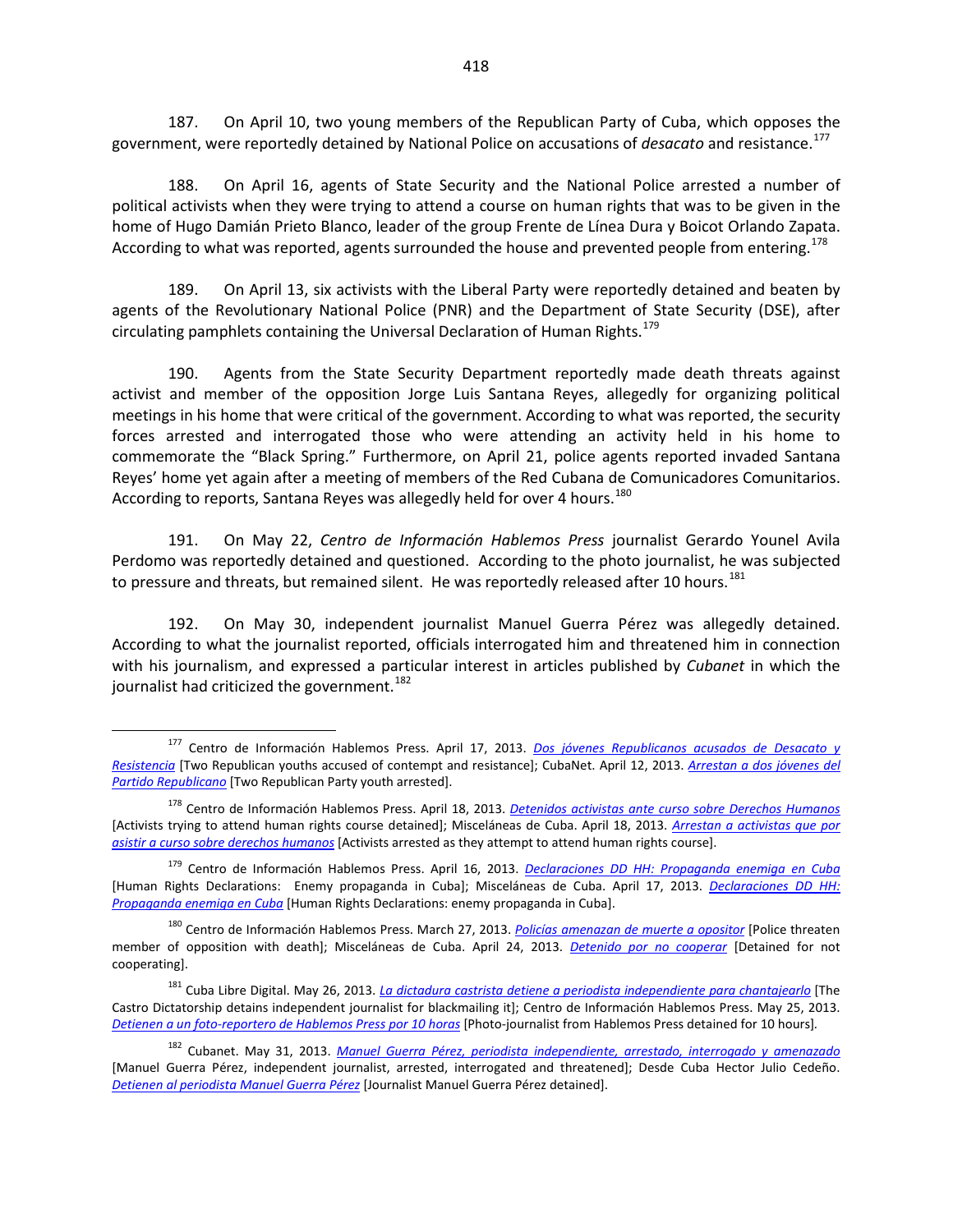187. On April 10, two young members of the Republican Party of Cuba, which opposes the government, were reportedly detained by National Police on accusations of *desacato* and resistance.[177]

188. On April 16, agents of State Security and the National Police arrested a number of political activists when they were trying to attend a course on human rights that was to be given in the home of Hugo Damián Prieto Blanco, leader of the group Frente de Línea Dura y Boicot Orlando Zapata. According to what was reported, agents surrounded the house and prevented people from entering.[178]

189. On April 13, six activists with the Liberal Party were reportedly detained and beaten by agents of the Revolutionary National Police (PNR) and the Department of State Security (DSE), after circulating pamphlets containing the Universal Declaration of Human Rights.[179]

190. Agents from the State Security Department reportedly made death threats against activist and member of the opposition Jorge Luis Santana Reyes, allegedly for organizing political meetings in his home that were critical of the government. According to what was reported, the security forces arrested and interrogated those who were attending an activity held in his home to commemorate the "Black Spring." Furthermore, on April 21, police agents reported invaded Santana Reyes' home yet again after a meeting of members of the Red Cubana de Comunicadores Comunitarios. According to reports, Santana Reyes was allegedly held for over 4 hours.[180]

191. On May 22, *Centro de Información Hablemos Press* journalist Gerardo Younel Avila Perdomo was reportedly detained and questioned. According to the photo journalist, he was subjected to pressure and threats, but remained silent. He was reportedly released after 10 hours.[181]

192. On May 30, independent journalist Manuel Guerra Pérez was allegedly detained. According to what the journalist reported, officials interrogated him and threatened him in connection with his journalism, and expressed a particular interest in articles published by *Cubanet* in which the journalist had criticized the government.[182]

---

[177] Centro de Información Hablemos Press. April 17, 2013. *Dos jóvenes Republicanos acusados de Desacato y Resistencia* [Two Republican youths accused of contempt and resistance]; CubaNet. April 12, 2013. *Arrestan a dos jóvenes del Partido Republicano* [Two Republican Party youth arrested].

[178] Centro de Información Hablemos Press. April 18, 2013. *Detenidos activistas ante curso sobre Derechos Humanos* [Activists trying to attend human rights course detained]; Misceláneas de Cuba. April 18, 2013. *Arrestan a activistas que por asistir a curso sobre derechos humanos* [Activists arrested as they attempt to attend human rights course].

[179] Centro de Información Hablemos Press. April 16, 2013. *Declaraciones DD HH: Propaganda enemiga en Cuba* [Human Rights Declarations: Enemy propaganda in Cuba]; Misceláneas de Cuba. April 17, 2013. *Declaraciones DD HH: Propaganda enemiga en Cuba* [Human Rights Declarations: enemy propaganda in Cuba].

[180] Centro de Información Hablemos Press. March 27, 2013. *Policías amenazan de muerte a opositor* [Police threaten member of opposition with death]; Misceláneas de Cuba. April 24, 2013. *Detenido por no cooperar* [Detained for not cooperating].

[181] Cuba Libre Digital. May 26, 2013. *La dictadura castrista detiene a periodista independiente para chantajearlo* [The Castro Dictatorship detains independent journalist for blackmailing it]; Centro de Información Hablemos Press. May 25, 2013. *Detienen a un foto-reportero de Hablemos Press por 10 horas* [Photo-journalist from Hablemos Press detained for 10 hours].

[182] Cubanet. May 31, 2013. *Manuel Guerra Pérez, periodista independiente, arrestado, interrogado y amenazado* [Manuel Guerra Pérez, independent journalist, arrested, interrogated and threatened]; Desde Cuba Hector Julio Cedeño. *Detienen al periodista Manuel Guerra Pérez* [Journalist Manuel Guerra Pérez detained].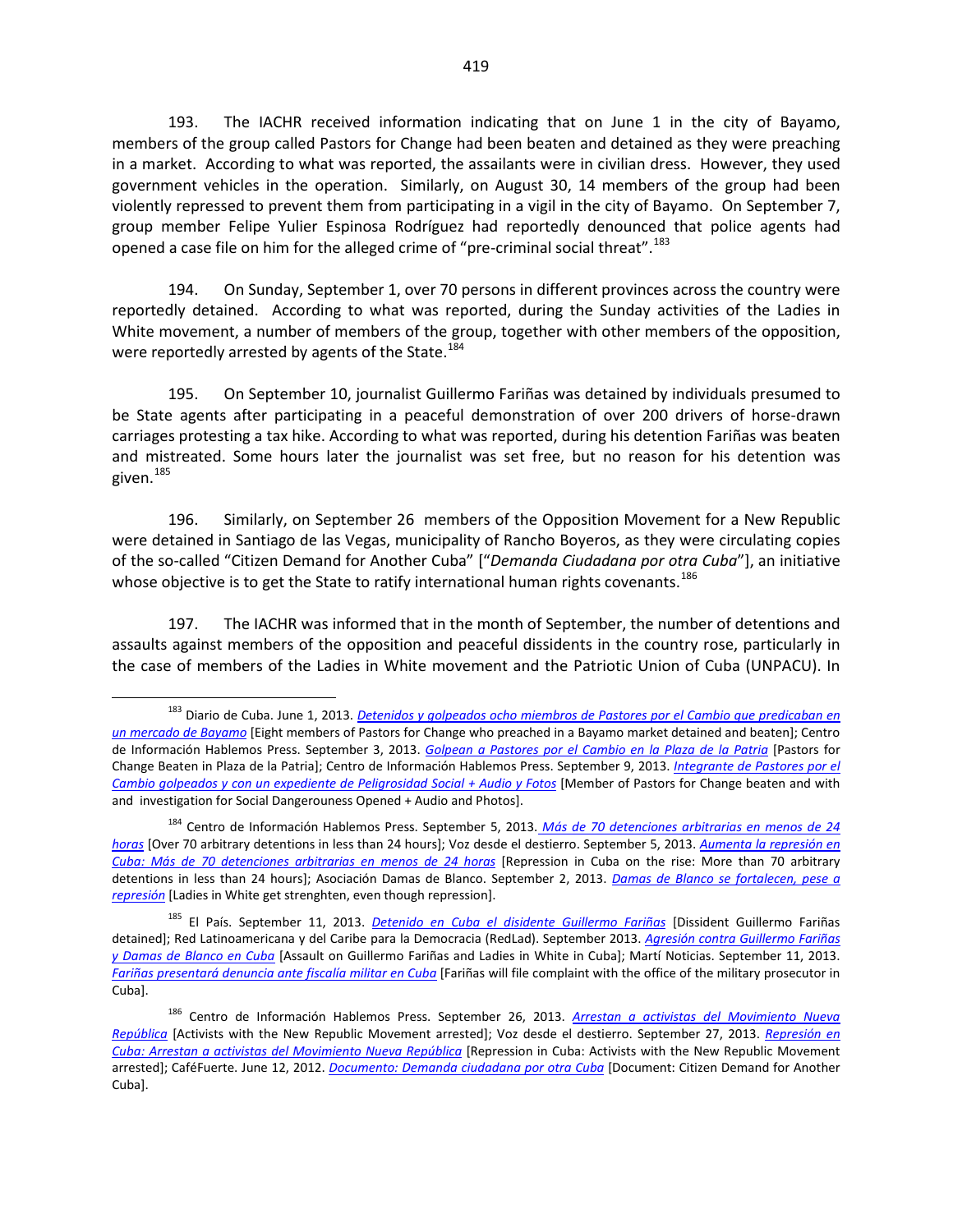193. The IACHR received information indicating that on June 1 in the city of Bayamo, members of the group called Pastors for Change had been beaten and detained as they were preaching in a market. According to what was reported, the assailants were in civilian dress. However, they used government vehicles in the operation. Similarly, on August 30, 14 members of the group had been violently repressed to prevent them from participating in a vigil in the city of Bayamo. On September 7, group member Felipe Yulier Espinosa Rodríguez had reportedly denounced that police agents had opened a case file on him for the alleged crime of "pre-criminal social threat".[183]

194. On Sunday, September 1, over 70 persons in different provinces across the country were reportedly detained. According to what was reported, during the Sunday activities of the Ladies in White movement, a number of members of the group, together with other members of the opposition, were reportedly arrested by agents of the State.[184]

195. On September 10, journalist Guillermo Fariñas was detained by individuals presumed to be State agents after participating in a peaceful demonstration of over 200 drivers of horse-drawn carriages protesting a tax hike. According to what was reported, during his detention Fariñas was beaten and mistreated. Some hours later the journalist was set free, but no reason for his detention was given.[185]

196. Similarly, on September 26 members of the Opposition Movement for a New Republic were detained in Santiago de las Vegas, municipality of Rancho Boyeros, as they were circulating copies of the so-called "Citizen Demand for Another Cuba" ["*Demanda Ciudadana por otra Cuba*"], an initiative whose objective is to get the State to ratify international human rights covenants.[186]

197. The IACHR was informed that in the month of September, the number of detentions and assaults against members of the opposition and peaceful dissidents in the country rose, particularly in the case of members of the Ladies in White movement and the Patriotic Union of Cuba (UNPACU). In

---

[183] Diario de Cuba. June 1, 2013. *Detenidos y golpeados ocho miembros de Pastores por el Cambio que predicaban en un mercado de Bayamo* [Eight members of Pastors for Change who preached in a Bayamo market detained and beaten]; Centro de Información Hablemos Press. September 3, 2013. *Golpean a Pastores por el Cambio en la Plaza de la Patria* [Pastors for Change Beaten in Plaza de la Patria]; Centro de Información Hablemos Press. September 9, 2013. *Integrante de Pastores por el Cambio golpeados y con un expediente de Peligrosidad Social + Audio y Fotos* [Member of Pastors for Change beaten and with and investigation for Social Dangerouness Opened + Audio and Photos].

[184] Centro de Información Hablemos Press. September 5, 2013. *Más de 70 detenciones arbitrarias en menos de 24 horas* [Over 70 arbitrary detentions in less than 24 hours]; Voz desde el destierro. September 5, 2013. *Aumenta la represión en Cuba: Más de 70 detenciones arbitrarias en menos de 24 horas* [Repression in Cuba on the rise: More than 70 arbitrary detentions in less than 24 hours]; Asociación Damas de Blanco. September 2, 2013. *Damas de Blanco se fortalecen, pese a represión* [Ladies in White get strenghten, even though repression].

[185] El País. September 11, 2013. *Detenido en Cuba el disidente Guillermo Fariñas* [Dissident Guillermo Fariñas detained]; Red Latinoamericana y del Caribe para la Democracia (RedLad). September 2013. *Agresión contra Guillermo Fariñas y Damas de Blanco en Cuba* [Assault on Guillermo Fariñas and Ladies in White in Cuba]; Martí Noticias. September 11, 2013. *Fariñas presentará denuncia ante fiscalía militar en Cuba* [Fariñas will file complaint with the office of the military prosecutor in Cuba].

[186] Centro de Información Hablemos Press. September 26, 2013. *Arrestan a activistas del Movimiento Nueva República* [Activists with the New Republic Movement arrested]; Voz desde el destierro. September 27, 2013. *Represión en Cuba: Arrestan a activistas del Movimiento Nueva República* [Repression in Cuba: Activists with the New Republic Movement arrested]; CaféFuerte. June 12, 2012. *Documento: Demanda ciudadana por otra Cuba* [Document: Citizen Demand for Another Cuba].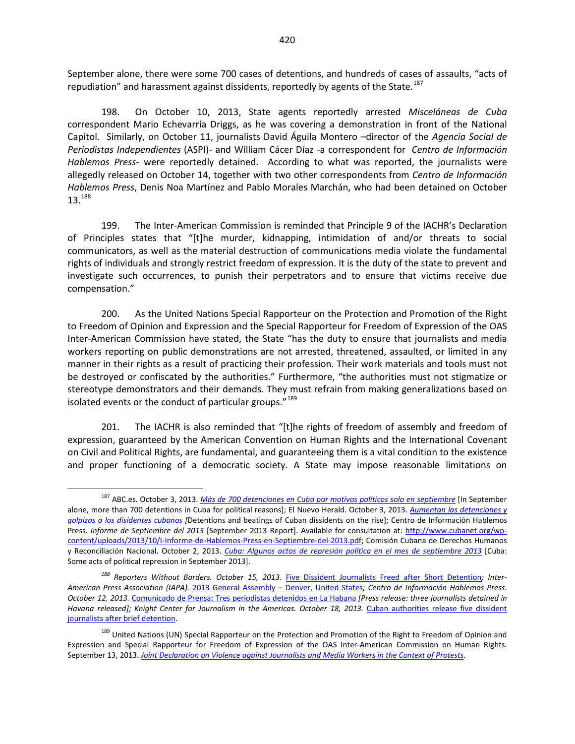September alone, there were some 700 cases of detentions, and hundreds of cases of assaults, "acts of repudiation" and harassment against dissidents, reportedly by agents of the State.[187]

198. On October 10, 2013, State agents reportedly arrested *Misceláneas de Cuba* correspondent Mario Echevarría Driggs, as he was covering a demonstration in front of the National Capitol. Similarly, on October 11, journalists David Águila Montero –director of the *Agencia Social de Periodistas Independientes* (ASPI)- and William Cácer Díaz -a correspondent for *Centro de Información Hablemos Press*- were reportedly detained. According to what was reported, the journalists were allegedly released on October 14, together with two other correspondents from *Centro de Información Hablemos Press*, Denis Noa Martínez and Pablo Morales Marchán, who had been detained on October 13.[188]

199. The Inter-American Commission is reminded that Principle 9 of the IACHR's Declaration of Principles states that "[t]he murder, kidnapping, intimidation of and/or threats to social communicators, as well as the material destruction of communications media violate the fundamental rights of individuals and strongly restrict freedom of expression. It is the duty of the state to prevent and investigate such occurrences, to punish their perpetrators and to ensure that victims receive due compensation."

200. As the United Nations Special Rapporteur on the Protection and Promotion of the Right to Freedom of Opinion and Expression and the Special Rapporteur for Freedom of Expression of the OAS Inter-American Commission have stated, the State "has the duty to ensure that journalists and media workers reporting on public demonstrations are not arrested, threatened, assaulted, or limited in any manner in their rights as a result of practicing their profession. Their work materials and tools must not be destroyed or confiscated by the authorities." Furthermore, "the authorities must not stigmatize or stereotype demonstrators and their demands. They must refrain from making generalizations based on isolated events or the conduct of particular groups."[189]

201. The IACHR is also reminded that "[t]he rights of freedom of assembly and freedom of expression, guaranteed by the American Convention on Human Rights and the International Covenant on Civil and Political Rights, are fundamental, and guaranteeing them is a vital condition to the existence and proper functioning of a democratic society. A State may impose reasonable limitations on

---

[187] ABC.es. October 3, 2013. *Más de 700 detenciones en Cuba por motivos políticos solo en septiembre* [In September alone, more than 700 detentions in Cuba for political reasons]; El Nuevo Herald. October 3, 2013. *Aumentan las detenciones y golpizas a los disidentes cubanos [*Detentions and beatings of Cuban dissidents on the rise]; Centro de Información Hablemos Press. *Informe de Septiembre del 2013* [September 2013 Report]. Available for consultation at: http://www.cubanet.org/wp-content/uploads/2013/10/I-Informe-de-Hablemos-Press-en-Septiembre-del-2013.pdf; Comisión Cubana de Derechos Humanos y Reconciliación Nacional. October 2, 2013. *Cuba: Algunos actos de represión política en el mes de septiembre 2013* [Cuba: Some acts of political repression in September 2013].

[188] *Reporters Without Borders. October 15, 2013.* Five Dissident Journalists Freed after Short Detention*; Inter-American Press Association (IAPA).* 2013 General Assembly – Denver, United States*; Centro de Información Hablemos Press. October 12, 2013.* Comunicado de Prensa: Tres periodistas detenidos en La Habana *[Press release: three journalists detained in Havana released]; Knight Center for Journalism in the Americas. October 18, 2013.* Cuban authorities release five dissident journalists after brief detention.

[189] United Nations (UN) Special Rapporteur on the Protection and Promotion of the Right to Freedom of Opinion and Expression and Special Rapporteur for Freedom of Expression of the OAS Inter-American Commission on Human Rights. September 13, 2013. *Joint Declaration on Violence against Journalists and Media Workers in the Context of Protests.*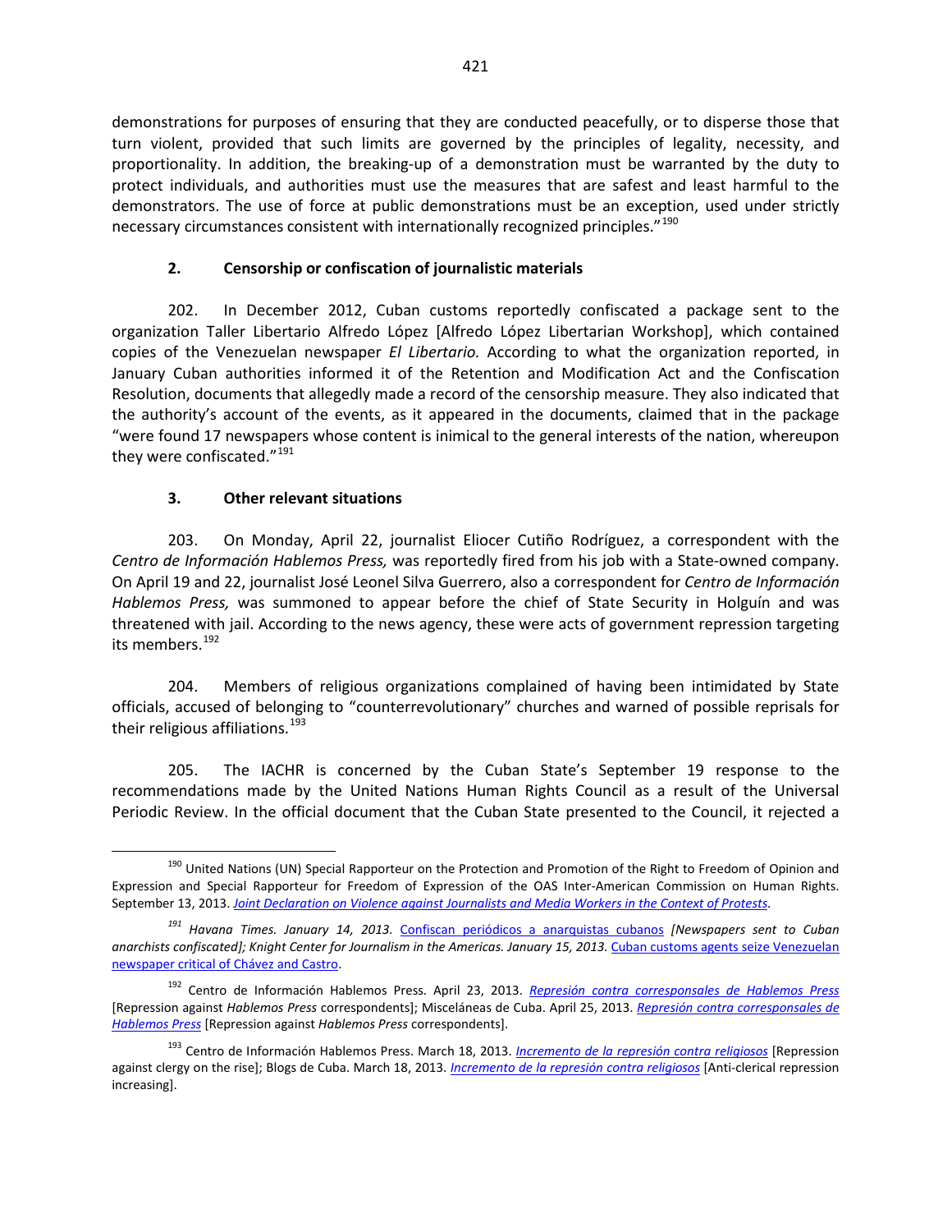demonstrations for purposes of ensuring that they are conducted peacefully, or to disperse those that turn violent, provided that such limits are governed by the principles of legality, necessity, and proportionality. In addition, the breaking-up of a demonstration must be warranted by the duty to protect individuals, and authorities must use the measures that are safest and least harmful to the demonstrators. The use of force at public demonstrations must be an exception, used under strictly necessary circumstances consistent with internationally recognized principles."[190]

### 2. Censorship or confiscation of journalistic materials

202. In December 2012, Cuban customs reportedly confiscated a package sent to the organization Taller Libertario Alfredo López [Alfredo López Libertarian Workshop], which contained copies of the Venezuelan newspaper *El Libertario.* According to what the organization reported, in January Cuban authorities informed it of the Retention and Modification Act and the Confiscation Resolution, documents that allegedly made a record of the censorship measure. They also indicated that the authority's account of the events, as it appeared in the documents, claimed that in the package "were found 17 newspapers whose content is inimical to the general interests of the nation, whereupon they were confiscated."[191]

### 3. Other relevant situations

203. On Monday, April 22, journalist Eliocer Cutiño Rodríguez, a correspondent with the *Centro de Información Hablemos Press,* was reportedly fired from his job with a State-owned company. On April 19 and 22, journalist José Leonel Silva Guerrero, also a correspondent for *Centro de Información Hablemos Press,* was summoned to appear before the chief of State Security in Holguín and was threatened with jail. According to the news agency, these were acts of government repression targeting its members.[192]

204. Members of religious organizations complained of having been intimidated by State officials, accused of belonging to "counterrevolutionary" churches and warned of possible reprisals for their religious affiliations.[193]

205. The IACHR is concerned by the Cuban State's September 19 response to the recommendations made by the United Nations Human Rights Council as a result of the Universal Periodic Review. In the official document that the Cuban State presented to the Council, it rejected a

---

[190] United Nations (UN) Special Rapporteur on the Protection and Promotion of the Right to Freedom of Opinion and Expression and Special Rapporteur for Freedom of Expression of the OAS Inter-American Commission on Human Rights. September 13, 2013. *Joint Declaration on Violence against Journalists and Media Workers in the Context of Protests.*

[191] *Havana Times. January 14, 2013.* Confiscan periódicos a anarquistas cubanos *[Newspapers sent to Cuban anarchists confiscated]; Knight Center for Journalism in the Americas. January 15, 2013.* Cuban customs agents seize Venezuelan newspaper critical of Chávez and Castro.

[192] Centro de Información Hablemos Press. April 23, 2013. *Represión contra corresponsales de Hablemos Press* [Repression against *Hablemos Press* correspondents]; Misceláneas de Cuba. April 25, 2013. *Represión contra corresponsales de Hablemos Press* [Repression against *Hablemos Press* correspondents].

[193] Centro de Información Hablemos Press. March 18, 2013. *Incremento de la represión contra religiosos* [Repression against clergy on the rise]; Blogs de Cuba. March 18, 2013. *Incremento de la represión contra religiosos* [Anti-clerical repression increasing].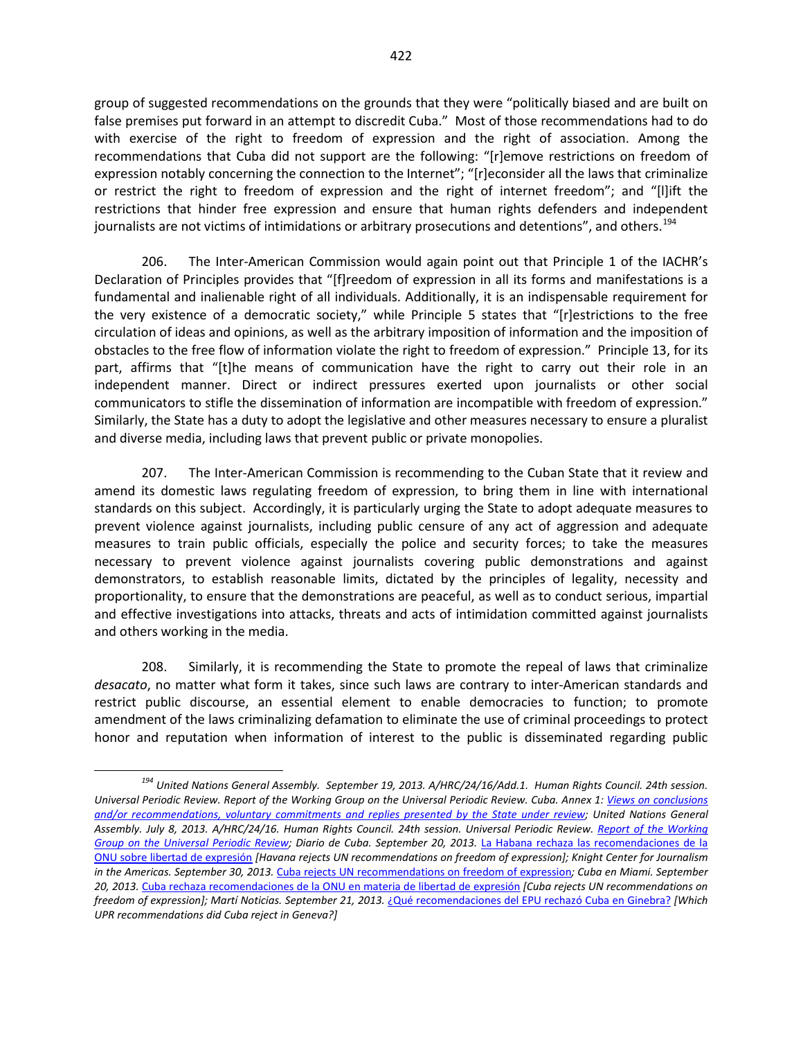group of suggested recommendations on the grounds that they were "politically biased and are built on false premises put forward in an attempt to discredit Cuba." Most of those recommendations had to do with exercise of the right to freedom of expression and the right of association. Among the recommendations that Cuba did not support are the following: "[r]emove restrictions on freedom of expression notably concerning the connection to the Internet"; "[r]econsider all the laws that criminalize or restrict the right to freedom of expression and the right of internet freedom"; and "[l]ift the restrictions that hinder free expression and ensure that human rights defenders and independent journalists are not victims of intimidations or arbitrary prosecutions and detentions", and others.[194]

206. The Inter-American Commission would again point out that Principle 1 of the IACHR's Declaration of Principles provides that "[f]reedom of expression in all its forms and manifestations is a fundamental and inalienable right of all individuals. Additionally, it is an indispensable requirement for the very existence of a democratic society," while Principle 5 states that "[r]estrictions to the free circulation of ideas and opinions, as well as the arbitrary imposition of information and the imposition of obstacles to the free flow of information violate the right to freedom of expression." Principle 13, for its part, affirms that "[t]he means of communication have the right to carry out their role in an independent manner. Direct or indirect pressures exerted upon journalists or other social communicators to stifle the dissemination of information are incompatible with freedom of expression." Similarly, the State has a duty to adopt the legislative and other measures necessary to ensure a pluralist and diverse media, including laws that prevent public or private monopolies.

207. The Inter-American Commission is recommending to the Cuban State that it review and amend its domestic laws regulating freedom of expression, to bring them in line with international standards on this subject. Accordingly, it is particularly urging the State to adopt adequate measures to prevent violence against journalists, including public censure of any act of aggression and adequate measures to train public officials, especially the police and security forces; to take the measures necessary to prevent violence against journalists covering public demonstrations and against demonstrators, to establish reasonable limits, dictated by the principles of legality, necessity and proportionality, to ensure that the demonstrations are peaceful, as well as to conduct serious, impartial and effective investigations into attacks, threats and acts of intimidation committed against journalists and others working in the media.

208. Similarly, it is recommending the State to promote the repeal of laws that criminalize *desacato*, no matter what form it takes, since such laws are contrary to inter-American standards and restrict public discourse, an essential element to enable democracies to function; to promote amendment of the laws criminalizing defamation to eliminate the use of criminal proceedings to protect honor and reputation when information of interest to the public is disseminated regarding public

---

[194] *United Nations General Assembly. September 19, 2013. A/HRC/24/16/Add.1. Human Rights Council. 24th session. Universal Periodic Review. Report of the Working Group on the Universal Periodic Review. Cuba. Annex 1: Views on conclusions and/or recommendations, voluntary commitments and replies presented by the State under review; United Nations General Assembly. July 8, 2013. A/HRC/24/16. Human Rights Council. 24th session. Universal Periodic Review. Report of the Working Group on the Universal Periodic Review; Diario de Cuba. September 20, 2013.* La Habana rechaza las recomendaciones de la ONU sobre libertad de expresión *[Havana rejects UN recommendations on freedom of expression]; Knight Center for Journalism in the Americas. September 30, 2013.* Cuba rejects UN recommendations on freedom of expression*; Cuba en Miami. September 20, 2013.* Cuba rechaza recomendaciones de la ONU en materia de libertad de expresión *[Cuba rejects UN recommendations on freedom of expression]; Martí Noticias. September 21, 2013.* ¿Qué recomendaciones del EPU rechazó Cuba en Ginebra? *[Which UPR recommendations did Cuba reject in Geneva?]*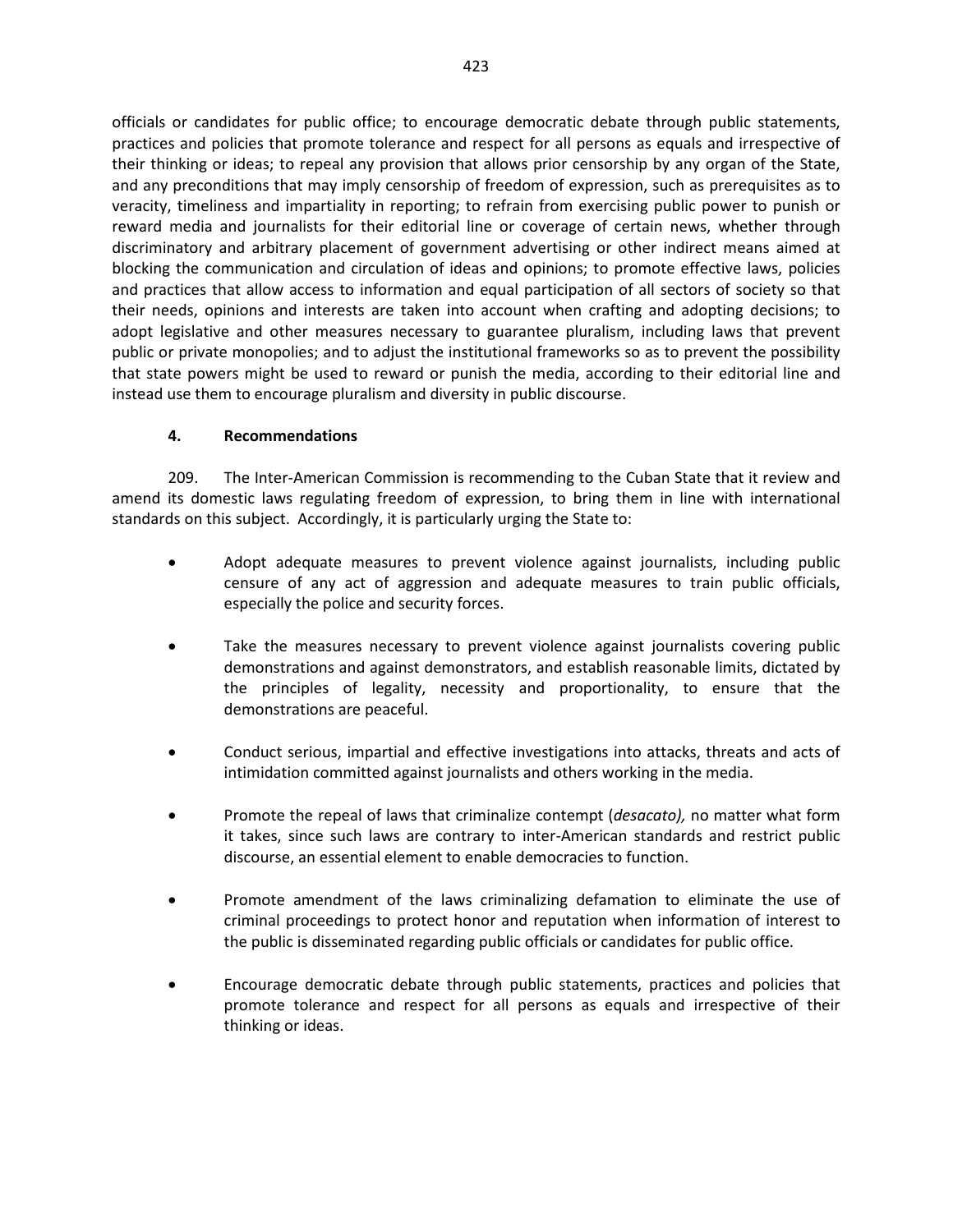officials or candidates for public office; to encourage democratic debate through public statements, practices and policies that promote tolerance and respect for all persons as equals and irrespective of their thinking or ideas; to repeal any provision that allows prior censorship by any organ of the State, and any preconditions that may imply censorship of freedom of expression, such as prerequisites as to veracity, timeliness and impartiality in reporting; to refrain from exercising public power to punish or reward media and journalists for their editorial line or coverage of certain news, whether through discriminatory and arbitrary placement of government advertising or other indirect means aimed at blocking the communication and circulation of ideas and opinions; to promote effective laws, policies and practices that allow access to information and equal participation of all sectors of society so that their needs, opinions and interests are taken into account when crafting and adopting decisions; to adopt legislative and other measures necessary to guarantee pluralism, including laws that prevent public or private monopolies; and to adjust the institutional frameworks so as to prevent the possibility that state powers might be used to reward or punish the media, according to their editorial line and instead use them to encourage pluralism and diversity in public discourse.

### 4. Recommendations

209. The Inter-American Commission is recommending to the Cuban State that it review and amend its domestic laws regulating freedom of expression, to bring them in line with international standards on this subject. Accordingly, it is particularly urging the State to:

- Adopt adequate measures to prevent violence against journalists, including public censure of any act of aggression and adequate measures to train public officials, especially the police and security forces.

- Take the measures necessary to prevent violence against journalists covering public demonstrations and against demonstrators, and establish reasonable limits, dictated by the principles of legality, necessity and proportionality, to ensure that the demonstrations are peaceful.

- Conduct serious, impartial and effective investigations into attacks, threats and acts of intimidation committed against journalists and others working in the media.

- Promote the repeal of laws that criminalize contempt (*desacato),* no matter what form it takes, since such laws are contrary to inter-American standards and restrict public discourse, an essential element to enable democracies to function.

- Promote amendment of the laws criminalizing defamation to eliminate the use of criminal proceedings to protect honor and reputation when information of interest to the public is disseminated regarding public officials or candidates for public office.

- Encourage democratic debate through public statements, practices and policies that promote tolerance and respect for all persons as equals and irrespective of their thinking or ideas.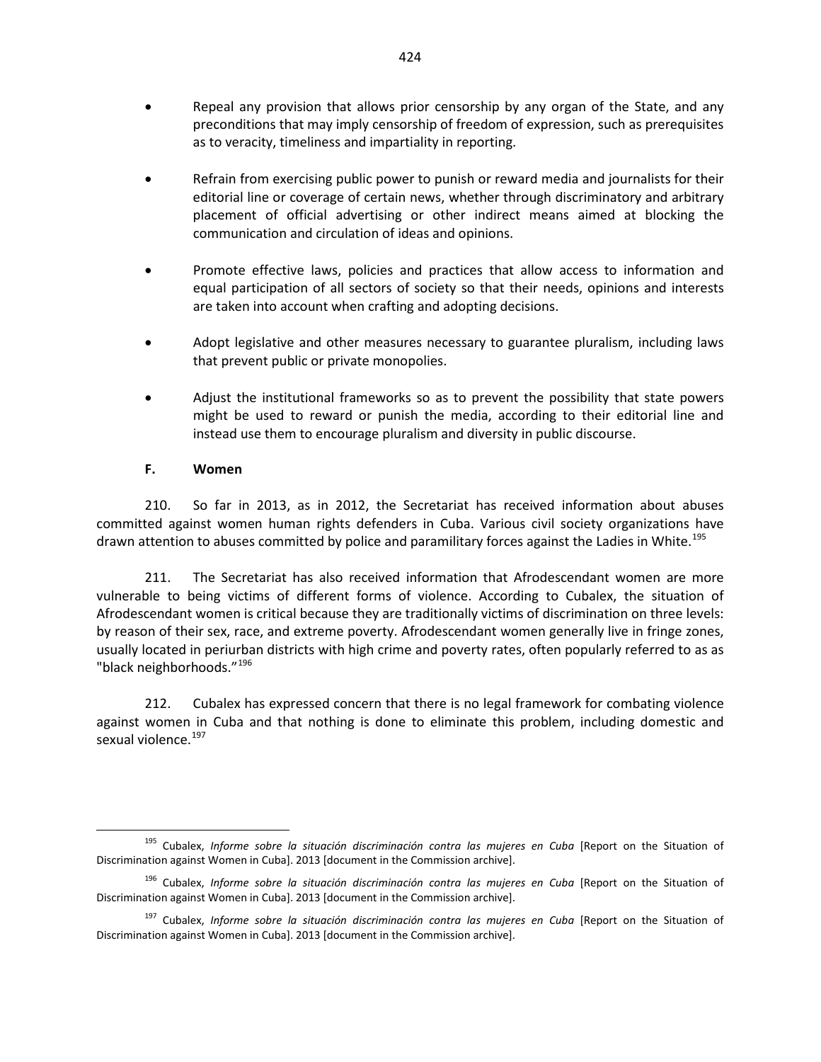- Repeal any provision that allows prior censorship by any organ of the State, and any preconditions that may imply censorship of freedom of expression, such as prerequisites as to veracity, timeliness and impartiality in reporting.

- Refrain from exercising public power to punish or reward media and journalists for their editorial line or coverage of certain news, whether through discriminatory and arbitrary placement of official advertising or other indirect means aimed at blocking the communication and circulation of ideas and opinions.

- Promote effective laws, policies and practices that allow access to information and equal participation of all sectors of society so that their needs, opinions and interests are taken into account when crafting and adopting decisions.

- Adopt legislative and other measures necessary to guarantee pluralism, including laws that prevent public or private monopolies.

- Adjust the institutional frameworks so as to prevent the possibility that state powers might be used to reward or punish the media, according to their editorial line and instead use them to encourage pluralism and diversity in public discourse.

### F. Women

210. So far in 2013, as in 2012, the Secretariat has received information about abuses committed against women human rights defenders in Cuba. Various civil society organizations have drawn attention to abuses committed by police and paramilitary forces against the Ladies in White.[195]

211. The Secretariat has also received information that Afrodescendant women are more vulnerable to being victims of different forms of violence. According to Cubalex, the situation of Afrodescendant women is critical because they are traditionally victims of discrimination on three levels: by reason of their sex, race, and extreme poverty. Afrodescendant women generally live in fringe zones, usually located in periurban districts with high crime and poverty rates, often popularly referred to as as "black neighborhoods."[196]

212. Cubalex has expressed concern that there is no legal framework for combating violence against women in Cuba and that nothing is done to eliminate this problem, including domestic and sexual violence.[197]

---

[195] Cubalex, *Informe sobre la situación discriminación contra las mujeres en Cuba* [Report on the Situation of Discrimination against Women in Cuba]. 2013 [document in the Commission archive].

[196] Cubalex, *Informe sobre la situación discriminación contra las mujeres en Cuba* [Report on the Situation of Discrimination against Women in Cuba]. 2013 [document in the Commission archive].

[197] Cubalex, *Informe sobre la situación discriminación contra las mujeres en Cuba* [Report on the Situation of Discrimination against Women in Cuba]. 2013 [document in the Commission archive].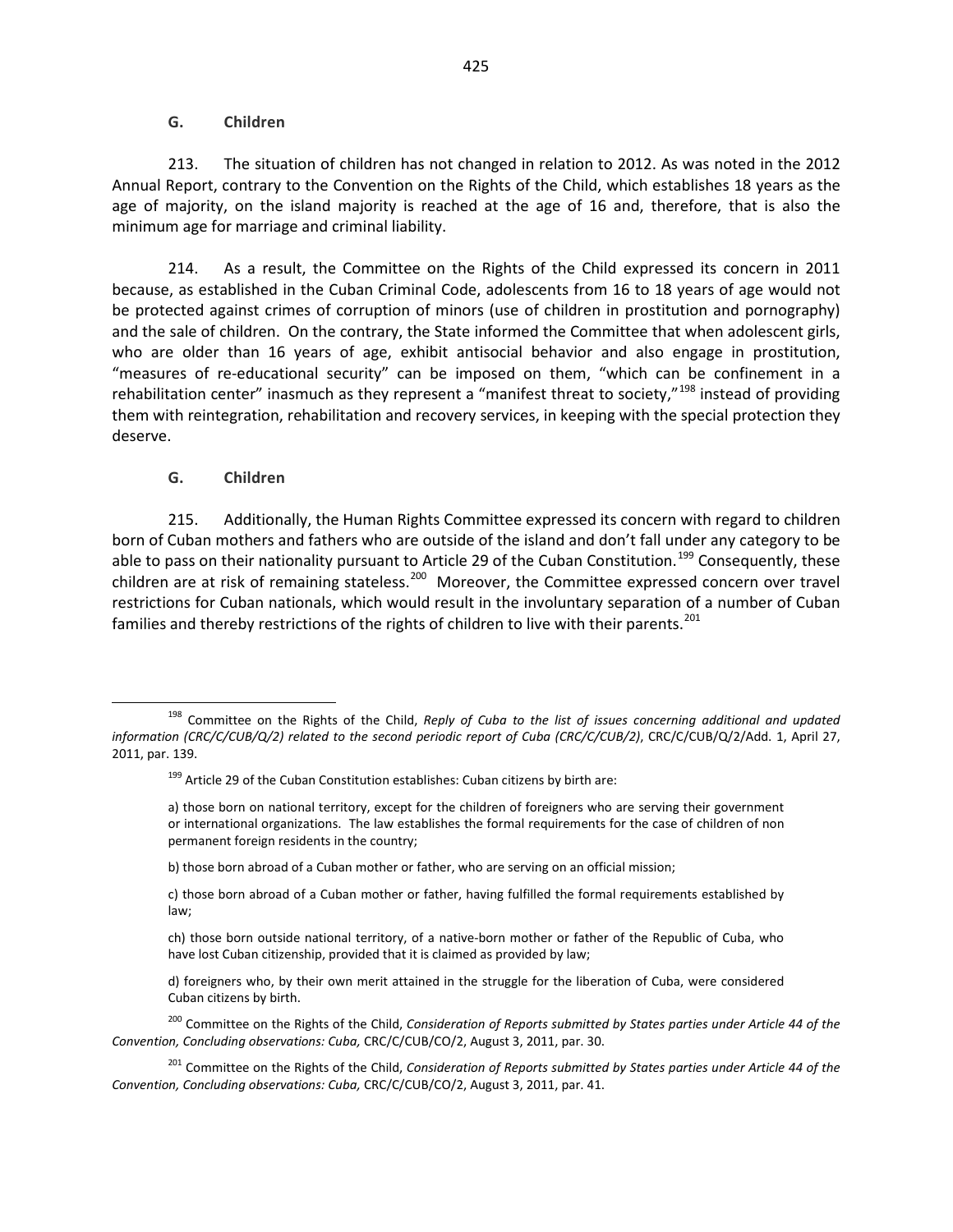## G. Children

213. The situation of children has not changed in relation to 2012. As was noted in the 2012 Annual Report, contrary to the Convention on the Rights of the Child, which establishes 18 years as the age of majority, on the island majority is reached at the age of 16 and, therefore, that is also the minimum age for marriage and criminal liability.

214. As a result, the Committee on the Rights of the Child expressed its concern in 2011 because, as established in the Cuban Criminal Code, adolescents from 16 to 18 years of age would not be protected against crimes of corruption of minors (use of children in prostitution and pornography) and the sale of children. On the contrary, the State informed the Committee that when adolescent girls, who are older than 16 years of age, exhibit antisocial behavior and also engage in prostitution, "measures of re-educational security" can be imposed on them, "which can be confinement in a rehabilitation center" inasmuch as they represent a "manifest threat to society,"[198] instead of providing them with reintegration, rehabilitation and recovery services, in keeping with the special protection they deserve.

## G. Children

215. Additionally, the Human Rights Committee expressed its concern with regard to children born of Cuban mothers and fathers who are outside of the island and don't fall under any category to be able to pass on their nationality pursuant to Article 29 of the Cuban Constitution.[199] Consequently, these children are at risk of remaining stateless.[200] Moreover, the Committee expressed concern over travel restrictions for Cuban nationals, which would result in the involuntary separation of a number of Cuban families and thereby restrictions of the rights of children to live with their parents.[201]

---

[198] Committee on the Rights of the Child, *Reply of Cuba to the list of issues concerning additional and updated information (CRC/C/CUB/Q/2) related to the second periodic report of Cuba (CRC/C/CUB/2)*, CRC/C/CUB/Q/2/Add. 1, April 27, 2011, par. 139.

[199] Article 29 of the Cuban Constitution establishes: Cuban citizens by birth are:

> a) those born on national territory, except for the children of foreigners who are serving their government or international organizations. The law establishes the formal requirements for the case of children of non permanent foreign residents in the country;
>
> b) those born abroad of a Cuban mother or father, who are serving on an official mission;
>
> c) those born abroad of a Cuban mother or father, having fulfilled the formal requirements established by law;
>
> ch) those born outside national territory, of a native-born mother or father of the Republic of Cuba, who have lost Cuban citizenship, provided that it is claimed as provided by law;
>
> d) foreigners who, by their own merit attained in the struggle for the liberation of Cuba, were considered Cuban citizens by birth.

[200] Committee on the Rights of the Child, *Consideration of Reports submitted by States parties under Article 44 of the Convention, Concluding observations: Cuba,* CRC/C/CUB/CO/2, August 3, 2011, par. 30.

[201] Committee on the Rights of the Child, *Consideration of Reports submitted by States parties under Article 44 of the Convention, Concluding observations: Cuba,* CRC/C/CUB/CO/2, August 3, 2011, par. 41.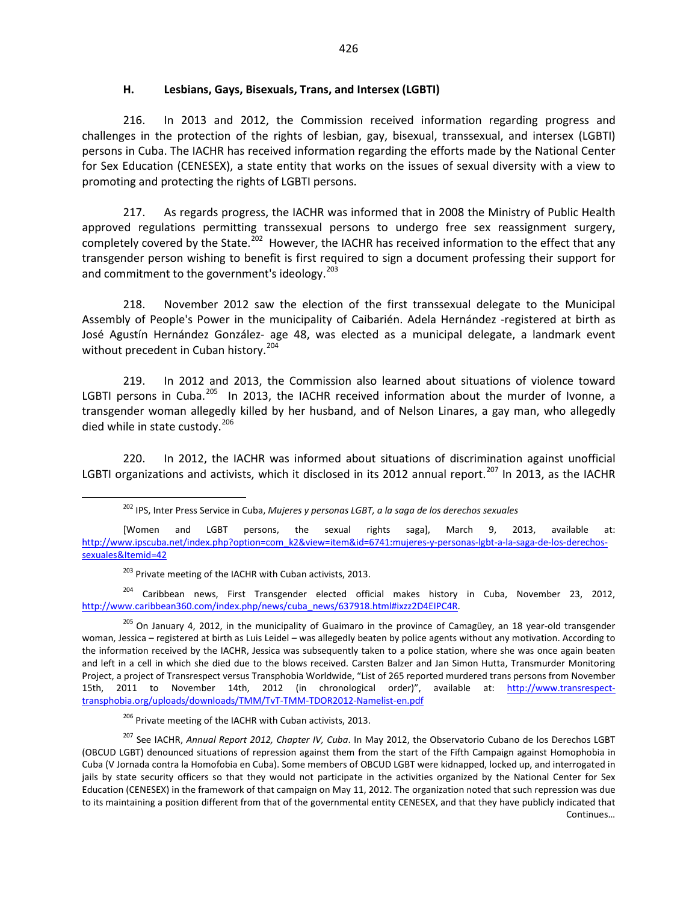### H. Lesbians, Gays, Bisexuals, Trans, and Intersex (LGBTI)

216. In 2013 and 2012, the Commission received information regarding progress and challenges in the protection of the rights of lesbian, gay, bisexual, transsexual, and intersex (LGBTI) persons in Cuba. The IACHR has received information regarding the efforts made by the National Center for Sex Education (CENESEX), a state entity that works on the issues of sexual diversity with a view to promoting and protecting the rights of LGBTI persons.

217. As regards progress, the IACHR was informed that in 2008 the Ministry of Public Health approved regulations permitting transsexual persons to undergo free sex reassignment surgery, completely covered by the State.[202] However, the IACHR has received information to the effect that any transgender person wishing to benefit is first required to sign a document professing their support for and commitment to the government's ideology.[203]

218. November 2012 saw the election of the first transsexual delegate to the Municipal Assembly of People's Power in the municipality of Caibarién. Adela Hernández -registered at birth as José Agustín Hernández González- age 48, was elected as a municipal delegate, a landmark event without precedent in Cuban history.[204]

219. In 2012 and 2013, the Commission also learned about situations of violence toward LGBTI persons in Cuba.[205] In 2013, the IACHR received information about the murder of Ivonne, a transgender woman allegedly killed by her husband, and of Nelson Linares, a gay man, who allegedly died while in state custody.[206]

220. In 2012, the IACHR was informed about situations of discrimination against unofficial LGBTI organizations and activists, which it disclosed in its 2012 annual report.[207] In 2013, as the IACHR

---

[202] IPS, Inter Press Service in Cuba, *Mujeres y personas LGBT, a la saga de los derechos sexuales* [Women and LGBT persons, the sexual rights saga], March 9, 2013, available at: http://www.ipscuba.net/index.php?option=com_k2&view=item&id=6741:mujeres-y-personas-lgbt-a-la-saga-de-los-derechos-sexuales&Itemid=42

[203] Private meeting of the IACHR with Cuban activists, 2013.

[204] Caribbean news, First Transgender elected official makes history in Cuba, November 23, 2012, http://www.caribbean360.com/index.php/news/cuba_news/637918.html#ixzz2D4EIPC4R.

[205] On January 4, 2012, in the municipality of Guaimaro in the province of Camagüey, an 18 year-old transgender woman, Jessica – registered at birth as Luis Leidel – was allegedly beaten by police agents without any motivation. According to the information received by the IACHR, Jessica was subsequently taken to a police station, where she was once again beaten and left in a cell in which she died due to the blows received. Carsten Balzer and Jan Simon Hutta, Transmurder Monitoring Project, a project of Transrespect versus Transphobia Worldwide, "List of 265 reported murdered trans persons from November 15th, 2011 to November 14th, 2012 (in chronological order)", available at: http://www.transrespect-transphobia.org/uploads/downloads/TMM/TvT-TMM-TDOR2012-Namelist-en.pdf

[206] Private meeting of the IACHR with Cuban activists, 2013.

[207] See IACHR, *Annual Report 2012, Chapter IV, Cuba*. In May 2012, the Observatorio Cubano de los Derechos LGBT (OBCUD LGBT) denounced situations of repression against them from the start of the Fifth Campaign against Homophobia in Cuba (V Jornada contra la Homofobia en Cuba). Some members of OBCUD LGBT were kidnapped, locked up, and interrogated in jails by state security officers so that they would not participate in the activities organized by the National Center for Sex Education (CENESEX) in the framework of that campaign on May 11, 2012. The organization noted that such repression was due to its maintaining a position different from that of the governmental entity CENESEX, and that they have publicly indicated that

Continues…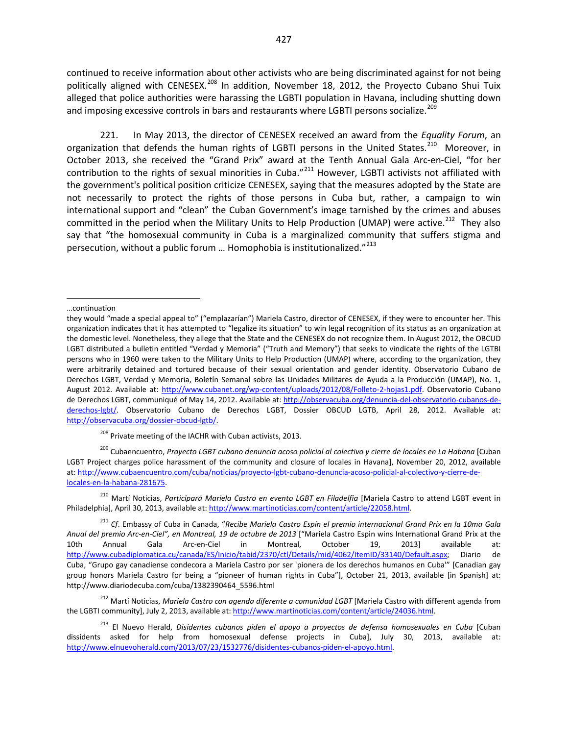continued to receive information about other activists who are being discriminated against for not being politically aligned with CENESEX.[208] In addition, November 18, 2012, the Proyecto Cubano Shui Tuix alleged that police authorities were harassing the LGBTI population in Havana, including shutting down and imposing excessive controls in bars and restaurants where LGBTI persons socialize.[209]

221. In May 2013, the director of CENESEX received an award from the *Equality Forum*, an organization that defends the human rights of LGBTI persons in the United States.[210] Moreover, in October 2013, she received the "Grand Prix" award at the Tenth Annual Gala Arc-en-Ciel, "for her contribution to the rights of sexual minorities in Cuba."[211] However, LGBTI activists not affiliated with the government's political position criticize CENESEX, saying that the measures adopted by the State are not necessarily to protect the rights of those persons in Cuba but, rather, a campaign to win international support and "clean" the Cuban Government's image tarnished by the crimes and abuses committed in the period when the Military Units to Help Production (UMAP) were active.[212] They also say that "the homosexual community in Cuba is a marginalized community that suffers stigma and persecution, without a public forum … Homophobia is institutionalized."[213]

---

…continuation

they would "made a special appeal to" ("emplazarían") Mariela Castro, director of CENESEX, if they were to encounter her. This organization indicates that it has attempted to "legalize its situation" to win legal recognition of its status as an organization at the domestic level. Nonetheless, they allege that the State and the CENESEX do not recognize them. In August 2012, the OBCUD LGBT distributed a bulletin entitled "Verdad y Memoria" ("Truth and Memory") that seeks to vindicate the rights of the LGTBI persons who in 1960 were taken to the Military Units to Help Production (UMAP) where, according to the organization, they were arbitrarily detained and tortured because of their sexual orientation and gender identity. Observatorio Cubano de Derechos LGBT, Verdad y Memoria, Boletín Semanal sobre las Unidades Militares de Ayuda a la Producción (UMAP), No. 1, August 2012. Available at: http://www.cubanet.org/wp-content/uploads/2012/08/Folleto-2-hojas1.pdf. Observatorio Cubano de Derechos LGBT, communiqué of May 14, 2012. Available at: http://observacuba.org/denuncia-del-observatorio-cubanos-de-derechos-lgbt/. Observatorio Cubano de Derechos LGBT, Dossier OBCUD LGTB, April 28, 2012. Available at: http://observacuba.org/dossier-obcud-lgtb/.

[208] Private meeting of the IACHR with Cuban activists, 2013.

[209] Cubaencuentro, *Proyecto LGBT cubano denuncia acoso policial al colectivo y cierre de locales en La Habana* [Cuban LGBT Project charges police harassment of the community and closure of locales in Havana], November 20, 2012, available at: http://www.cubaencuentro.com/cuba/noticias/proyecto-lgbt-cubano-denuncia-acoso-policial-al-colectivo-y-cierre-de-locales-en-la-habana-281675.

[210] Martí Noticias, *Participará Mariela Castro en evento LGBT en Filadelfia* [Mariela Castro to attend LGBT event in Philadelphia], April 30, 2013, available at: http://www.martinoticias.com/content/article/22058.html.

[211] *Cf*. Embassy of Cuba in Canada, "*Recibe Mariela Castro Espin el premio internacional Grand Prix en la 10ma Gala Anual del premio Arc-en-Ciel", en Montreal, 19 de octubre de 2013* ["Mariela Castro Espin wins International Grand Prix at the 10th Annual Gala Arc-en-Ciel in Montreal, October 19, 2013] available at: http://www.cubadiplomatica.cu/canada/ES/Inicio/tabid/2370/ctl/Details/mid/4062/ItemID/33140/Default.aspx; Diario de Cuba, "Grupo gay canadiense condecora a Mariela Castro por ser 'pionera de los derechos humanos en Cuba'" [Canadian gay group honors Mariela Castro for being a "pioneer of human rights in Cuba"], October 21, 2013, available [in Spanish] at: http://www.diariodecuba.com/cuba/1382390464_5596.html

[212] Martí Noticias, *Mariela Castro con agenda diferente a comunidad LGBT* [Mariela Castro with different agenda from the LGBTI community], July 2, 2013, available at: http://www.martinoticias.com/content/article/24036.html.

[213] El Nuevo Herald, *Disidentes cubanos piden el apoyo a proyectos de defensa homosexuales en Cuba* [Cuban dissidents asked for help from homosexual defense projects in Cuba], July 30, 2013, available at: http://www.elnuevoherald.com/2013/07/23/1532776/disidentes-cubanos-piden-el-apoyo.html.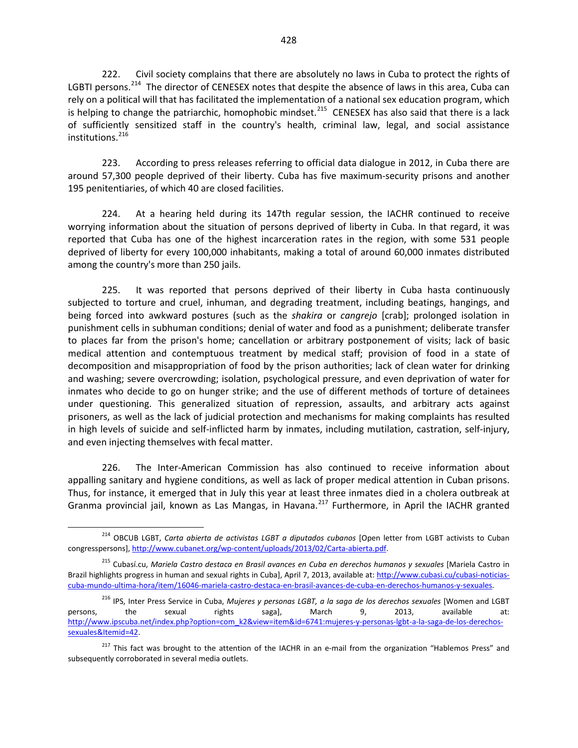222. Civil society complains that there are absolutely no laws in Cuba to protect the rights of LGBTI persons.[214] The director of CENESEX notes that despite the absence of laws in this area, Cuba can rely on a political will that has facilitated the implementation of a national sex education program, which is helping to change the patriarchic, homophobic mindset.[215] CENESEX has also said that there is a lack of sufficiently sensitized staff in the country's health, criminal law, legal, and social assistance institutions.[216]

223. According to press releases referring to official data dialogue in 2012, in Cuba there are around 57,300 people deprived of their liberty. Cuba has five maximum-security prisons and another 195 penitentiaries, of which 40 are closed facilities.

224. At a hearing held during its 147th regular session, the IACHR continued to receive worrying information about the situation of persons deprived of liberty in Cuba. In that regard, it was reported that Cuba has one of the highest incarceration rates in the region, with some 531 people deprived of liberty for every 100,000 inhabitants, making a total of around 60,000 inmates distributed among the country's more than 250 jails.

225. It was reported that persons deprived of their liberty in Cuba hasta continuously subjected to torture and cruel, inhuman, and degrading treatment, including beatings, hangings, and being forced into awkward postures (such as the *shakira* or *cangrejo* [crab]; prolonged isolation in punishment cells in subhuman conditions; denial of water and food as a punishment; deliberate transfer to places far from the prison's home; cancellation or arbitrary postponement of visits; lack of basic medical attention and contemptuous treatment by medical staff; provision of food in a state of decomposition and misappropriation of food by the prison authorities; lack of clean water for drinking and washing; severe overcrowding; isolation, psychological pressure, and even deprivation of water for inmates who decide to go on hunger strike; and the use of different methods of torture of detainees under questioning. This generalized situation of repression, assaults, and arbitrary acts against prisoners, as well as the lack of judicial protection and mechanisms for making complaints has resulted in high levels of suicide and self-inflicted harm by inmates, including mutilation, castration, self-injury, and even injecting themselves with fecal matter.

226. The Inter-American Commission has also continued to receive information about appalling sanitary and hygiene conditions, as well as lack of proper medical attention in Cuban prisons. Thus, for instance, it emerged that in July this year at least three inmates died in a cholera outbreak at Granma provincial jail, known as Las Mangas, in Havana.[217] Furthermore, in April the IACHR granted

---

[214] OBCUB LGBT, *Carta abierta de activistas LGBT a diputados cubanos* [Open letter from LGBT activists to Cuban congresspersons], http://www.cubanet.org/wp-content/uploads/2013/02/Carta-abierta.pdf.

[215] Cubasí.cu, *Mariela Castro destaca en Brasil avances en Cuba en derechos humanos y sexuales* [Mariela Castro in Brazil highlights progress in human and sexual rights in Cuba], April 7, 2013, available at: http://www.cubasi.cu/cubasi-noticias-cuba-mundo-ultima-hora/item/16046-mariela-castro-destaca-en-brasil-avances-de-cuba-en-derechos-humanos-y-sexuales.

[216] IPS, Inter Press Service in Cuba, *Mujeres y personas LGBT, a la saga de los derechos sexuales* [Women and LGBT persons, the sexual rights saga], March 9, 2013, available at: http://www.ipscuba.net/index.php?option=com_k2&view=item&id=6741:mujeres-y-personas-lgbt-a-la-saga-de-los-derechos-sexuales&Itemid=42.

[217] This fact was brought to the attention of the IACHR in an e-mail from the organization "Hablemos Press" and subsequently corroborated in several media outlets.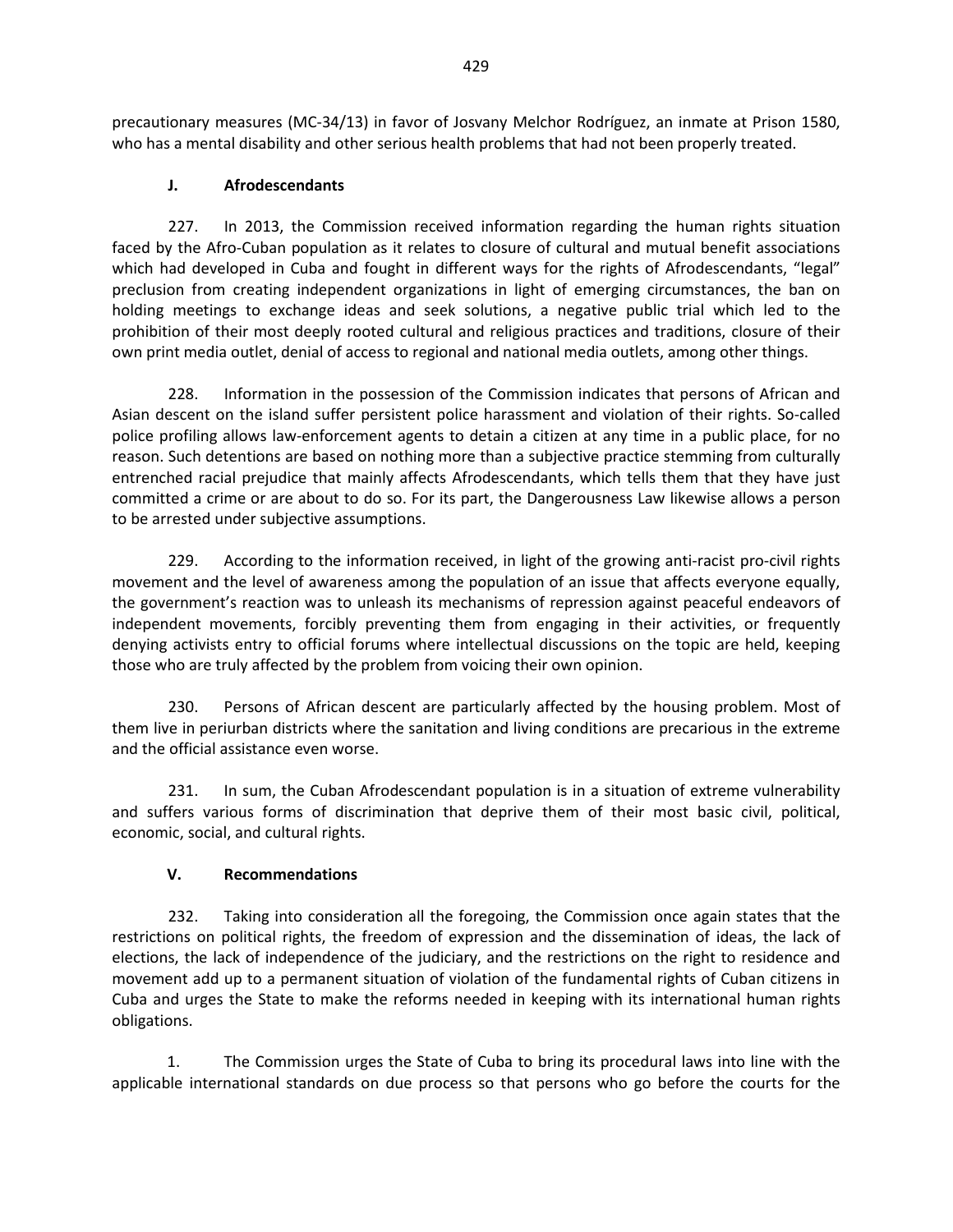precautionary measures (MC-34/13) in favor of Josvany Melchor Rodríguez, an inmate at Prison 1580, who has a mental disability and other serious health problems that had not been properly treated.

### J. Afrodescendants

227. In 2013, the Commission received information regarding the human rights situation faced by the Afro-Cuban population as it relates to closure of cultural and mutual benefit associations which had developed in Cuba and fought in different ways for the rights of Afrodescendants, "legal" preclusion from creating independent organizations in light of emerging circumstances, the ban on holding meetings to exchange ideas and seek solutions, a negative public trial which led to the prohibition of their most deeply rooted cultural and religious practices and traditions, closure of their own print media outlet, denial of access to regional and national media outlets, among other things.

228. Information in the possession of the Commission indicates that persons of African and Asian descent on the island suffer persistent police harassment and violation of their rights. So-called police profiling allows law-enforcement agents to detain a citizen at any time in a public place, for no reason. Such detentions are based on nothing more than a subjective practice stemming from culturally entrenched racial prejudice that mainly affects Afrodescendants, which tells them that they have just committed a crime or are about to do so. For its part, the Dangerousness Law likewise allows a person to be arrested under subjective assumptions.

229. According to the information received, in light of the growing anti-racist pro-civil rights movement and the level of awareness among the population of an issue that affects everyone equally, the government's reaction was to unleash its mechanisms of repression against peaceful endeavors of independent movements, forcibly preventing them from engaging in their activities, or frequently denying activists entry to official forums where intellectual discussions on the topic are held, keeping those who are truly affected by the problem from voicing their own opinion.

230. Persons of African descent are particularly affected by the housing problem. Most of them live in periurban districts where the sanitation and living conditions are precarious in the extreme and the official assistance even worse.

231. In sum, the Cuban Afrodescendant population is in a situation of extreme vulnerability and suffers various forms of discrimination that deprive them of their most basic civil, political, economic, social, and cultural rights.

## V. Recommendations

232. Taking into consideration all the foregoing, the Commission once again states that the restrictions on political rights, the freedom of expression and the dissemination of ideas, the lack of elections, the lack of independence of the judiciary, and the restrictions on the right to residence and movement add up to a permanent situation of violation of the fundamental rights of Cuban citizens in Cuba and urges the State to make the reforms needed in keeping with its international human rights obligations.

1. The Commission urges the State of Cuba to bring its procedural laws into line with the applicable international standards on due process so that persons who go before the courts for the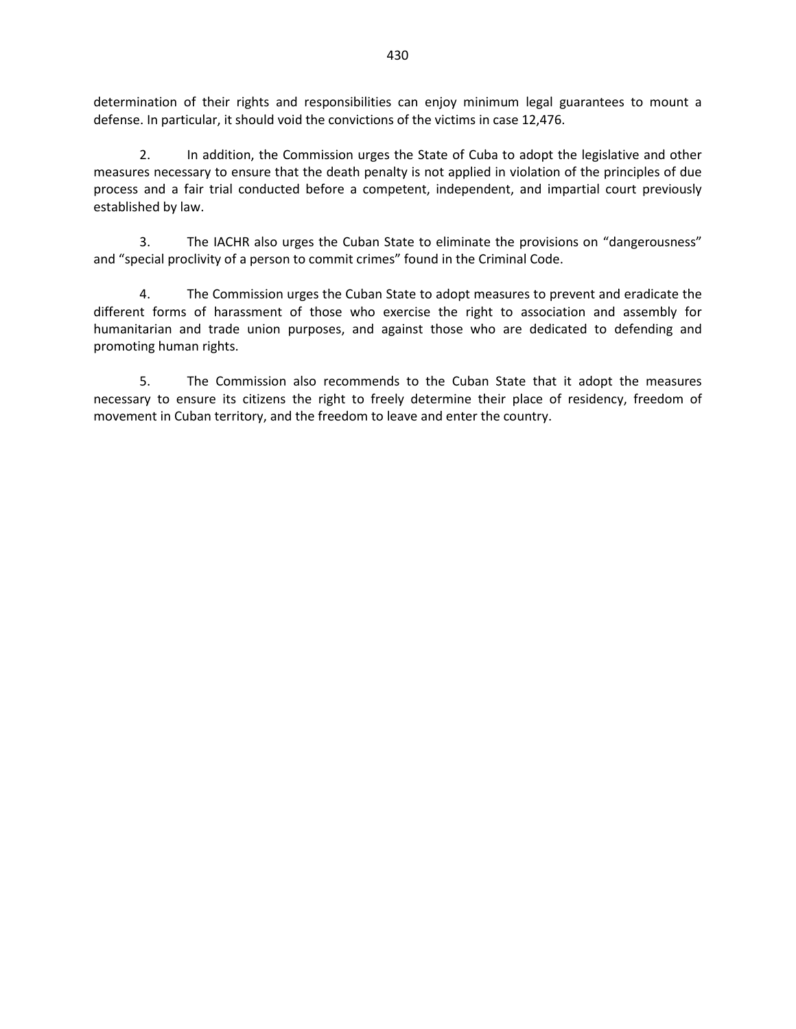determination of their rights and responsibilities can enjoy minimum legal guarantees to mount a defense. In particular, it should void the convictions of the victims in case 12,476.

2. In addition, the Commission urges the State of Cuba to adopt the legislative and other measures necessary to ensure that the death penalty is not applied in violation of the principles of due process and a fair trial conducted before a competent, independent, and impartial court previously established by law.

3. The IACHR also urges the Cuban State to eliminate the provisions on "dangerousness" and "special proclivity of a person to commit crimes" found in the Criminal Code.

4. The Commission urges the Cuban State to adopt measures to prevent and eradicate the different forms of harassment of those who exercise the right to association and assembly for humanitarian and trade union purposes, and against those who are dedicated to defending and promoting human rights.

5. The Commission also recommends to the Cuban State that it adopt the measures necessary to ensure its citizens the right to freely determine their place of residency, freedom of movement in Cuban territory, and the freedom to leave and enter the country.